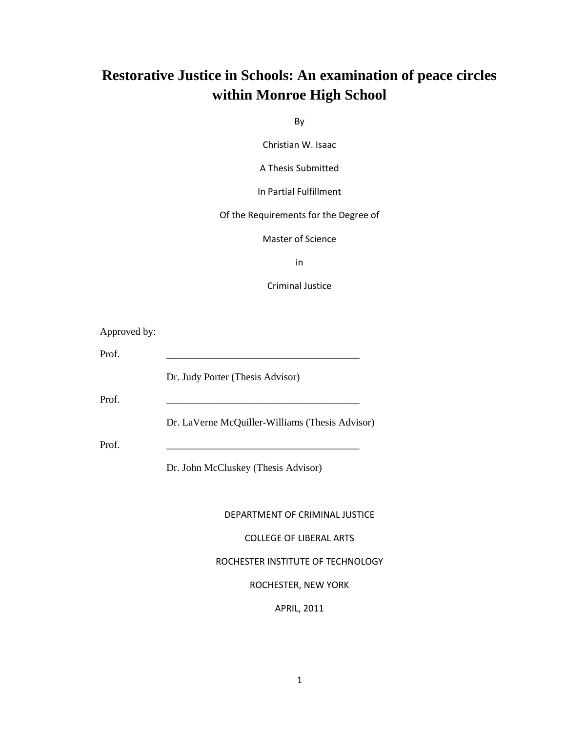# Restorative Justice in Schools: An examination of peace circles within Monroe High School

By

Christian W. Isaac

A Thesis Submitted

In Partial Fulfillment

Of the Requirements for the Degree of

Master of Science

in

Criminal Justice

Approved by:

Prof. ______________________________________

Dr. Judy Porter (Thesis Advisor)

Prof. ______________________________________

Dr. LaVerne McQuiller-Williams (Thesis Advisor)

Prof. ______________________________________

Dr. John McCluskey (Thesis Advisor)

DEPARTMENT OF CRIMINAL JUSTICE

COLLEGE OF LIBERAL ARTS

ROCHESTER INSTITUTE OF TECHNOLOGY

ROCHESTER, NEW YORK

APRIL, 2011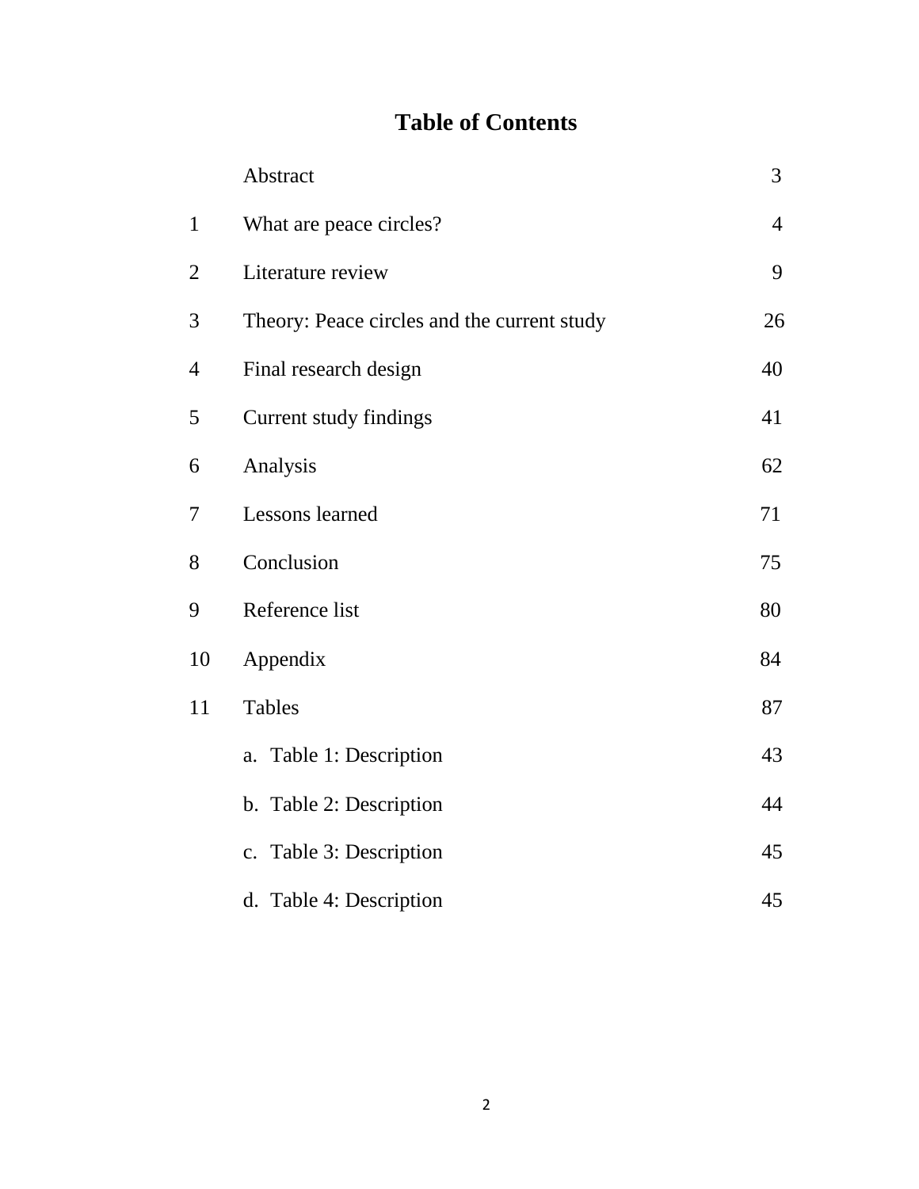# Table of Contents

| | | |
|---|---|---|
| | Abstract | 3 |
| 1 | What are peace circles? | 4 |
| 2 | Literature review | 9 |
| 3 | Theory: Peace circles and the current study | 26 |
| 4 | Final research design | 40 |
| 5 | Current study findings | 41 |
| 6 | Analysis | 62 |
| 7 | Lessons learned | 71 |
| 8 | Conclusion | 75 |
| 9 | Reference list | 80 |
| 10 | Appendix | 84 |
| 11 | Tables | 87 |
| | a. Table 1: Description | 43 |
| | b. Table 2: Description | 44 |
| | c. Table 3: Description | 45 |
| | d. Table 4: Description | 45 |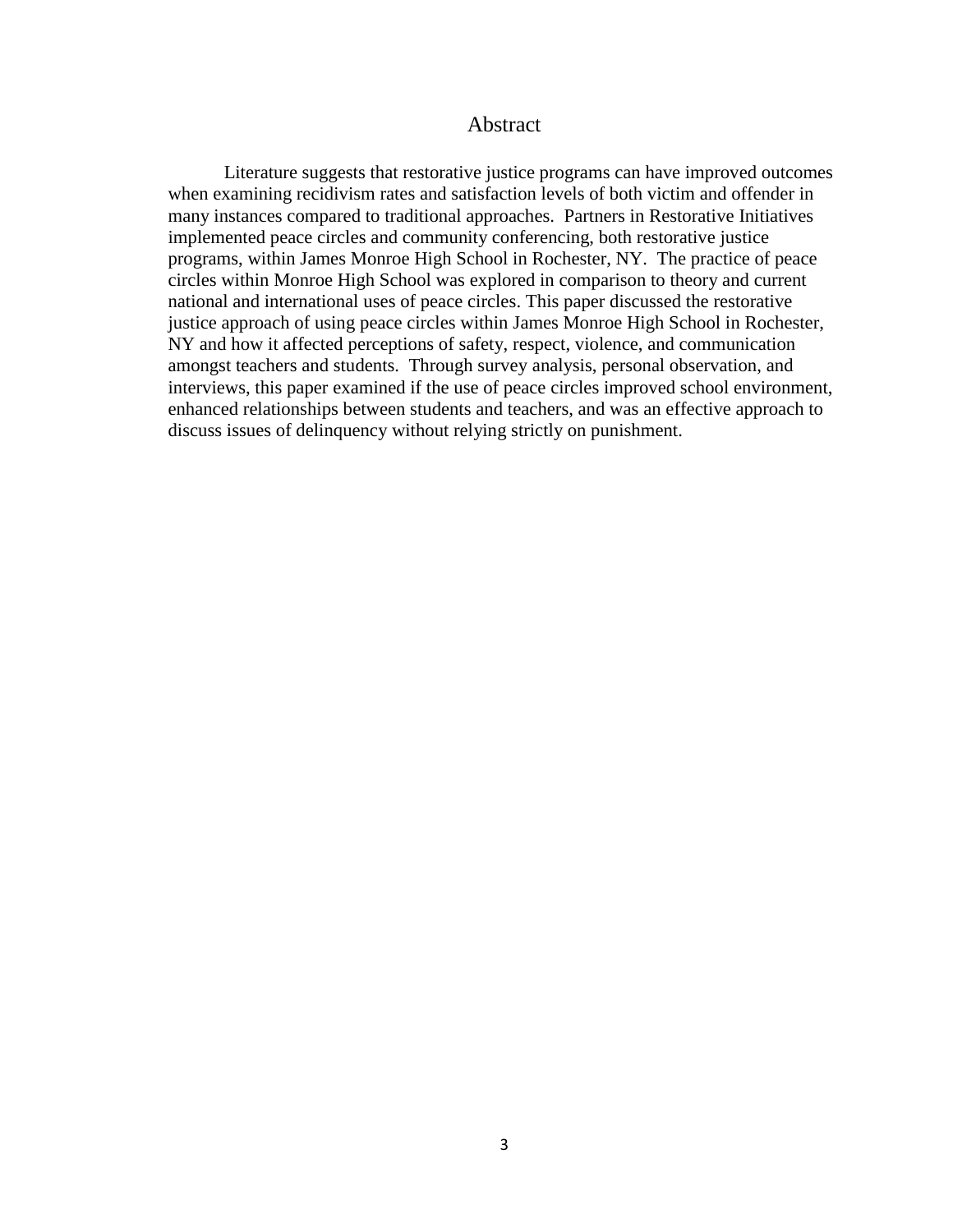# Abstract

Literature suggests that restorative justice programs can have improved outcomes when examining recidivism rates and satisfaction levels of both victim and offender in many instances compared to traditional approaches. Partners in Restorative Initiatives implemented peace circles and community conferencing, both restorative justice programs, within James Monroe High School in Rochester, NY. The practice of peace circles within Monroe High School was explored in comparison to theory and current national and international uses of peace circles. This paper discussed the restorative justice approach of using peace circles within James Monroe High School in Rochester, NY and how it affected perceptions of safety, respect, violence, and communication amongst teachers and students. Through survey analysis, personal observation, and interviews, this paper examined if the use of peace circles improved school environment, enhanced relationships between students and teachers, and was an effective approach to discuss issues of delinquency without relying strictly on punishment.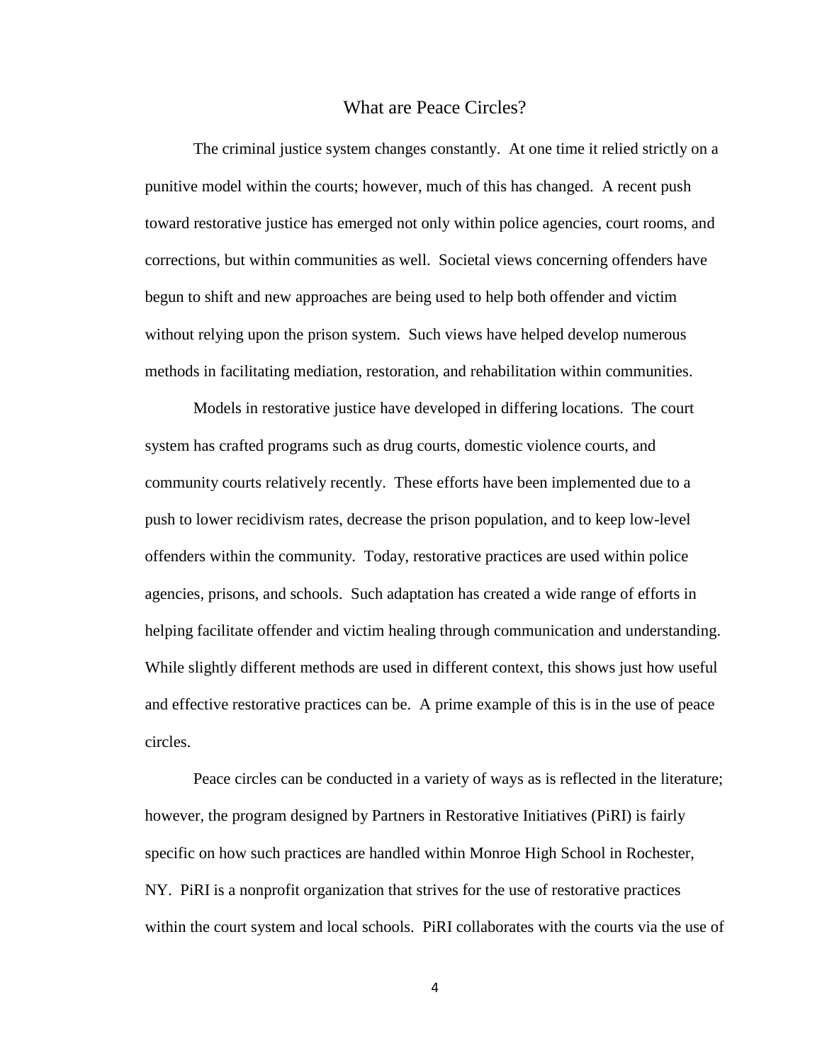# What are Peace Circles?

The criminal justice system changes constantly. At one time it relied strictly on a punitive model within the courts; however, much of this has changed. A recent push toward restorative justice has emerged not only within police agencies, court rooms, and corrections, but within communities as well. Societal views concerning offenders have begun to shift and new approaches are being used to help both offender and victim without relying upon the prison system. Such views have helped develop numerous methods in facilitating mediation, restoration, and rehabilitation within communities.

Models in restorative justice have developed in differing locations. The court system has crafted programs such as drug courts, domestic violence courts, and community courts relatively recently. These efforts have been implemented due to a push to lower recidivism rates, decrease the prison population, and to keep low-level offenders within the community. Today, restorative practices are used within police agencies, prisons, and schools. Such adaptation has created a wide range of efforts in helping facilitate offender and victim healing through communication and understanding. While slightly different methods are used in different context, this shows just how useful and effective restorative practices can be. A prime example of this is in the use of peace circles.

Peace circles can be conducted in a variety of ways as is reflected in the literature; however, the program designed by Partners in Restorative Initiatives (PiRI) is fairly specific on how such practices are handled within Monroe High School in Rochester, NY. PiRI is a nonprofit organization that strives for the use of restorative practices within the court system and local schools. PiRI collaborates with the courts via the use of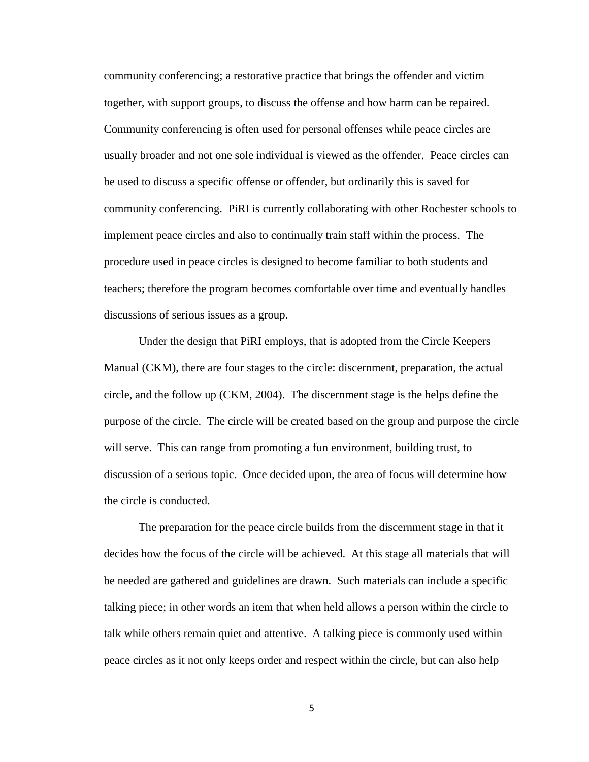community conferencing; a restorative practice that brings the offender and victim together, with support groups, to discuss the offense and how harm can be repaired. Community conferencing is often used for personal offenses while peace circles are usually broader and not one sole individual is viewed as the offender. Peace circles can be used to discuss a specific offense or offender, but ordinarily this is saved for community conferencing. PiRI is currently collaborating with other Rochester schools to implement peace circles and also to continually train staff within the process. The procedure used in peace circles is designed to become familiar to both students and teachers; therefore the program becomes comfortable over time and eventually handles discussions of serious issues as a group.

Under the design that PiRI employs, that is adopted from the Circle Keepers Manual (CKM), there are four stages to the circle: discernment, preparation, the actual circle, and the follow up (CKM, 2004). The discernment stage is the helps define the purpose of the circle. The circle will be created based on the group and purpose the circle will serve. This can range from promoting a fun environment, building trust, to discussion of a serious topic. Once decided upon, the area of focus will determine how the circle is conducted.

The preparation for the peace circle builds from the discernment stage in that it decides how the focus of the circle will be achieved. At this stage all materials that will be needed are gathered and guidelines are drawn. Such materials can include a specific talking piece; in other words an item that when held allows a person within the circle to talk while others remain quiet and attentive. A talking piece is commonly used within peace circles as it not only keeps order and respect within the circle, but can also help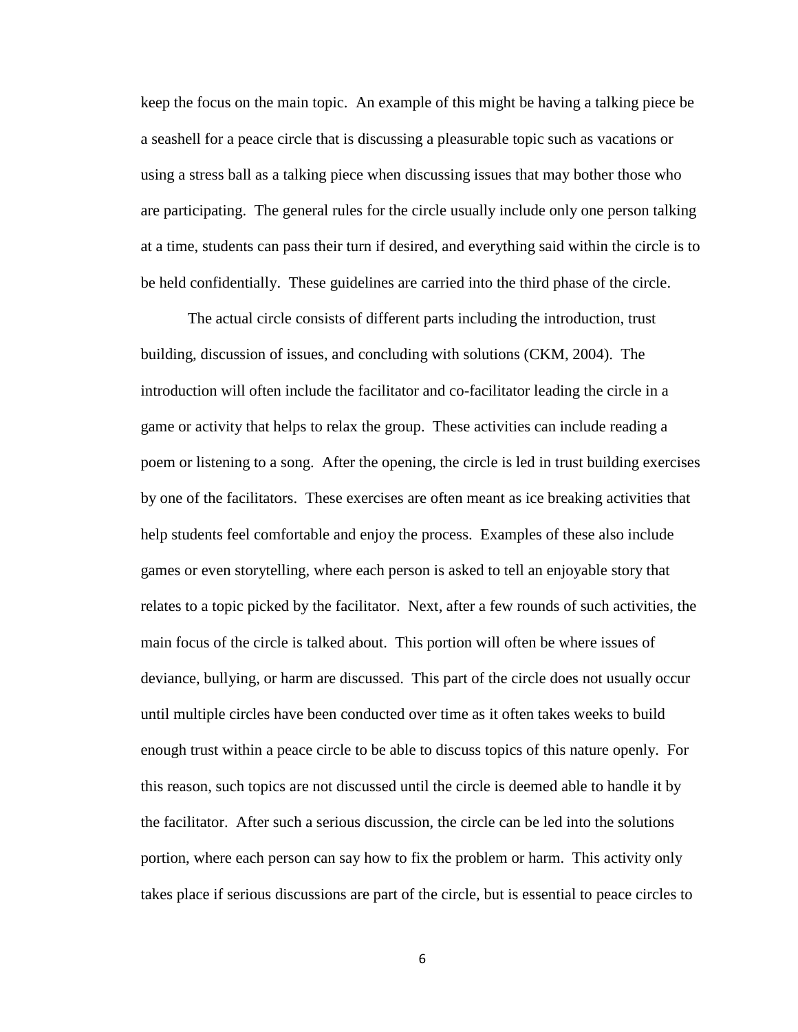keep the focus on the main topic. An example of this might be having a talking piece be a seashell for a peace circle that is discussing a pleasurable topic such as vacations or using a stress ball as a talking piece when discussing issues that may bother those who are participating. The general rules for the circle usually include only one person talking at a time, students can pass their turn if desired, and everything said within the circle is to be held confidentially. These guidelines are carried into the third phase of the circle.

The actual circle consists of different parts including the introduction, trust building, discussion of issues, and concluding with solutions (CKM, 2004). The introduction will often include the facilitator and co-facilitator leading the circle in a game or activity that helps to relax the group. These activities can include reading a poem or listening to a song. After the opening, the circle is led in trust building exercises by one of the facilitators. These exercises are often meant as ice breaking activities that help students feel comfortable and enjoy the process. Examples of these also include games or even storytelling, where each person is asked to tell an enjoyable story that relates to a topic picked by the facilitator. Next, after a few rounds of such activities, the main focus of the circle is talked about. This portion will often be where issues of deviance, bullying, or harm are discussed. This part of the circle does not usually occur until multiple circles have been conducted over time as it often takes weeks to build enough trust within a peace circle to be able to discuss topics of this nature openly. For this reason, such topics are not discussed until the circle is deemed able to handle it by the facilitator. After such a serious discussion, the circle can be led into the solutions portion, where each person can say how to fix the problem or harm. This activity only takes place if serious discussions are part of the circle, but is essential to peace circles to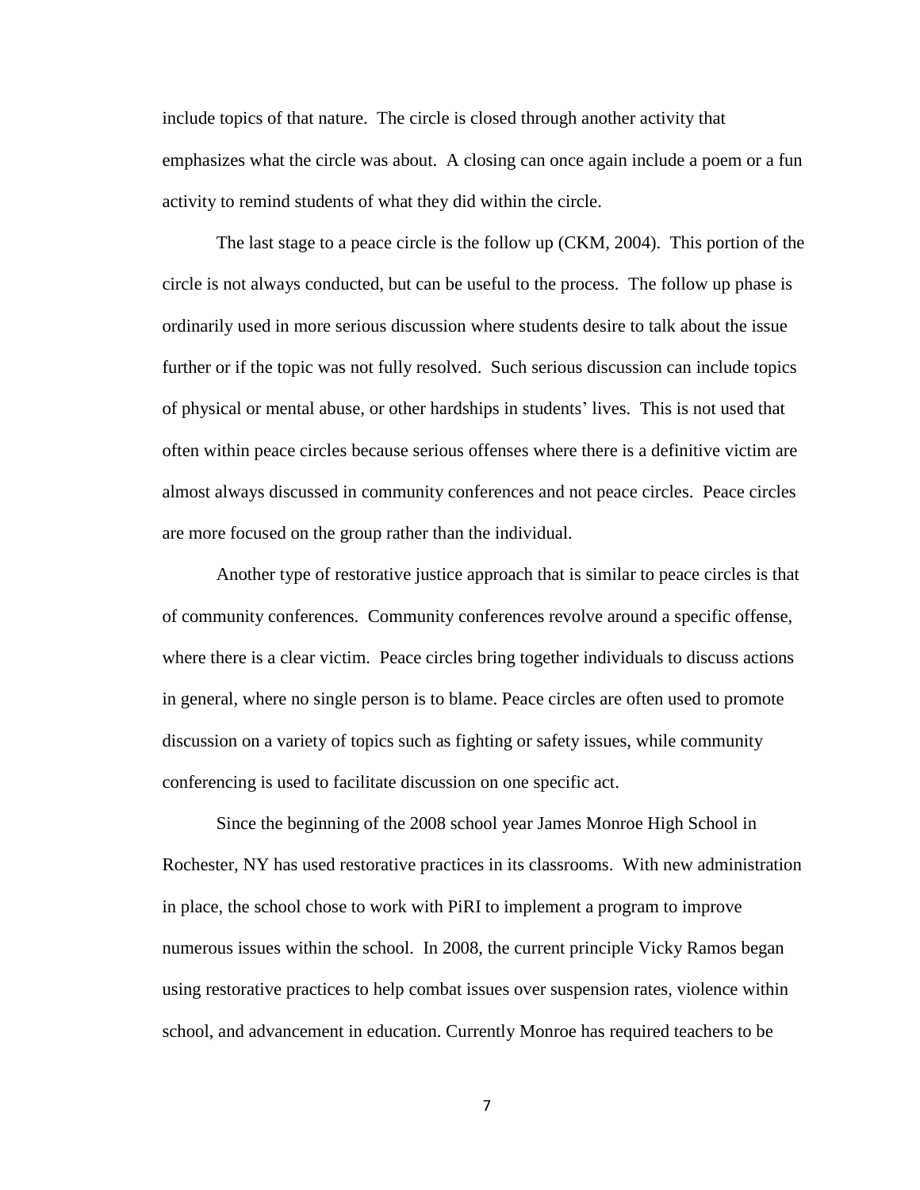include topics of that nature. The circle is closed through another activity that emphasizes what the circle was about. A closing can once again include a poem or a fun activity to remind students of what they did within the circle.

The last stage to a peace circle is the follow up (CKM, 2004). This portion of the circle is not always conducted, but can be useful to the process. The follow up phase is ordinarily used in more serious discussion where students desire to talk about the issue further or if the topic was not fully resolved. Such serious discussion can include topics of physical or mental abuse, or other hardships in students' lives. This is not used that often within peace circles because serious offenses where there is a definitive victim are almost always discussed in community conferences and not peace circles. Peace circles are more focused on the group rather than the individual.

Another type of restorative justice approach that is similar to peace circles is that of community conferences. Community conferences revolve around a specific offense, where there is a clear victim. Peace circles bring together individuals to discuss actions in general, where no single person is to blame. Peace circles are often used to promote discussion on a variety of topics such as fighting or safety issues, while community conferencing is used to facilitate discussion on one specific act.

Since the beginning of the 2008 school year James Monroe High School in Rochester, NY has used restorative practices in its classrooms. With new administration in place, the school chose to work with PiRI to implement a program to improve numerous issues within the school. In 2008, the current principle Vicky Ramos began using restorative practices to help combat issues over suspension rates, violence within school, and advancement in education. Currently Monroe has required teachers to be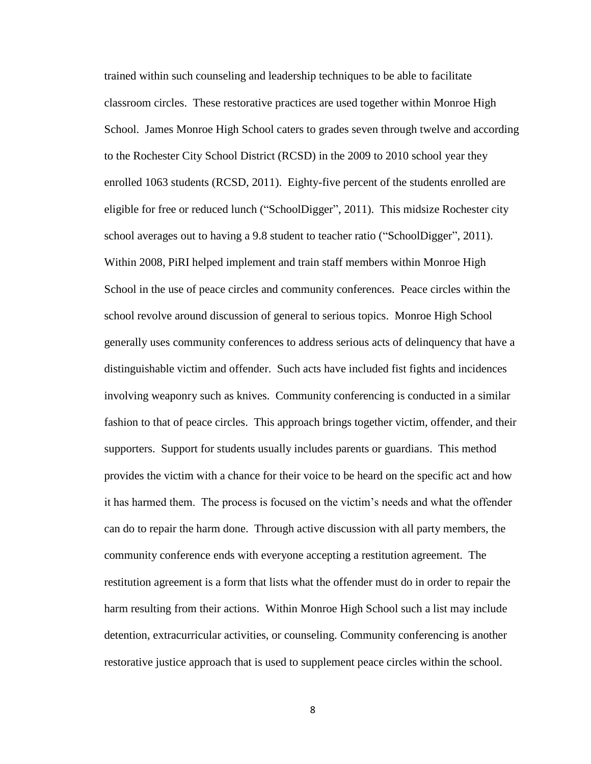trained within such counseling and leadership techniques to be able to facilitate classroom circles. These restorative practices are used together within Monroe High School. James Monroe High School caters to grades seven through twelve and according to the Rochester City School District (RCSD) in the 2009 to 2010 school year they enrolled 1063 students (RCSD, 2011). Eighty-five percent of the students enrolled are eligible for free or reduced lunch ("SchoolDigger", 2011). This midsize Rochester city school averages out to having a 9.8 student to teacher ratio ("SchoolDigger", 2011). Within 2008, PiRI helped implement and train staff members within Monroe High School in the use of peace circles and community conferences. Peace circles within the school revolve around discussion of general to serious topics. Monroe High School generally uses community conferences to address serious acts of delinquency that have a distinguishable victim and offender. Such acts have included fist fights and incidences involving weaponry such as knives. Community conferencing is conducted in a similar fashion to that of peace circles. This approach brings together victim, offender, and their supporters. Support for students usually includes parents or guardians. This method provides the victim with a chance for their voice to be heard on the specific act and how it has harmed them. The process is focused on the victim's needs and what the offender can do to repair the harm done. Through active discussion with all party members, the community conference ends with everyone accepting a restitution agreement. The restitution agreement is a form that lists what the offender must do in order to repair the harm resulting from their actions. Within Monroe High School such a list may include detention, extracurricular activities, or counseling. Community conferencing is another restorative justice approach that is used to supplement peace circles within the school.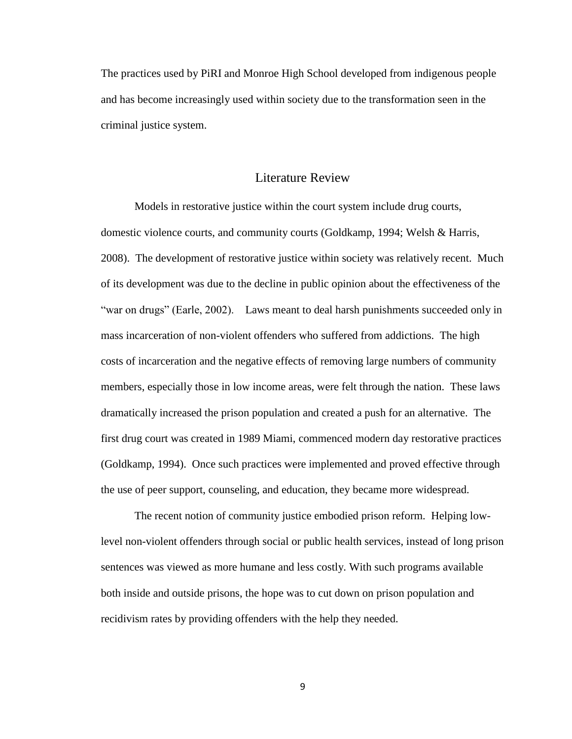The practices used by PiRI and Monroe High School developed from indigenous people and has become increasingly used within society due to the transformation seen in the criminal justice system.

## Literature Review

Models in restorative justice within the court system include drug courts, domestic violence courts, and community courts (Goldkamp, 1994; Welsh & Harris, 2008). The development of restorative justice within society was relatively recent. Much of its development was due to the decline in public opinion about the effectiveness of the "war on drugs" (Earle, 2002). Laws meant to deal harsh punishments succeeded only in mass incarceration of non-violent offenders who suffered from addictions. The high costs of incarceration and the negative effects of removing large numbers of community members, especially those in low income areas, were felt through the nation. These laws dramatically increased the prison population and created a push for an alternative. The first drug court was created in 1989 Miami, commenced modern day restorative practices (Goldkamp, 1994). Once such practices were implemented and proved effective through the use of peer support, counseling, and education, they became more widespread.

The recent notion of community justice embodied prison reform. Helping low-level non-violent offenders through social or public health services, instead of long prison sentences was viewed as more humane and less costly. With such programs available both inside and outside prisons, the hope was to cut down on prison population and recidivism rates by providing offenders with the help they needed.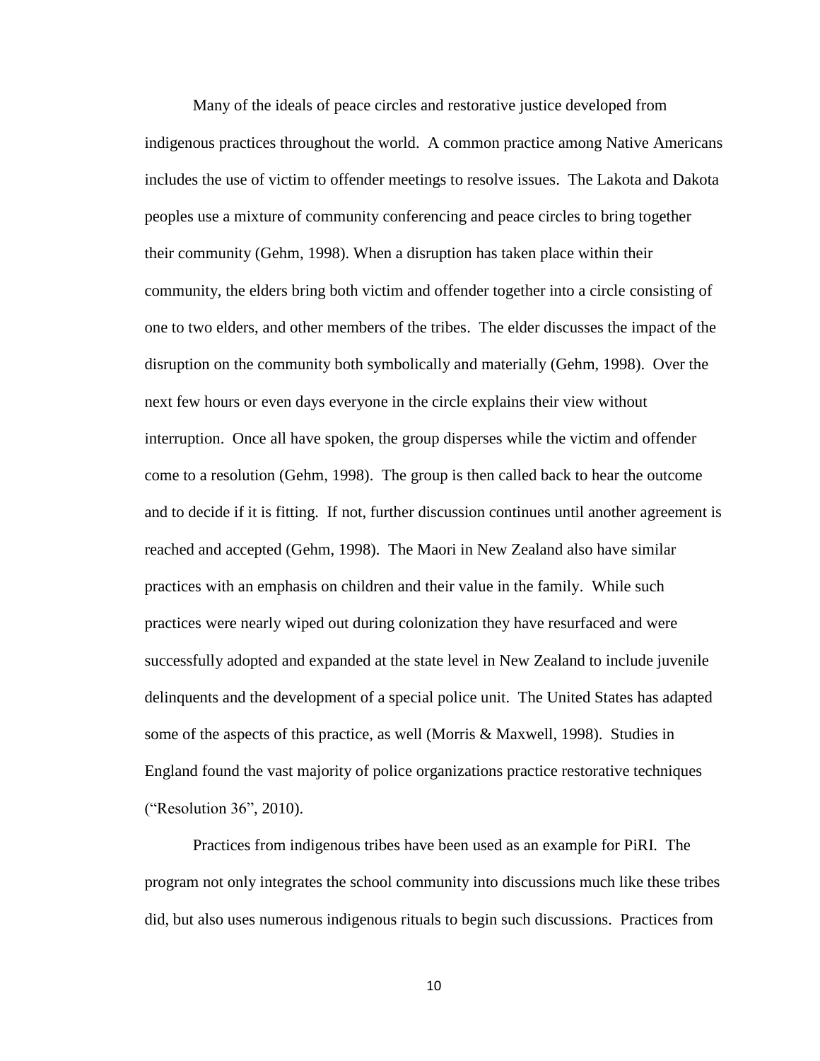Many of the ideals of peace circles and restorative justice developed from indigenous practices throughout the world. A common practice among Native Americans includes the use of victim to offender meetings to resolve issues. The Lakota and Dakota peoples use a mixture of community conferencing and peace circles to bring together their community (Gehm, 1998). When a disruption has taken place within their community, the elders bring both victim and offender together into a circle consisting of one to two elders, and other members of the tribes. The elder discusses the impact of the disruption on the community both symbolically and materially (Gehm, 1998). Over the next few hours or even days everyone in the circle explains their view without interruption. Once all have spoken, the group disperses while the victim and offender come to a resolution (Gehm, 1998). The group is then called back to hear the outcome and to decide if it is fitting. If not, further discussion continues until another agreement is reached and accepted (Gehm, 1998). The Maori in New Zealand also have similar practices with an emphasis on children and their value in the family. While such practices were nearly wiped out during colonization they have resurfaced and were successfully adopted and expanded at the state level in New Zealand to include juvenile delinquents and the development of a special police unit. The United States has adapted some of the aspects of this practice, as well (Morris & Maxwell, 1998). Studies in England found the vast majority of police organizations practice restorative techniques ("Resolution 36", 2010).

Practices from indigenous tribes have been used as an example for PiRI. The program not only integrates the school community into discussions much like these tribes did, but also uses numerous indigenous rituals to begin such discussions. Practices from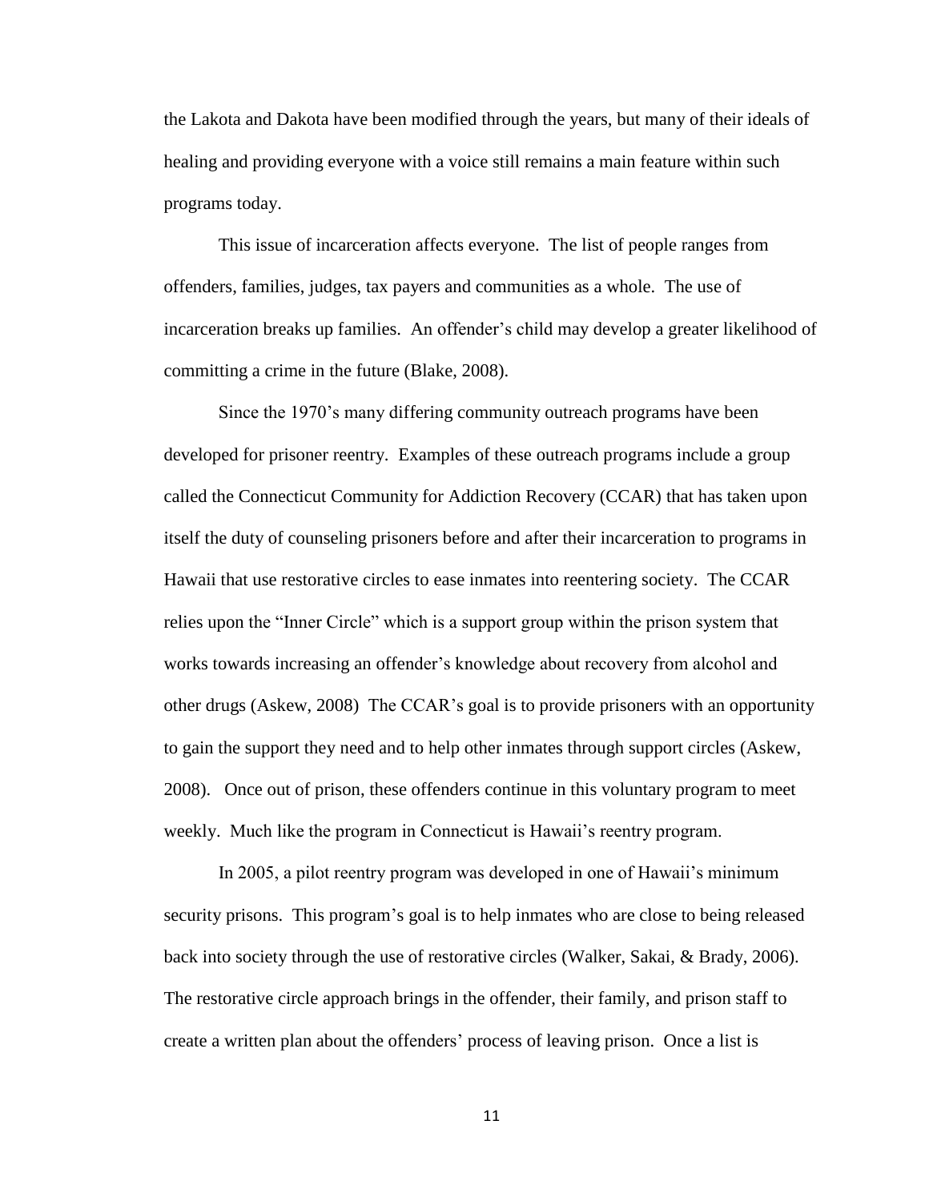the Lakota and Dakota have been modified through the years, but many of their ideals of healing and providing everyone with a voice still remains a main feature within such programs today.

This issue of incarceration affects everyone. The list of people ranges from offenders, families, judges, tax payers and communities as a whole. The use of incarceration breaks up families. An offender's child may develop a greater likelihood of committing a crime in the future (Blake, 2008).

Since the 1970's many differing community outreach programs have been developed for prisoner reentry. Examples of these outreach programs include a group called the Connecticut Community for Addiction Recovery (CCAR) that has taken upon itself the duty of counseling prisoners before and after their incarceration to programs in Hawaii that use restorative circles to ease inmates into reentering society. The CCAR relies upon the "Inner Circle" which is a support group within the prison system that works towards increasing an offender's knowledge about recovery from alcohol and other drugs (Askew, 2008) The CCAR's goal is to provide prisoners with an opportunity to gain the support they need and to help other inmates through support circles (Askew, 2008). Once out of prison, these offenders continue in this voluntary program to meet weekly. Much like the program in Connecticut is Hawaii's reentry program.

In 2005, a pilot reentry program was developed in one of Hawaii's minimum security prisons. This program's goal is to help inmates who are close to being released back into society through the use of restorative circles (Walker, Sakai, & Brady, 2006). The restorative circle approach brings in the offender, their family, and prison staff to create a written plan about the offenders' process of leaving prison. Once a list is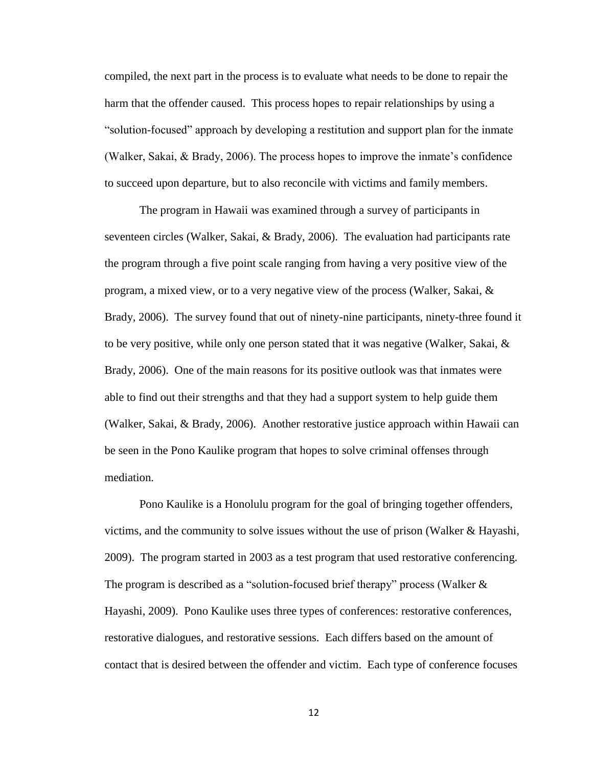compiled, the next part in the process is to evaluate what needs to be done to repair the harm that the offender caused. This process hopes to repair relationships by using a "solution-focused" approach by developing a restitution and support plan for the inmate (Walker, Sakai, & Brady, 2006). The process hopes to improve the inmate's confidence to succeed upon departure, but to also reconcile with victims and family members.

The program in Hawaii was examined through a survey of participants in seventeen circles (Walker, Sakai, & Brady, 2006). The evaluation had participants rate the program through a five point scale ranging from having a very positive view of the program, a mixed view, or to a very negative view of the process (Walker, Sakai, & Brady, 2006). The survey found that out of ninety-nine participants, ninety-three found it to be very positive, while only one person stated that it was negative (Walker, Sakai, & Brady, 2006). One of the main reasons for its positive outlook was that inmates were able to find out their strengths and that they had a support system to help guide them (Walker, Sakai, & Brady, 2006). Another restorative justice approach within Hawaii can be seen in the Pono Kaulike program that hopes to solve criminal offenses through mediation.

Pono Kaulike is a Honolulu program for the goal of bringing together offenders, victims, and the community to solve issues without the use of prison (Walker & Hayashi, 2009). The program started in 2003 as a test program that used restorative conferencing. The program is described as a "solution-focused brief therapy" process (Walker & Hayashi, 2009). Pono Kaulike uses three types of conferences: restorative conferences, restorative dialogues, and restorative sessions. Each differs based on the amount of contact that is desired between the offender and victim. Each type of conference focuses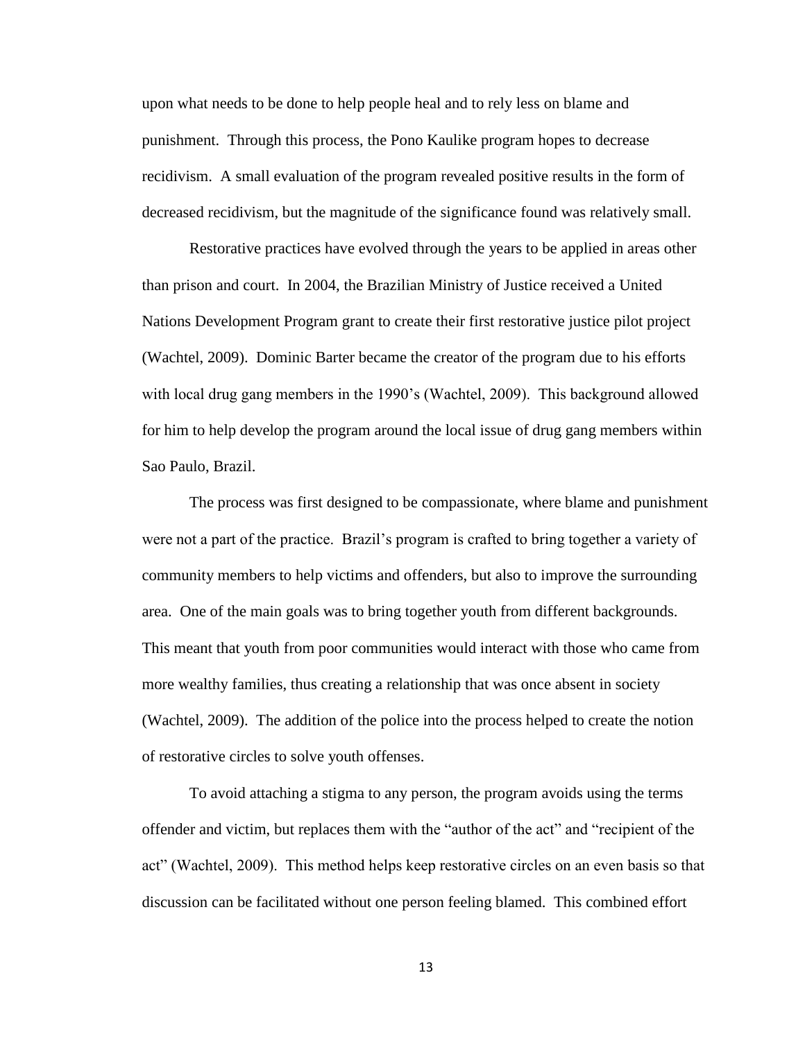upon what needs to be done to help people heal and to rely less on blame and punishment. Through this process, the Pono Kaulike program hopes to decrease recidivism. A small evaluation of the program revealed positive results in the form of decreased recidivism, but the magnitude of the significance found was relatively small.

Restorative practices have evolved through the years to be applied in areas other than prison and court. In 2004, the Brazilian Ministry of Justice received a United Nations Development Program grant to create their first restorative justice pilot project (Wachtel, 2009). Dominic Barter became the creator of the program due to his efforts with local drug gang members in the 1990's (Wachtel, 2009). This background allowed for him to help develop the program around the local issue of drug gang members within Sao Paulo, Brazil.

The process was first designed to be compassionate, where blame and punishment were not a part of the practice. Brazil's program is crafted to bring together a variety of community members to help victims and offenders, but also to improve the surrounding area. One of the main goals was to bring together youth from different backgrounds. This meant that youth from poor communities would interact with those who came from more wealthy families, thus creating a relationship that was once absent in society (Wachtel, 2009). The addition of the police into the process helped to create the notion of restorative circles to solve youth offenses.

To avoid attaching a stigma to any person, the program avoids using the terms offender and victim, but replaces them with the "author of the act" and "recipient of the act" (Wachtel, 2009). This method helps keep restorative circles on an even basis so that discussion can be facilitated without one person feeling blamed. This combined effort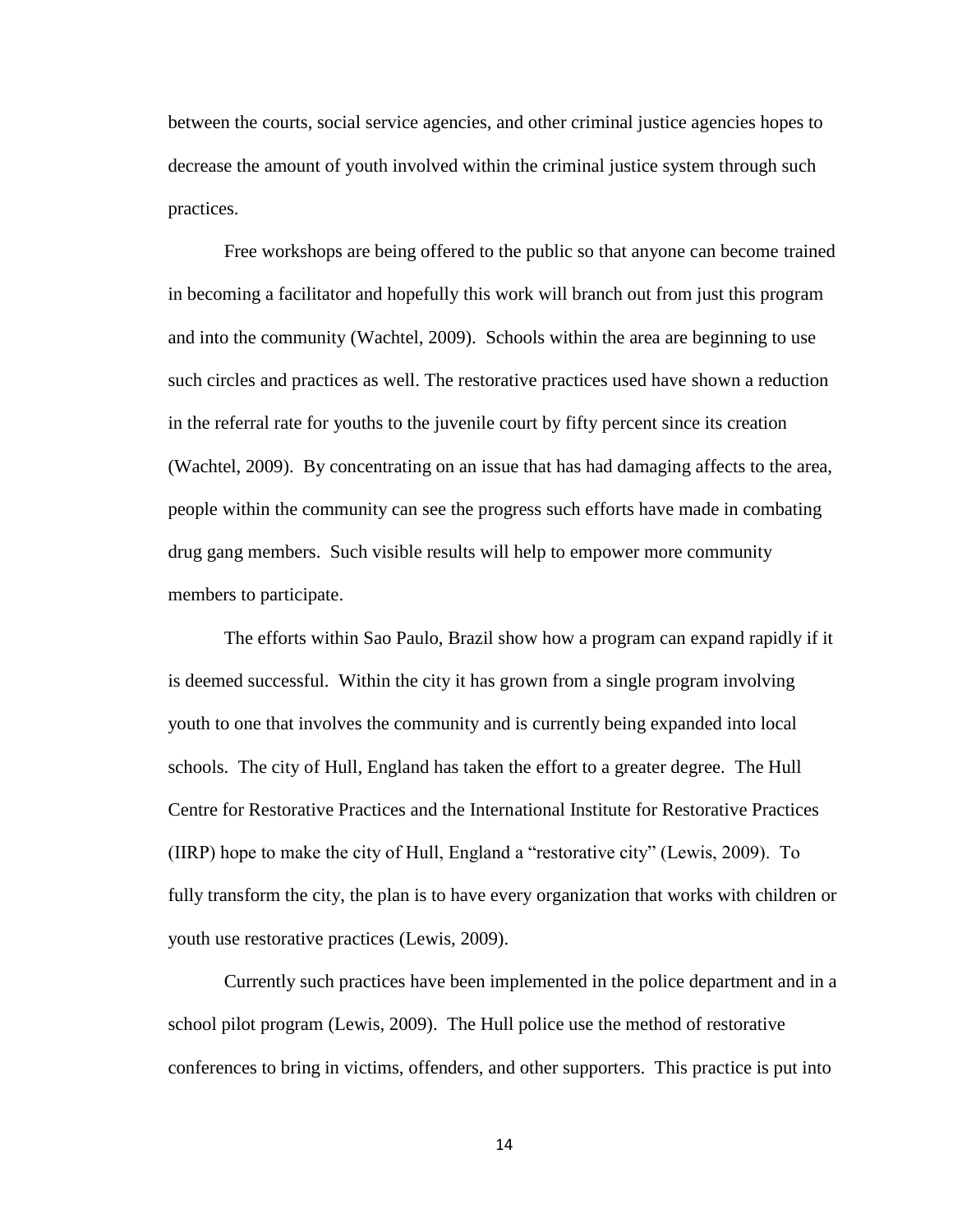between the courts, social service agencies, and other criminal justice agencies hopes to decrease the amount of youth involved within the criminal justice system through such practices.

Free workshops are being offered to the public so that anyone can become trained in becoming a facilitator and hopefully this work will branch out from just this program and into the community (Wachtel, 2009). Schools within the area are beginning to use such circles and practices as well. The restorative practices used have shown a reduction in the referral rate for youths to the juvenile court by fifty percent since its creation (Wachtel, 2009). By concentrating on an issue that has had damaging affects to the area, people within the community can see the progress such efforts have made in combating drug gang members. Such visible results will help to empower more community members to participate.

The efforts within Sao Paulo, Brazil show how a program can expand rapidly if it is deemed successful. Within the city it has grown from a single program involving youth to one that involves the community and is currently being expanded into local schools. The city of Hull, England has taken the effort to a greater degree. The Hull Centre for Restorative Practices and the International Institute for Restorative Practices (IIRP) hope to make the city of Hull, England a "restorative city" (Lewis, 2009). To fully transform the city, the plan is to have every organization that works with children or youth use restorative practices (Lewis, 2009).

Currently such practices have been implemented in the police department and in a school pilot program (Lewis, 2009). The Hull police use the method of restorative conferences to bring in victims, offenders, and other supporters. This practice is put into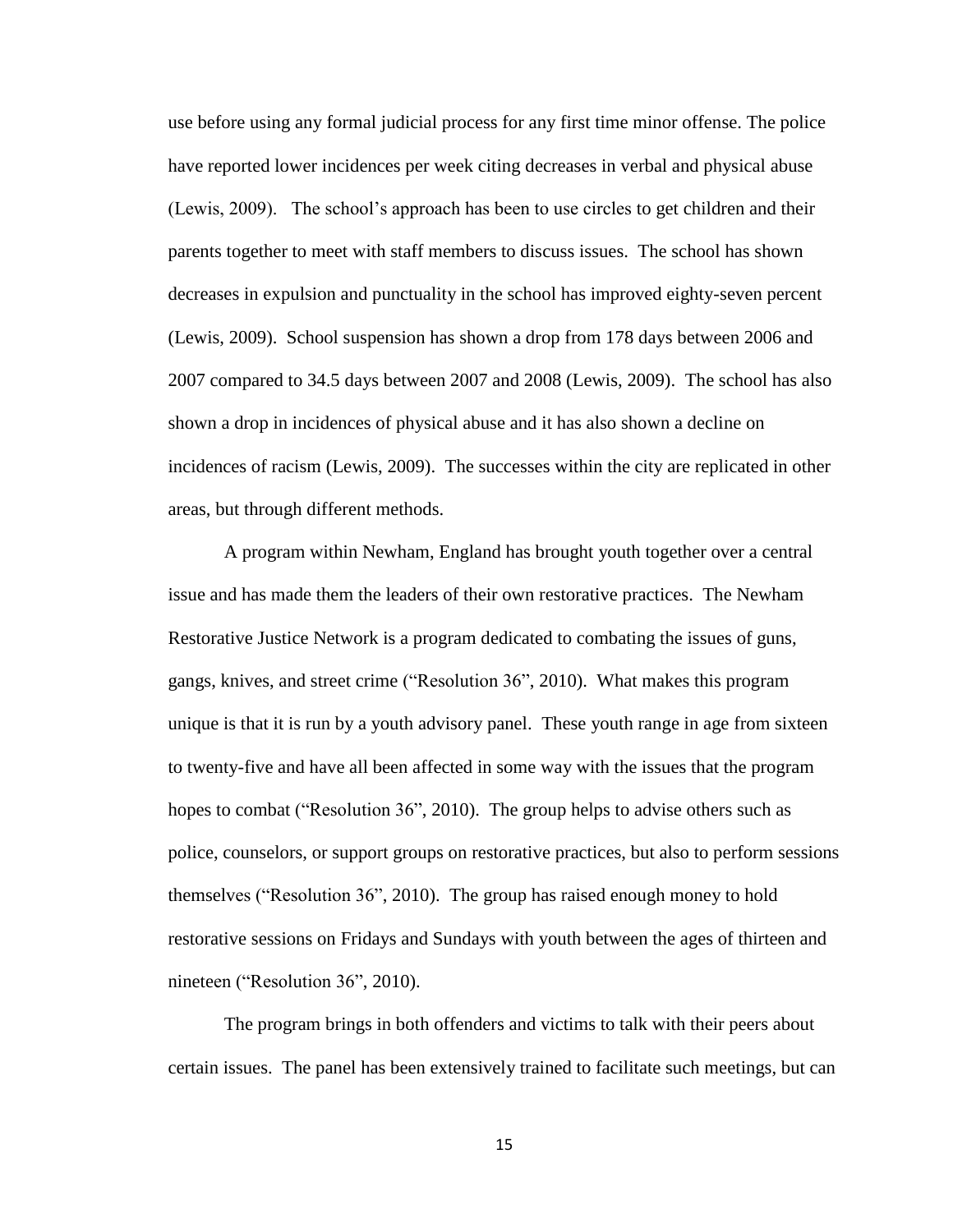use before using any formal judicial process for any first time minor offense. The police have reported lower incidences per week citing decreases in verbal and physical abuse (Lewis, 2009). The school's approach has been to use circles to get children and their parents together to meet with staff members to discuss issues. The school has shown decreases in expulsion and punctuality in the school has improved eighty-seven percent (Lewis, 2009). School suspension has shown a drop from 178 days between 2006 and 2007 compared to 34.5 days between 2007 and 2008 (Lewis, 2009). The school has also shown a drop in incidences of physical abuse and it has also shown a decline on incidences of racism (Lewis, 2009). The successes within the city are replicated in other areas, but through different methods.

A program within Newham, England has brought youth together over a central issue and has made them the leaders of their own restorative practices. The Newham Restorative Justice Network is a program dedicated to combating the issues of guns, gangs, knives, and street crime ("Resolution 36", 2010). What makes this program unique is that it is run by a youth advisory panel. These youth range in age from sixteen to twenty-five and have all been affected in some way with the issues that the program hopes to combat ("Resolution 36", 2010). The group helps to advise others such as police, counselors, or support groups on restorative practices, but also to perform sessions themselves ("Resolution 36", 2010). The group has raised enough money to hold restorative sessions on Fridays and Sundays with youth between the ages of thirteen and nineteen ("Resolution 36", 2010).

The program brings in both offenders and victims to talk with their peers about certain issues. The panel has been extensively trained to facilitate such meetings, but can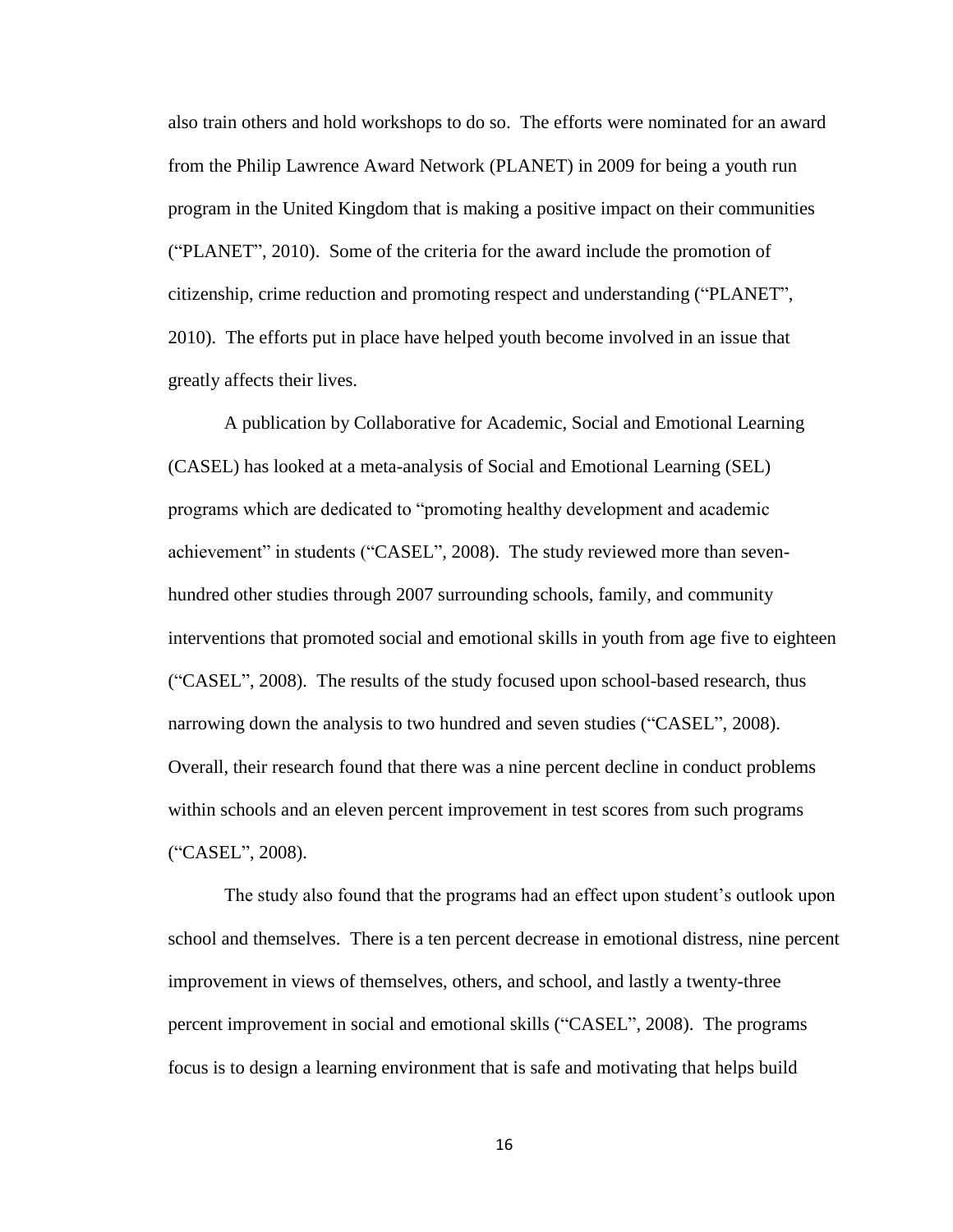also train others and hold workshops to do so. The efforts were nominated for an award from the Philip Lawrence Award Network (PLANET) in 2009 for being a youth run program in the United Kingdom that is making a positive impact on their communities ("PLANET", 2010). Some of the criteria for the award include the promotion of citizenship, crime reduction and promoting respect and understanding ("PLANET", 2010). The efforts put in place have helped youth become involved in an issue that greatly affects their lives.

A publication by Collaborative for Academic, Social and Emotional Learning (CASEL) has looked at a meta-analysis of Social and Emotional Learning (SEL) programs which are dedicated to "promoting healthy development and academic achievement" in students ("CASEL", 2008). The study reviewed more than seven-hundred other studies through 2007 surrounding schools, family, and community interventions that promoted social and emotional skills in youth from age five to eighteen ("CASEL", 2008). The results of the study focused upon school-based research, thus narrowing down the analysis to two hundred and seven studies ("CASEL", 2008). Overall, their research found that there was a nine percent decline in conduct problems within schools and an eleven percent improvement in test scores from such programs ("CASEL", 2008).

The study also found that the programs had an effect upon student's outlook upon school and themselves. There is a ten percent decrease in emotional distress, nine percent improvement in views of themselves, others, and school, and lastly a twenty-three percent improvement in social and emotional skills ("CASEL", 2008). The programs focus is to design a learning environment that is safe and motivating that helps build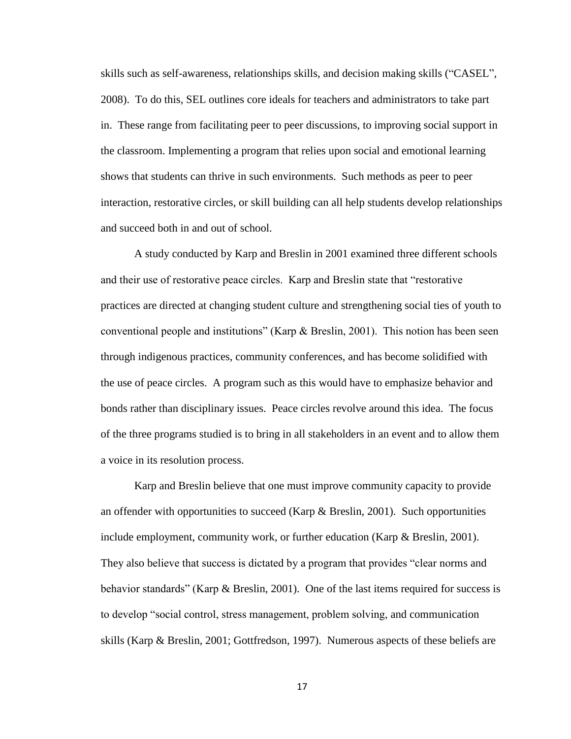skills such as self-awareness, relationships skills, and decision making skills ("CASEL", 2008). To do this, SEL outlines core ideals for teachers and administrators to take part in. These range from facilitating peer to peer discussions, to improving social support in the classroom. Implementing a program that relies upon social and emotional learning shows that students can thrive in such environments. Such methods as peer to peer interaction, restorative circles, or skill building can all help students develop relationships and succeed both in and out of school.

A study conducted by Karp and Breslin in 2001 examined three different schools and their use of restorative peace circles. Karp and Breslin state that "restorative practices are directed at changing student culture and strengthening social ties of youth to conventional people and institutions" (Karp & Breslin, 2001). This notion has been seen through indigenous practices, community conferences, and has become solidified with the use of peace circles. A program such as this would have to emphasize behavior and bonds rather than disciplinary issues. Peace circles revolve around this idea. The focus of the three programs studied is to bring in all stakeholders in an event and to allow them a voice in its resolution process.

Karp and Breslin believe that one must improve community capacity to provide an offender with opportunities to succeed (Karp & Breslin, 2001). Such opportunities include employment, community work, or further education (Karp & Breslin, 2001). They also believe that success is dictated by a program that provides "clear norms and behavior standards" (Karp & Breslin, 2001). One of the last items required for success is to develop "social control, stress management, problem solving, and communication skills (Karp & Breslin, 2001; Gottfredson, 1997). Numerous aspects of these beliefs are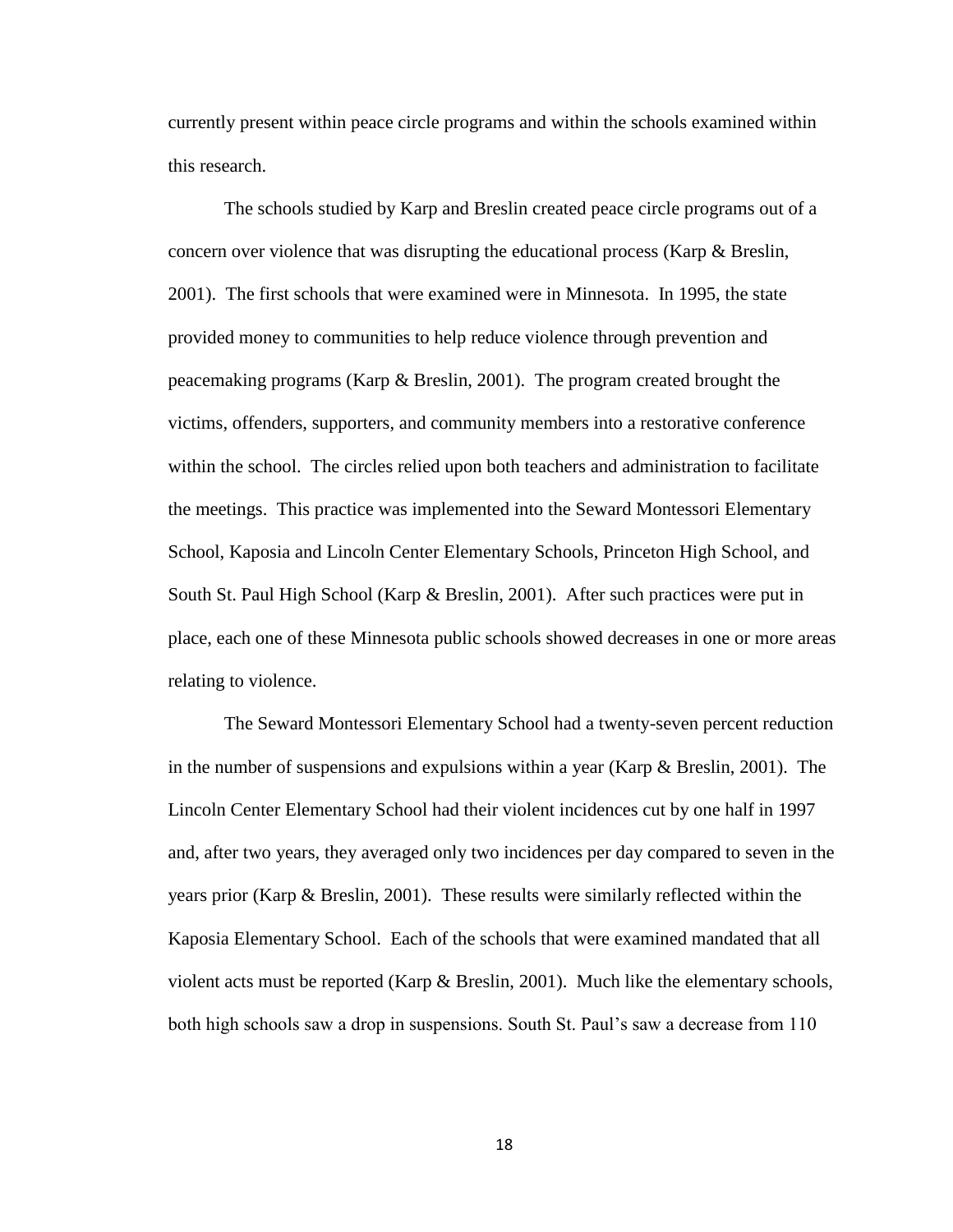currently present within peace circle programs and within the schools examined within this research.

The schools studied by Karp and Breslin created peace circle programs out of a concern over violence that was disrupting the educational process (Karp & Breslin, 2001). The first schools that were examined were in Minnesota. In 1995, the state provided money to communities to help reduce violence through prevention and peacemaking programs (Karp & Breslin, 2001). The program created brought the victims, offenders, supporters, and community members into a restorative conference within the school. The circles relied upon both teachers and administration to facilitate the meetings. This practice was implemented into the Seward Montessori Elementary School, Kaposia and Lincoln Center Elementary Schools, Princeton High School, and South St. Paul High School (Karp & Breslin, 2001). After such practices were put in place, each one of these Minnesota public schools showed decreases in one or more areas relating to violence.

The Seward Montessori Elementary School had a twenty-seven percent reduction in the number of suspensions and expulsions within a year (Karp & Breslin, 2001). The Lincoln Center Elementary School had their violent incidences cut by one half in 1997 and, after two years, they averaged only two incidences per day compared to seven in the years prior (Karp & Breslin, 2001). These results were similarly reflected within the Kaposia Elementary School. Each of the schools that were examined mandated that all violent acts must be reported (Karp & Breslin, 2001). Much like the elementary schools, both high schools saw a drop in suspensions. South St. Paul's saw a decrease from 110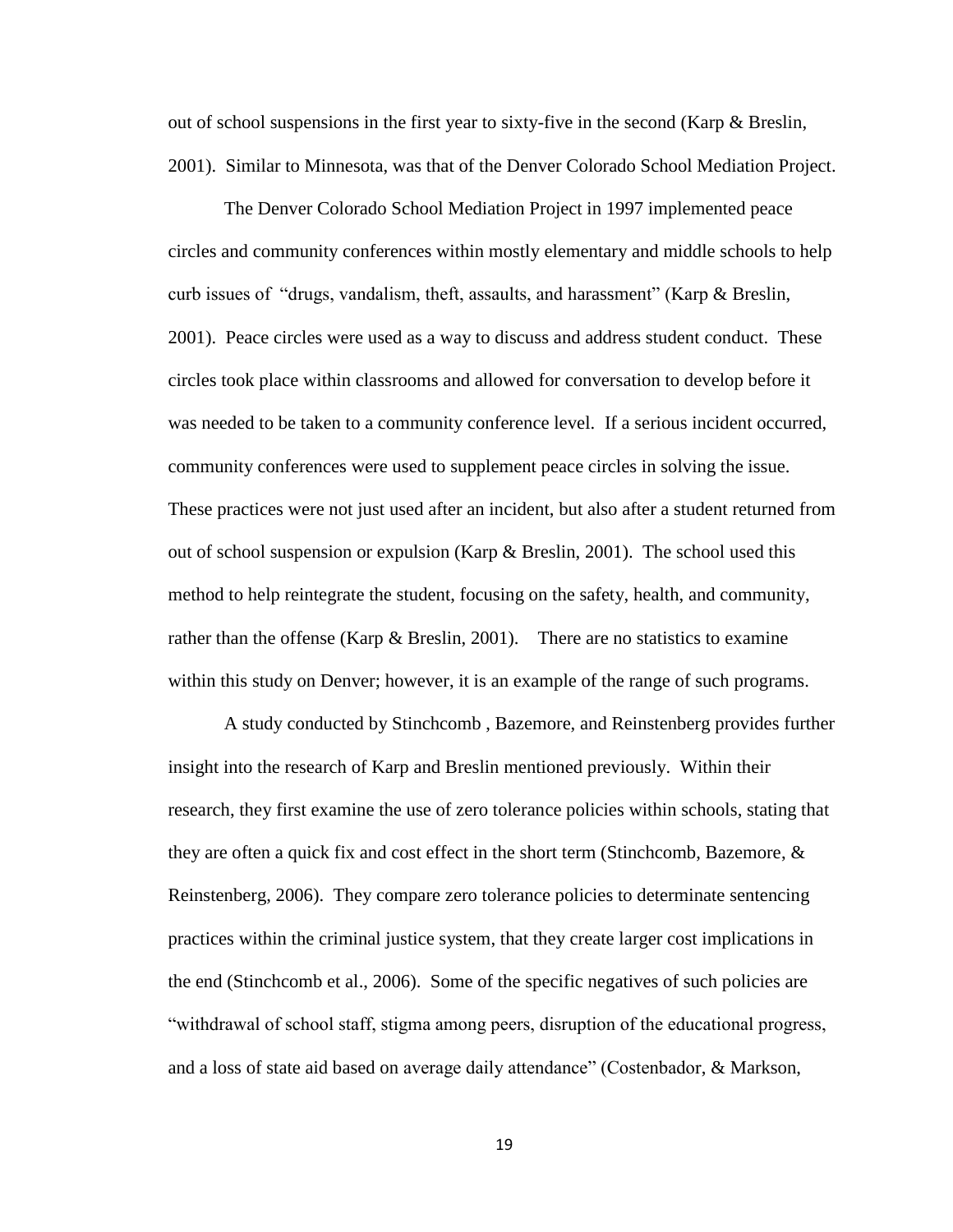out of school suspensions in the first year to sixty-five in the second (Karp & Breslin, 2001). Similar to Minnesota, was that of the Denver Colorado School Mediation Project.

The Denver Colorado School Mediation Project in 1997 implemented peace circles and community conferences within mostly elementary and middle schools to help curb issues of "drugs, vandalism, theft, assaults, and harassment" (Karp & Breslin, 2001). Peace circles were used as a way to discuss and address student conduct. These circles took place within classrooms and allowed for conversation to develop before it was needed to be taken to a community conference level. If a serious incident occurred, community conferences were used to supplement peace circles in solving the issue. These practices were not just used after an incident, but also after a student returned from out of school suspension or expulsion (Karp & Breslin, 2001). The school used this method to help reintegrate the student, focusing on the safety, health, and community, rather than the offense (Karp & Breslin, 2001). There are no statistics to examine within this study on Denver; however, it is an example of the range of such programs.

A study conducted by Stinchcomb , Bazemore, and Reinstenberg provides further insight into the research of Karp and Breslin mentioned previously. Within their research, they first examine the use of zero tolerance policies within schools, stating that they are often a quick fix and cost effect in the short term (Stinchcomb, Bazemore, & Reinstenberg, 2006). They compare zero tolerance policies to determinate sentencing practices within the criminal justice system, that they create larger cost implications in the end (Stinchcomb et al., 2006). Some of the specific negatives of such policies are "withdrawal of school staff, stigma among peers, disruption of the educational progress, and a loss of state aid based on average daily attendance" (Costenbador, & Markson,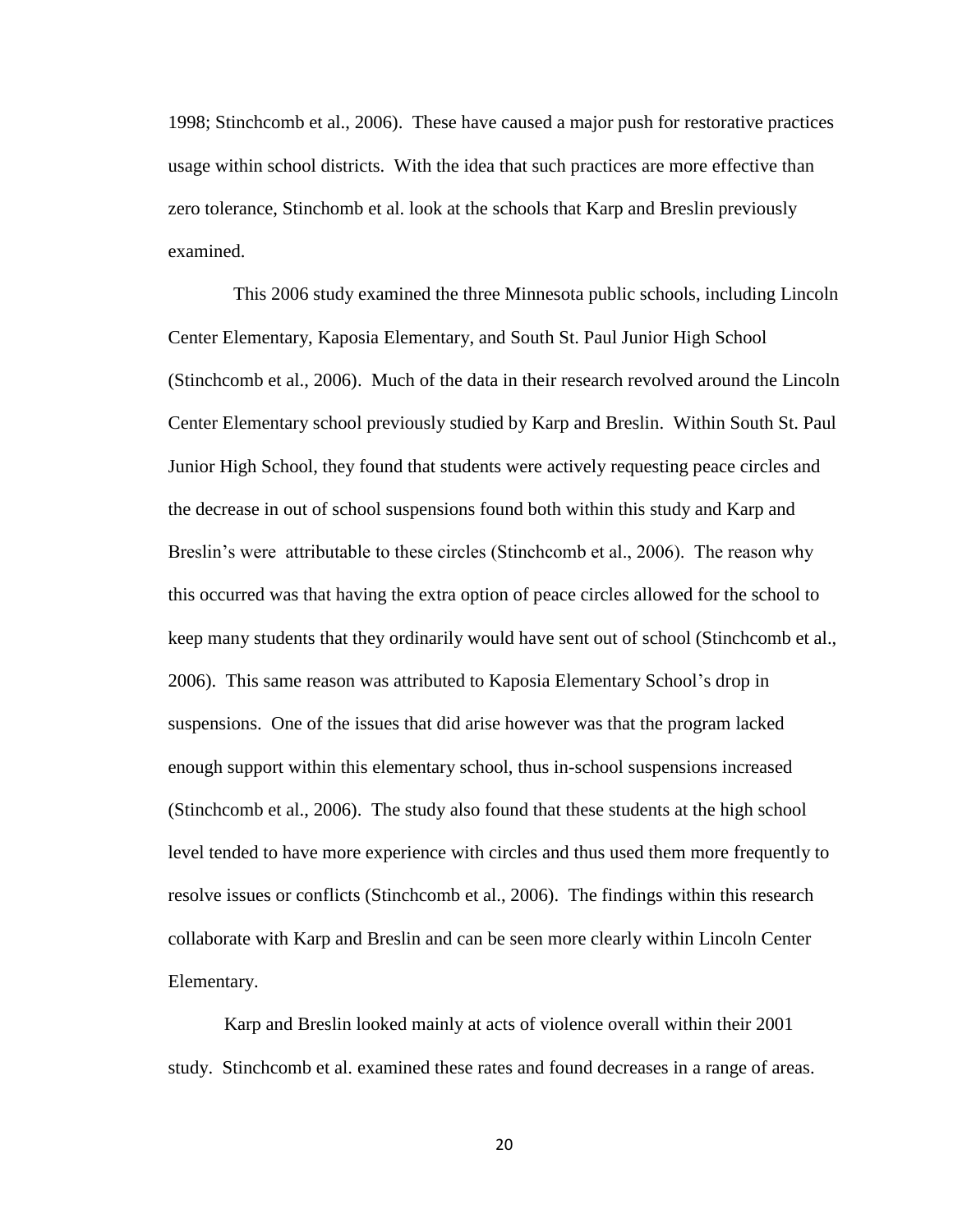1998; Stinchcomb et al., 2006). These have caused a major push for restorative practices usage within school districts. With the idea that such practices are more effective than zero tolerance, Stinchomb et al. look at the schools that Karp and Breslin previously examined.

This 2006 study examined the three Minnesota public schools, including Lincoln Center Elementary, Kaposia Elementary, and South St. Paul Junior High School (Stinchcomb et al., 2006). Much of the data in their research revolved around the Lincoln Center Elementary school previously studied by Karp and Breslin. Within South St. Paul Junior High School, they found that students were actively requesting peace circles and the decrease in out of school suspensions found both within this study and Karp and Breslin's were attributable to these circles (Stinchcomb et al., 2006). The reason why this occurred was that having the extra option of peace circles allowed for the school to keep many students that they ordinarily would have sent out of school (Stinchcomb et al., 2006). This same reason was attributed to Kaposia Elementary School's drop in suspensions. One of the issues that did arise however was that the program lacked enough support within this elementary school, thus in-school suspensions increased (Stinchcomb et al., 2006). The study also found that these students at the high school level tended to have more experience with circles and thus used them more frequently to resolve issues or conflicts (Stinchcomb et al., 2006). The findings within this research collaborate with Karp and Breslin and can be seen more clearly within Lincoln Center Elementary.

Karp and Breslin looked mainly at acts of violence overall within their 2001 study. Stinchcomb et al. examined these rates and found decreases in a range of areas.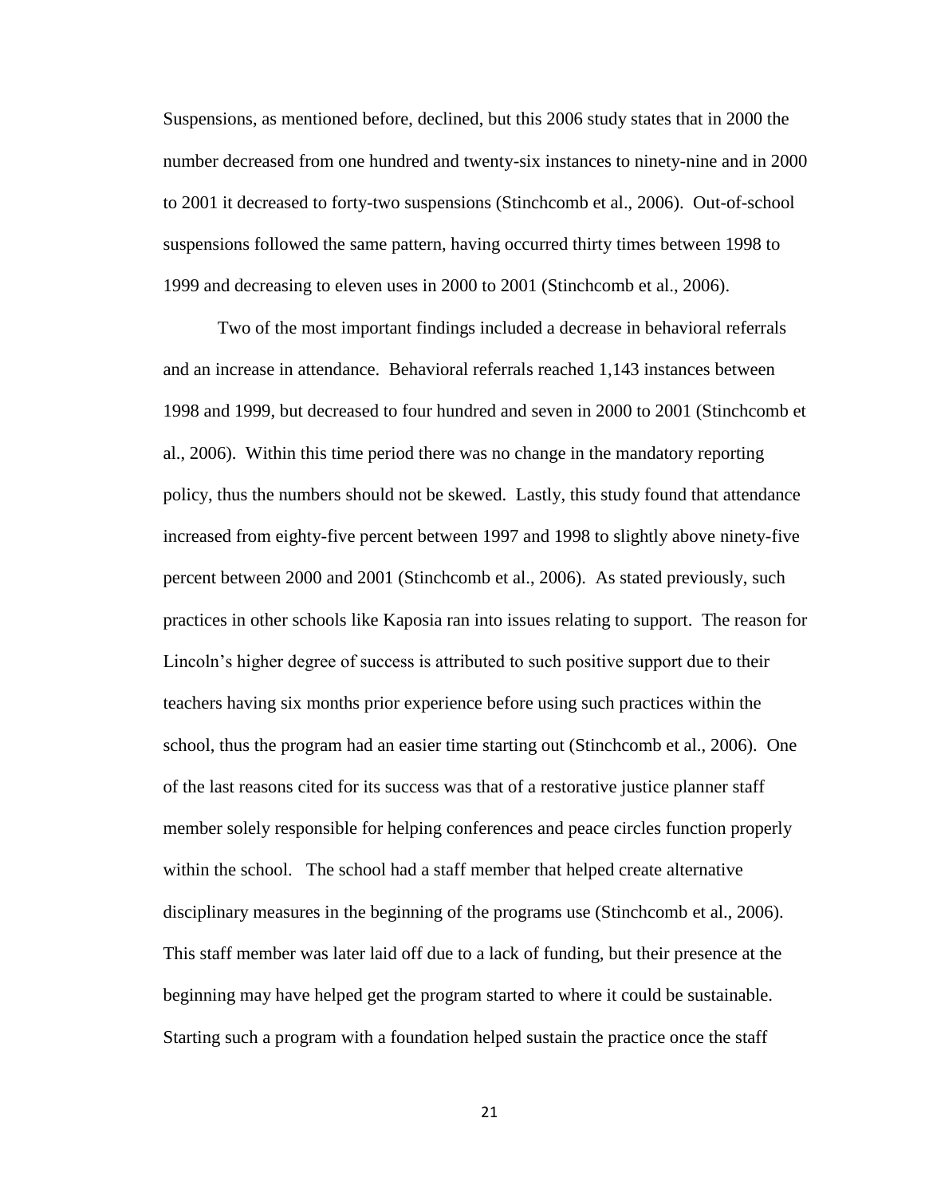Suspensions, as mentioned before, declined, but this 2006 study states that in 2000 the number decreased from one hundred and twenty-six instances to ninety-nine and in 2000 to 2001 it decreased to forty-two suspensions (Stinchcomb et al., 2006). Out-of-school suspensions followed the same pattern, having occurred thirty times between 1998 to 1999 and decreasing to eleven uses in 2000 to 2001 (Stinchcomb et al., 2006).

Two of the most important findings included a decrease in behavioral referrals and an increase in attendance. Behavioral referrals reached 1,143 instances between 1998 and 1999, but decreased to four hundred and seven in 2000 to 2001 (Stinchcomb et al., 2006). Within this time period there was no change in the mandatory reporting policy, thus the numbers should not be skewed. Lastly, this study found that attendance increased from eighty-five percent between 1997 and 1998 to slightly above ninety-five percent between 2000 and 2001 (Stinchcomb et al., 2006). As stated previously, such practices in other schools like Kaposia ran into issues relating to support. The reason for Lincoln's higher degree of success is attributed to such positive support due to their teachers having six months prior experience before using such practices within the school, thus the program had an easier time starting out (Stinchcomb et al., 2006). One of the last reasons cited for its success was that of a restorative justice planner staff member solely responsible for helping conferences and peace circles function properly within the school. The school had a staff member that helped create alternative disciplinary measures in the beginning of the programs use (Stinchcomb et al., 2006). This staff member was later laid off due to a lack of funding, but their presence at the beginning may have helped get the program started to where it could be sustainable. Starting such a program with a foundation helped sustain the practice once the staff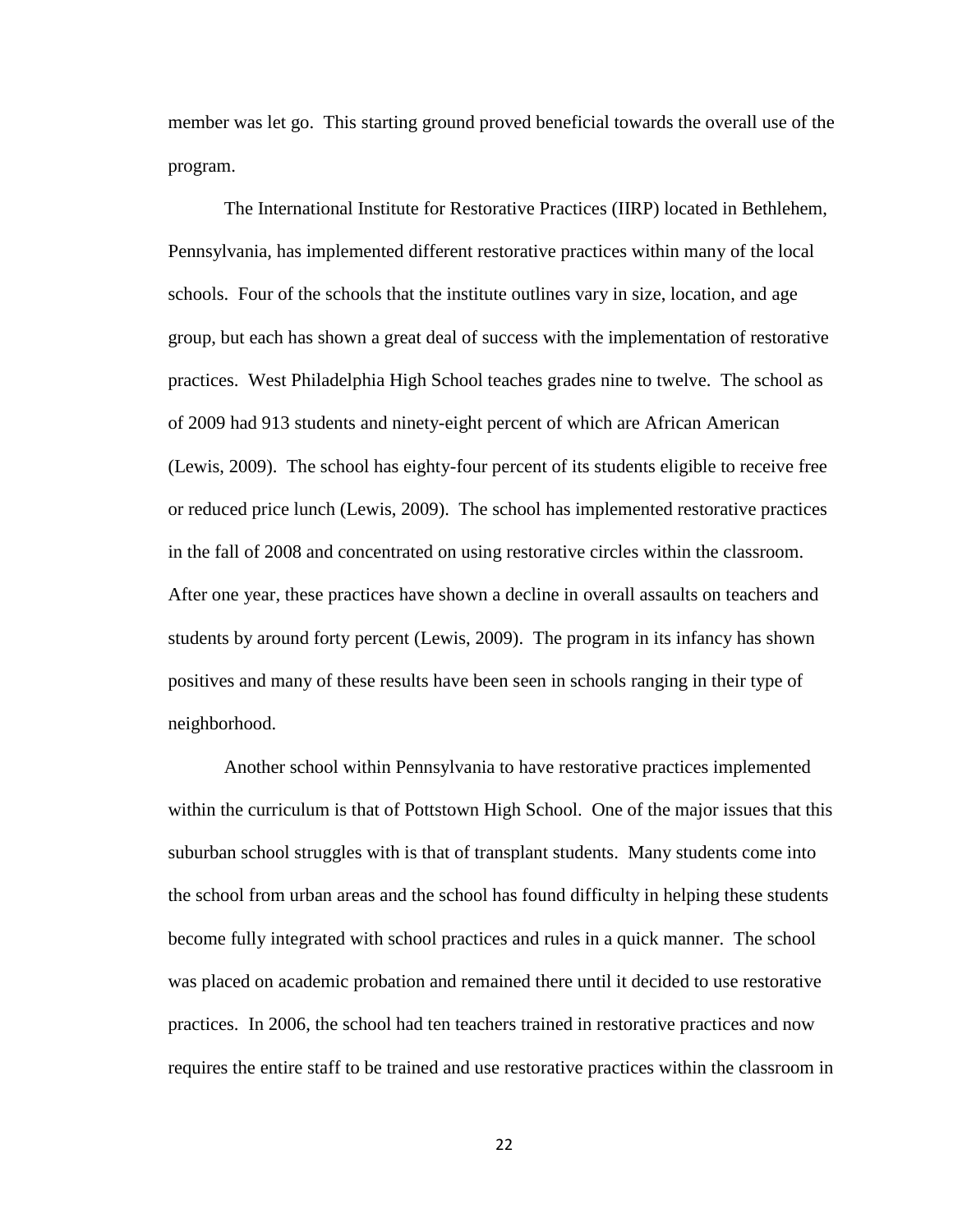member was let go. This starting ground proved beneficial towards the overall use of the program.

The International Institute for Restorative Practices (IIRP) located in Bethlehem, Pennsylvania, has implemented different restorative practices within many of the local schools. Four of the schools that the institute outlines vary in size, location, and age group, but each has shown a great deal of success with the implementation of restorative practices. West Philadelphia High School teaches grades nine to twelve. The school as of 2009 had 913 students and ninety-eight percent of which are African American (Lewis, 2009). The school has eighty-four percent of its students eligible to receive free or reduced price lunch (Lewis, 2009). The school has implemented restorative practices in the fall of 2008 and concentrated on using restorative circles within the classroom. After one year, these practices have shown a decline in overall assaults on teachers and students by around forty percent (Lewis, 2009). The program in its infancy has shown positives and many of these results have been seen in schools ranging in their type of neighborhood.

Another school within Pennsylvania to have restorative practices implemented within the curriculum is that of Pottstown High School. One of the major issues that this suburban school struggles with is that of transplant students. Many students come into the school from urban areas and the school has found difficulty in helping these students become fully integrated with school practices and rules in a quick manner. The school was placed on academic probation and remained there until it decided to use restorative practices. In 2006, the school had ten teachers trained in restorative practices and now requires the entire staff to be trained and use restorative practices within the classroom in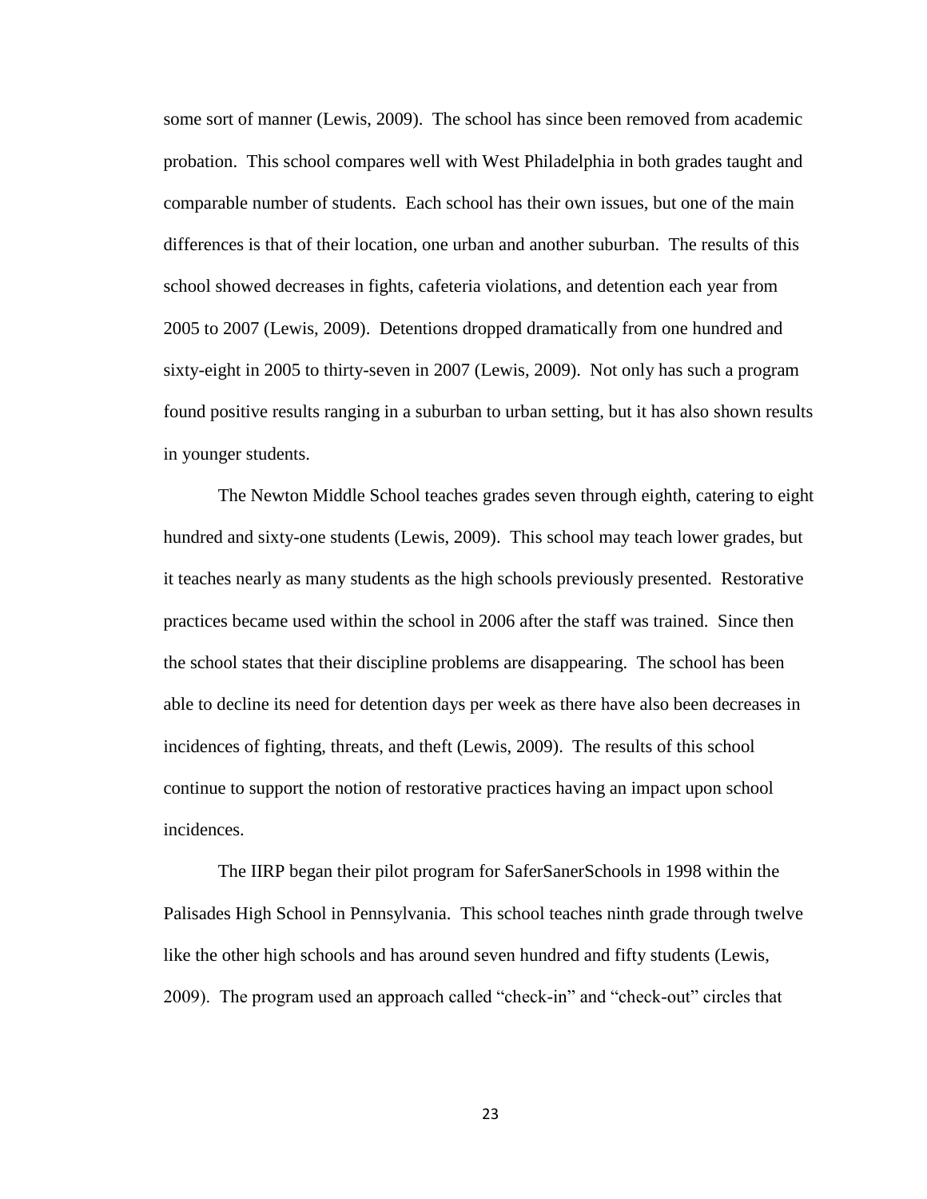some sort of manner (Lewis, 2009). The school has since been removed from academic probation. This school compares well with West Philadelphia in both grades taught and comparable number of students. Each school has their own issues, but one of the main differences is that of their location, one urban and another suburban. The results of this school showed decreases in fights, cafeteria violations, and detention each year from 2005 to 2007 (Lewis, 2009). Detentions dropped dramatically from one hundred and sixty-eight in 2005 to thirty-seven in 2007 (Lewis, 2009). Not only has such a program found positive results ranging in a suburban to urban setting, but it has also shown results in younger students.

The Newton Middle School teaches grades seven through eighth, catering to eight hundred and sixty-one students (Lewis, 2009). This school may teach lower grades, but it teaches nearly as many students as the high schools previously presented. Restorative practices became used within the school in 2006 after the staff was trained. Since then the school states that their discipline problems are disappearing. The school has been able to decline its need for detention days per week as there have also been decreases in incidences of fighting, threats, and theft (Lewis, 2009). The results of this school continue to support the notion of restorative practices having an impact upon school incidences.

The IIRP began their pilot program for SaferSanerSchools in 1998 within the Palisades High School in Pennsylvania. This school teaches ninth grade through twelve like the other high schools and has around seven hundred and fifty students (Lewis, 2009). The program used an approach called "check-in" and "check-out" circles that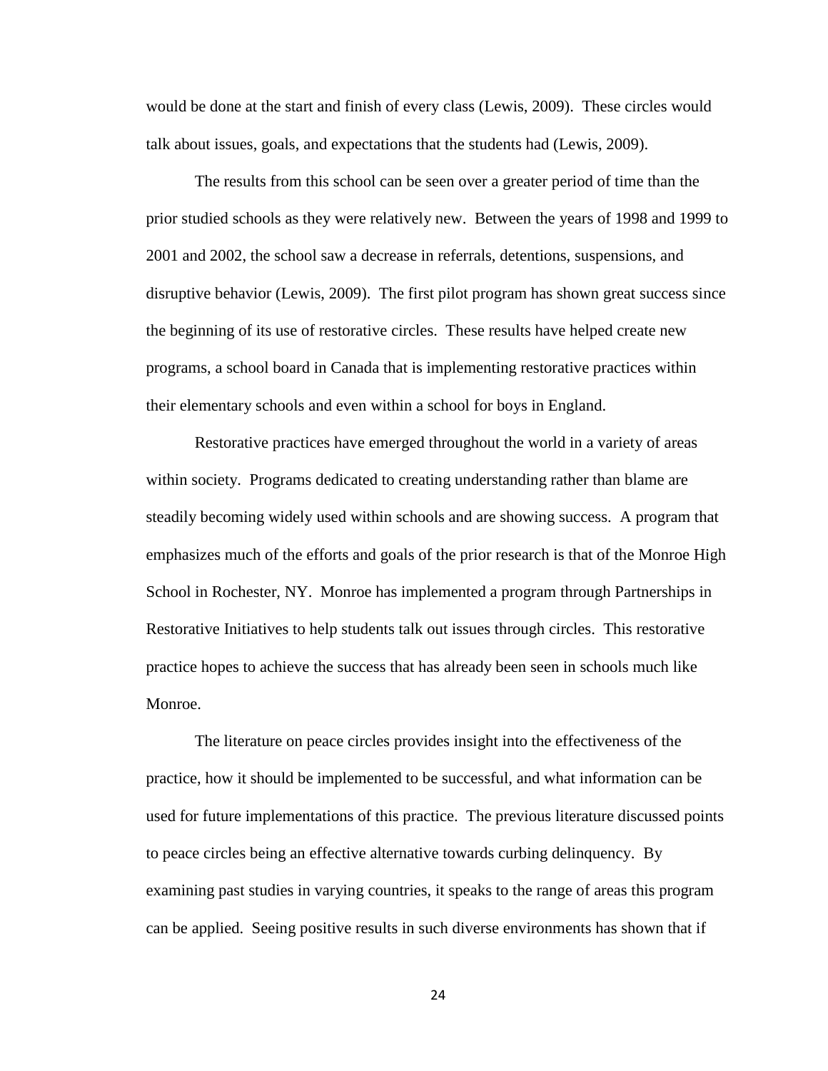would be done at the start and finish of every class (Lewis, 2009). These circles would talk about issues, goals, and expectations that the students had (Lewis, 2009).

The results from this school can be seen over a greater period of time than the prior studied schools as they were relatively new. Between the years of 1998 and 1999 to 2001 and 2002, the school saw a decrease in referrals, detentions, suspensions, and disruptive behavior (Lewis, 2009). The first pilot program has shown great success since the beginning of its use of restorative circles. These results have helped create new programs, a school board in Canada that is implementing restorative practices within their elementary schools and even within a school for boys in England.

Restorative practices have emerged throughout the world in a variety of areas within society. Programs dedicated to creating understanding rather than blame are steadily becoming widely used within schools and are showing success. A program that emphasizes much of the efforts and goals of the prior research is that of the Monroe High School in Rochester, NY. Monroe has implemented a program through Partnerships in Restorative Initiatives to help students talk out issues through circles. This restorative practice hopes to achieve the success that has already been seen in schools much like Monroe.

The literature on peace circles provides insight into the effectiveness of the practice, how it should be implemented to be successful, and what information can be used for future implementations of this practice. The previous literature discussed points to peace circles being an effective alternative towards curbing delinquency. By examining past studies in varying countries, it speaks to the range of areas this program can be applied. Seeing positive results in such diverse environments has shown that if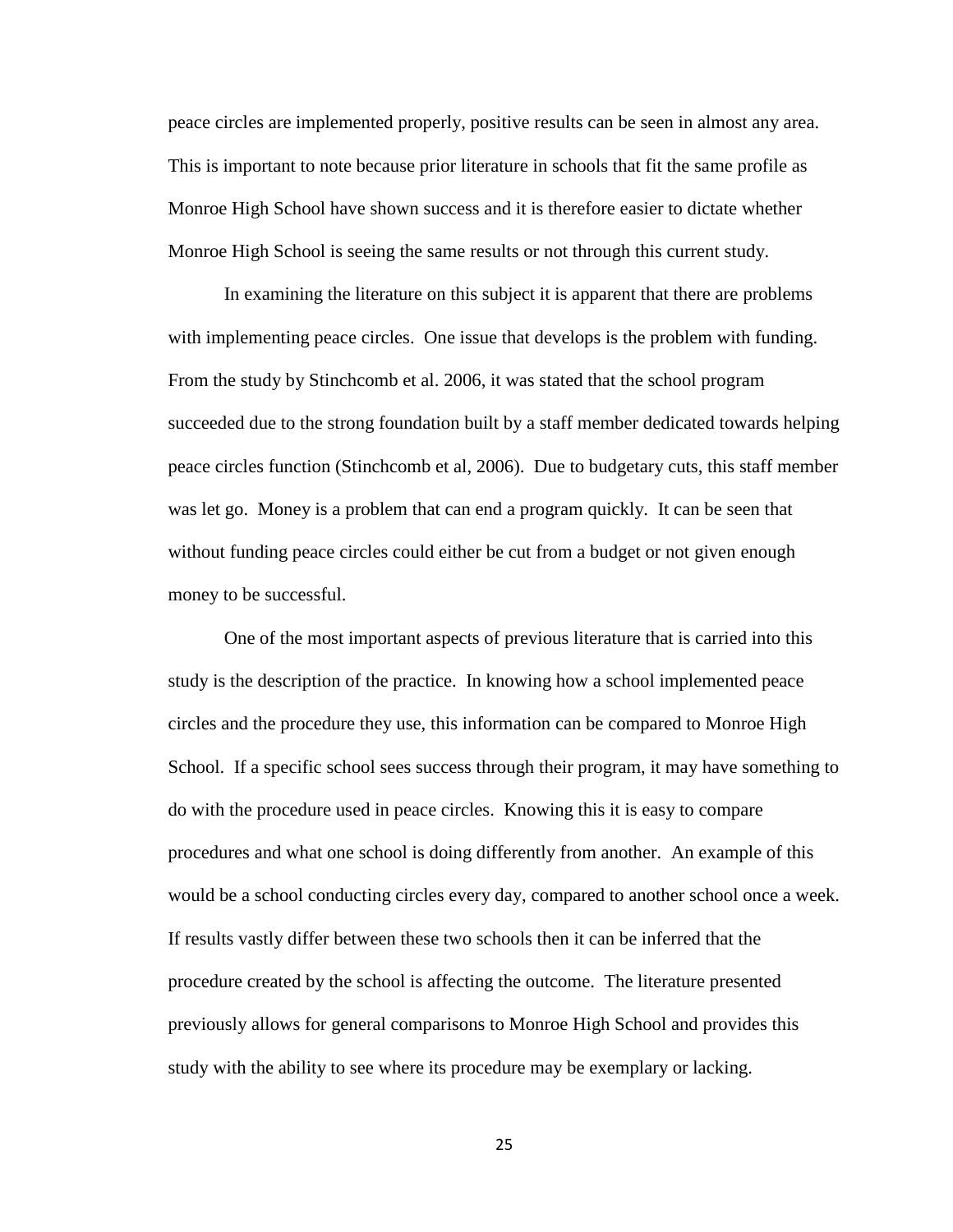peace circles are implemented properly, positive results can be seen in almost any area. This is important to note because prior literature in schools that fit the same profile as Monroe High School have shown success and it is therefore easier to dictate whether Monroe High School is seeing the same results or not through this current study.

In examining the literature on this subject it is apparent that there are problems with implementing peace circles. One issue that develops is the problem with funding. From the study by Stinchcomb et al. 2006, it was stated that the school program succeeded due to the strong foundation built by a staff member dedicated towards helping peace circles function (Stinchcomb et al, 2006). Due to budgetary cuts, this staff member was let go. Money is a problem that can end a program quickly. It can be seen that without funding peace circles could either be cut from a budget or not given enough money to be successful.

One of the most important aspects of previous literature that is carried into this study is the description of the practice. In knowing how a school implemented peace circles and the procedure they use, this information can be compared to Monroe High School. If a specific school sees success through their program, it may have something to do with the procedure used in peace circles. Knowing this it is easy to compare procedures and what one school is doing differently from another. An example of this would be a school conducting circles every day, compared to another school once a week. If results vastly differ between these two schools then it can be inferred that the procedure created by the school is affecting the outcome. The literature presented previously allows for general comparisons to Monroe High School and provides this study with the ability to see where its procedure may be exemplary or lacking.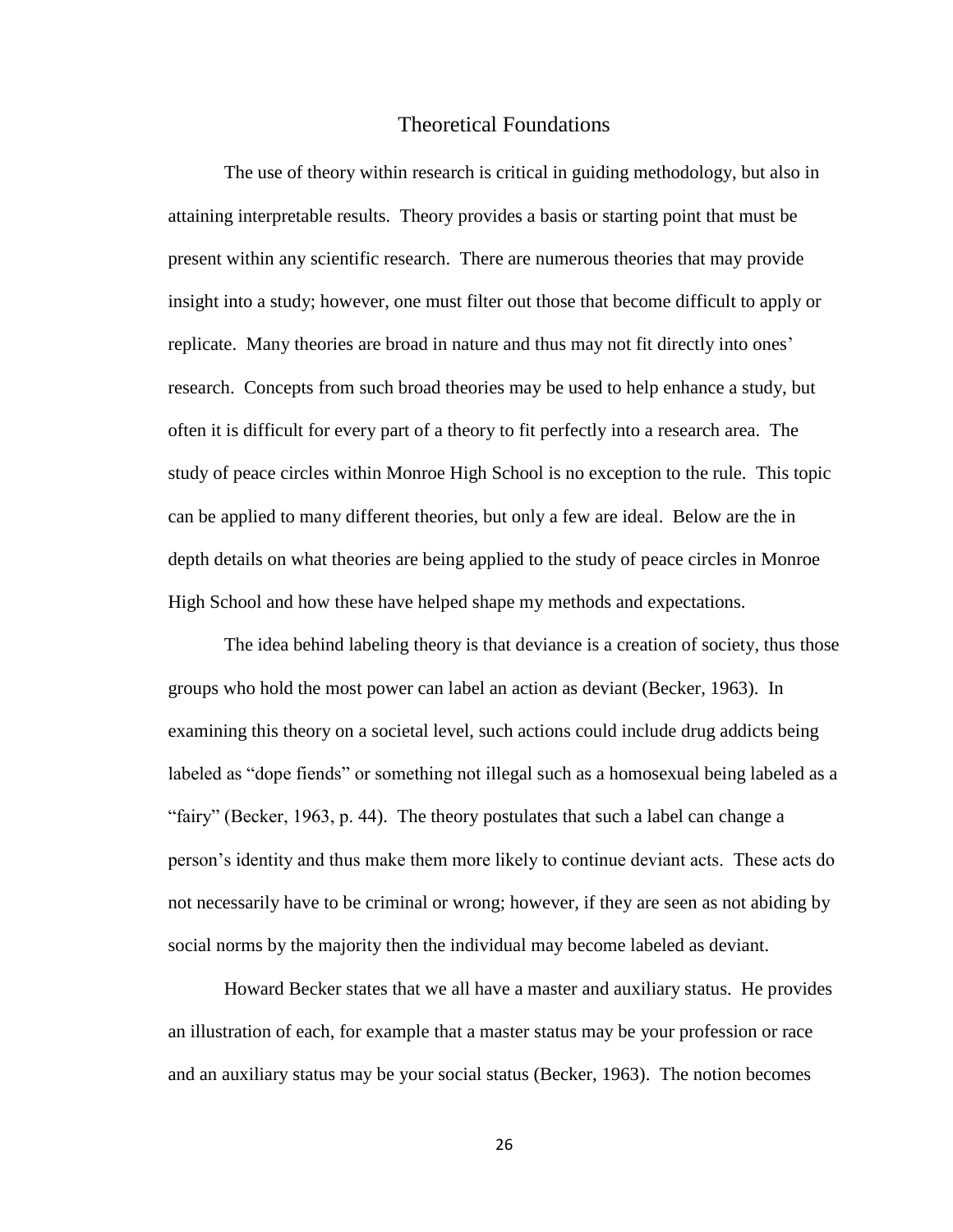## Theoretical Foundations

The use of theory within research is critical in guiding methodology, but also in attaining interpretable results. Theory provides a basis or starting point that must be present within any scientific research. There are numerous theories that may provide insight into a study; however, one must filter out those that become difficult to apply or replicate. Many theories are broad in nature and thus may not fit directly into ones' research. Concepts from such broad theories may be used to help enhance a study, but often it is difficult for every part of a theory to fit perfectly into a research area. The study of peace circles within Monroe High School is no exception to the rule. This topic can be applied to many different theories, but only a few are ideal. Below are the in depth details on what theories are being applied to the study of peace circles in Monroe High School and how these have helped shape my methods and expectations.

The idea behind labeling theory is that deviance is a creation of society, thus those groups who hold the most power can label an action as deviant (Becker, 1963). In examining this theory on a societal level, such actions could include drug addicts being labeled as "dope fiends" or something not illegal such as a homosexual being labeled as a "fairy" (Becker, 1963, p. 44). The theory postulates that such a label can change a person's identity and thus make them more likely to continue deviant acts. These acts do not necessarily have to be criminal or wrong; however, if they are seen as not abiding by social norms by the majority then the individual may become labeled as deviant.

Howard Becker states that we all have a master and auxiliary status. He provides an illustration of each, for example that a master status may be your profession or race and an auxiliary status may be your social status (Becker, 1963). The notion becomes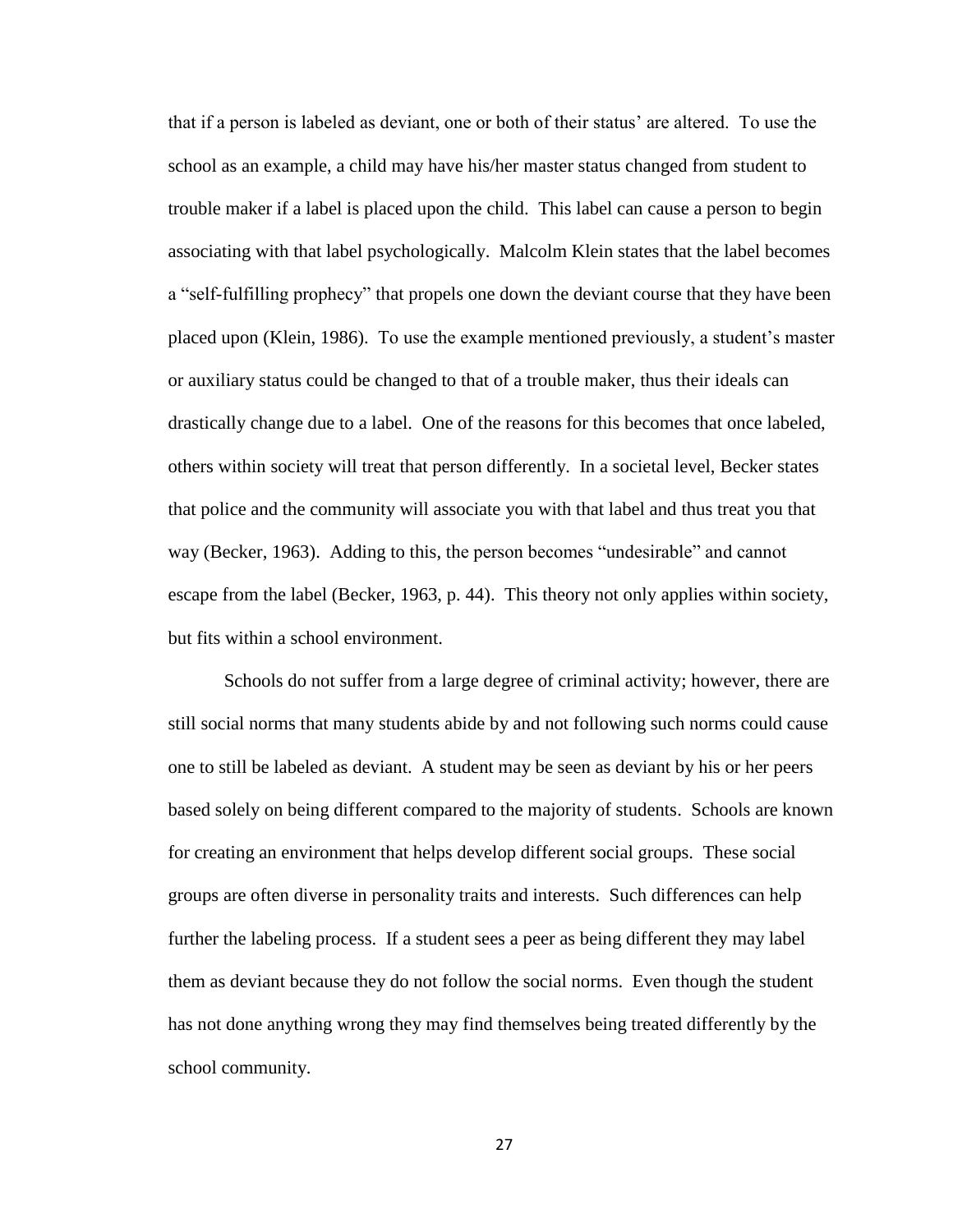that if a person is labeled as deviant, one or both of their status' are altered. To use the school as an example, a child may have his/her master status changed from student to trouble maker if a label is placed upon the child. This label can cause a person to begin associating with that label psychologically. Malcolm Klein states that the label becomes a "self-fulfilling prophecy" that propels one down the deviant course that they have been placed upon (Klein, 1986). To use the example mentioned previously, a student's master or auxiliary status could be changed to that of a trouble maker, thus their ideals can drastically change due to a label. One of the reasons for this becomes that once labeled, others within society will treat that person differently. In a societal level, Becker states that police and the community will associate you with that label and thus treat you that way (Becker, 1963). Adding to this, the person becomes "undesirable" and cannot escape from the label (Becker, 1963, p. 44). This theory not only applies within society, but fits within a school environment.

Schools do not suffer from a large degree of criminal activity; however, there are still social norms that many students abide by and not following such norms could cause one to still be labeled as deviant. A student may be seen as deviant by his or her peers based solely on being different compared to the majority of students. Schools are known for creating an environment that helps develop different social groups. These social groups are often diverse in personality traits and interests. Such differences can help further the labeling process. If a student sees a peer as being different they may label them as deviant because they do not follow the social norms. Even though the student has not done anything wrong they may find themselves being treated differently by the school community.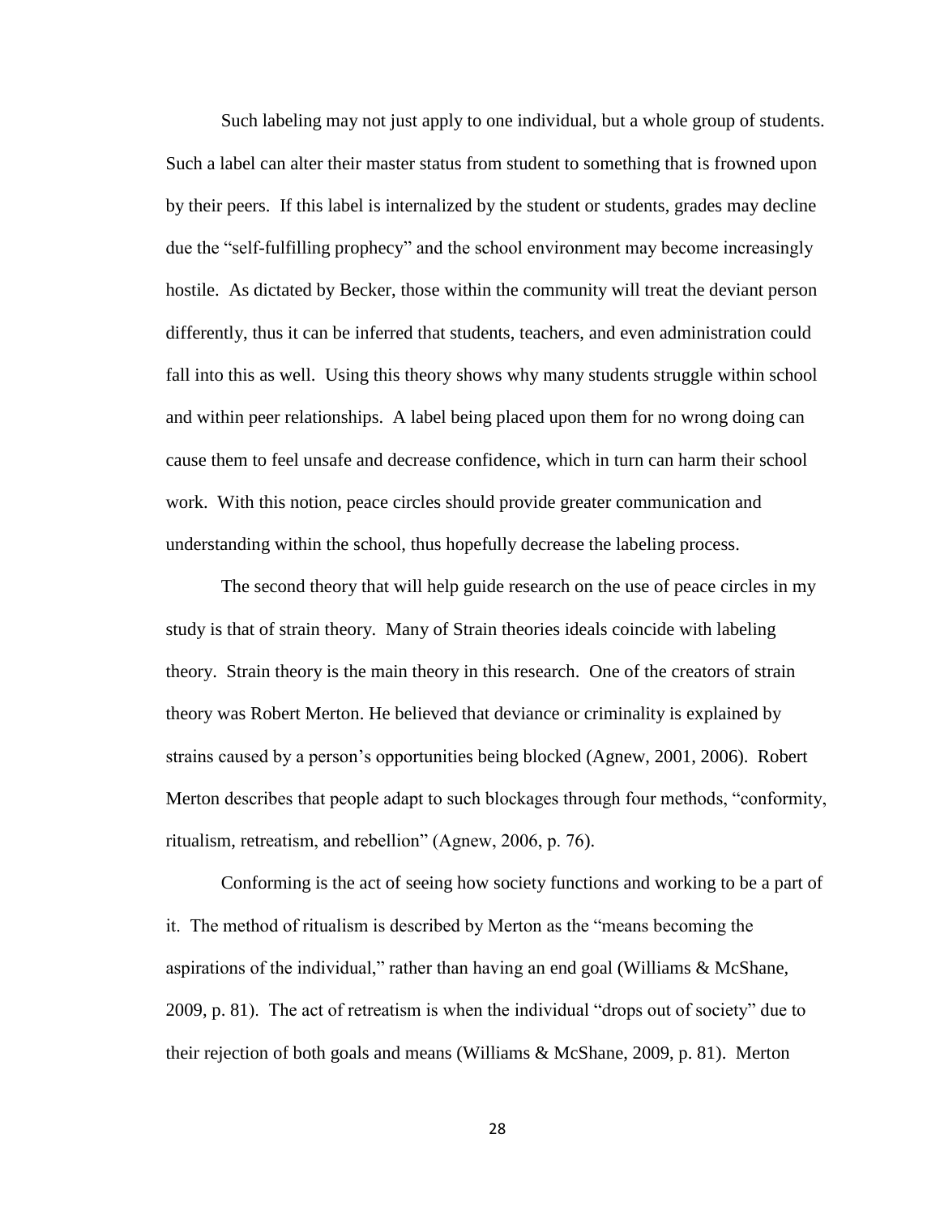Such labeling may not just apply to one individual, but a whole group of students. Such a label can alter their master status from student to something that is frowned upon by their peers. If this label is internalized by the student or students, grades may decline due the "self-fulfilling prophecy" and the school environment may become increasingly hostile. As dictated by Becker, those within the community will treat the deviant person differently, thus it can be inferred that students, teachers, and even administration could fall into this as well. Using this theory shows why many students struggle within school and within peer relationships. A label being placed upon them for no wrong doing can cause them to feel unsafe and decrease confidence, which in turn can harm their school work. With this notion, peace circles should provide greater communication and understanding within the school, thus hopefully decrease the labeling process.

The second theory that will help guide research on the use of peace circles in my study is that of strain theory. Many of Strain theories ideals coincide with labeling theory. Strain theory is the main theory in this research. One of the creators of strain theory was Robert Merton. He believed that deviance or criminality is explained by strains caused by a person's opportunities being blocked (Agnew, 2001, 2006). Robert Merton describes that people adapt to such blockages through four methods, "conformity, ritualism, retreatism, and rebellion" (Agnew, 2006, p. 76).

Conforming is the act of seeing how society functions and working to be a part of it. The method of ritualism is described by Merton as the "means becoming the aspirations of the individual," rather than having an end goal (Williams & McShane, 2009, p. 81). The act of retreatism is when the individual "drops out of society" due to their rejection of both goals and means (Williams & McShane, 2009, p. 81). Merton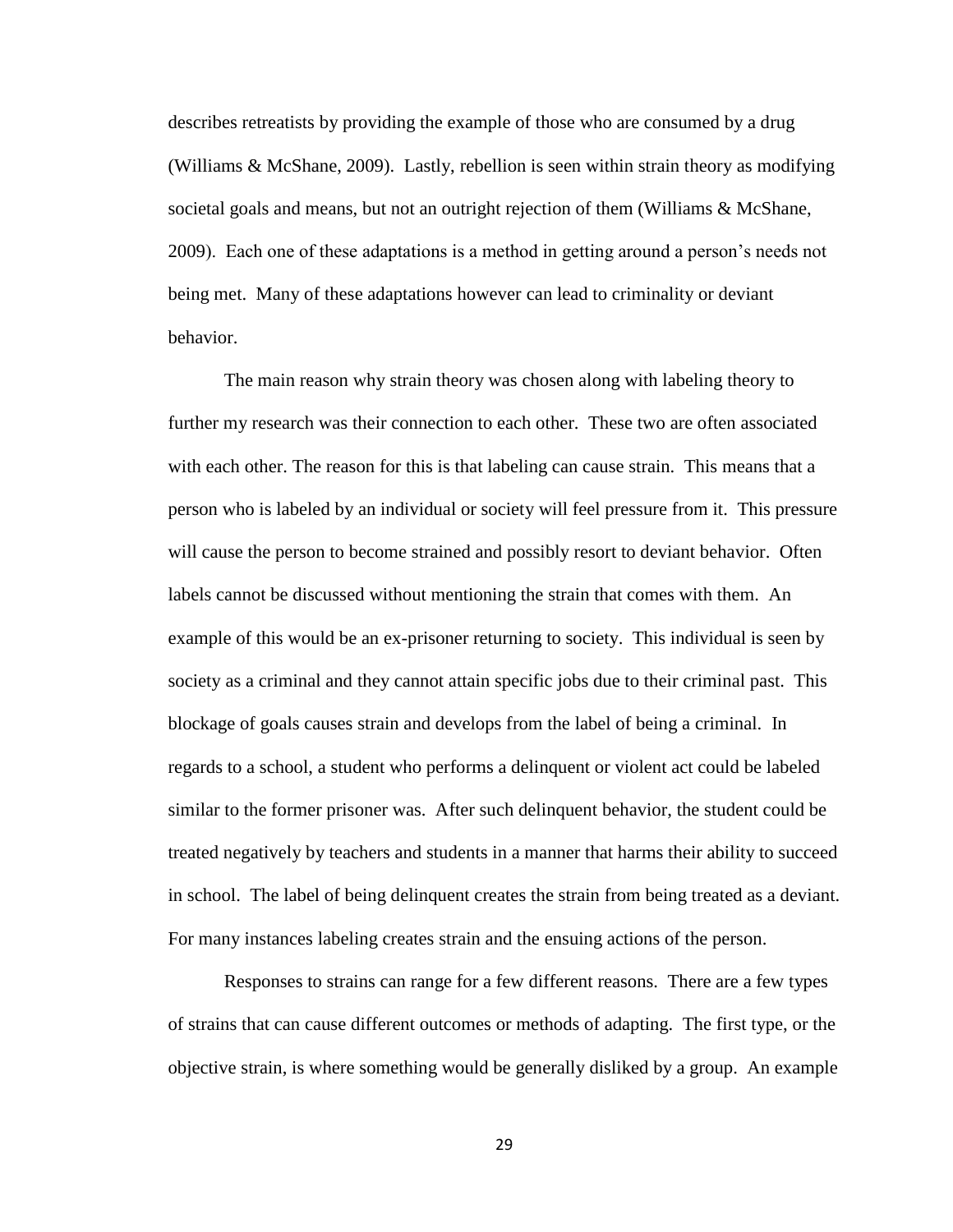describes retreatists by providing the example of those who are consumed by a drug (Williams & McShane, 2009). Lastly, rebellion is seen within strain theory as modifying societal goals and means, but not an outright rejection of them (Williams & McShane, 2009). Each one of these adaptations is a method in getting around a person's needs not being met. Many of these adaptations however can lead to criminality or deviant behavior.

The main reason why strain theory was chosen along with labeling theory to further my research was their connection to each other. These two are often associated with each other. The reason for this is that labeling can cause strain. This means that a person who is labeled by an individual or society will feel pressure from it. This pressure will cause the person to become strained and possibly resort to deviant behavior. Often labels cannot be discussed without mentioning the strain that comes with them. An example of this would be an ex-prisoner returning to society. This individual is seen by society as a criminal and they cannot attain specific jobs due to their criminal past. This blockage of goals causes strain and develops from the label of being a criminal. In regards to a school, a student who performs a delinquent or violent act could be labeled similar to the former prisoner was. After such delinquent behavior, the student could be treated negatively by teachers and students in a manner that harms their ability to succeed in school. The label of being delinquent creates the strain from being treated as a deviant. For many instances labeling creates strain and the ensuing actions of the person.

Responses to strains can range for a few different reasons. There are a few types of strains that can cause different outcomes or methods of adapting. The first type, or the objective strain, is where something would be generally disliked by a group. An example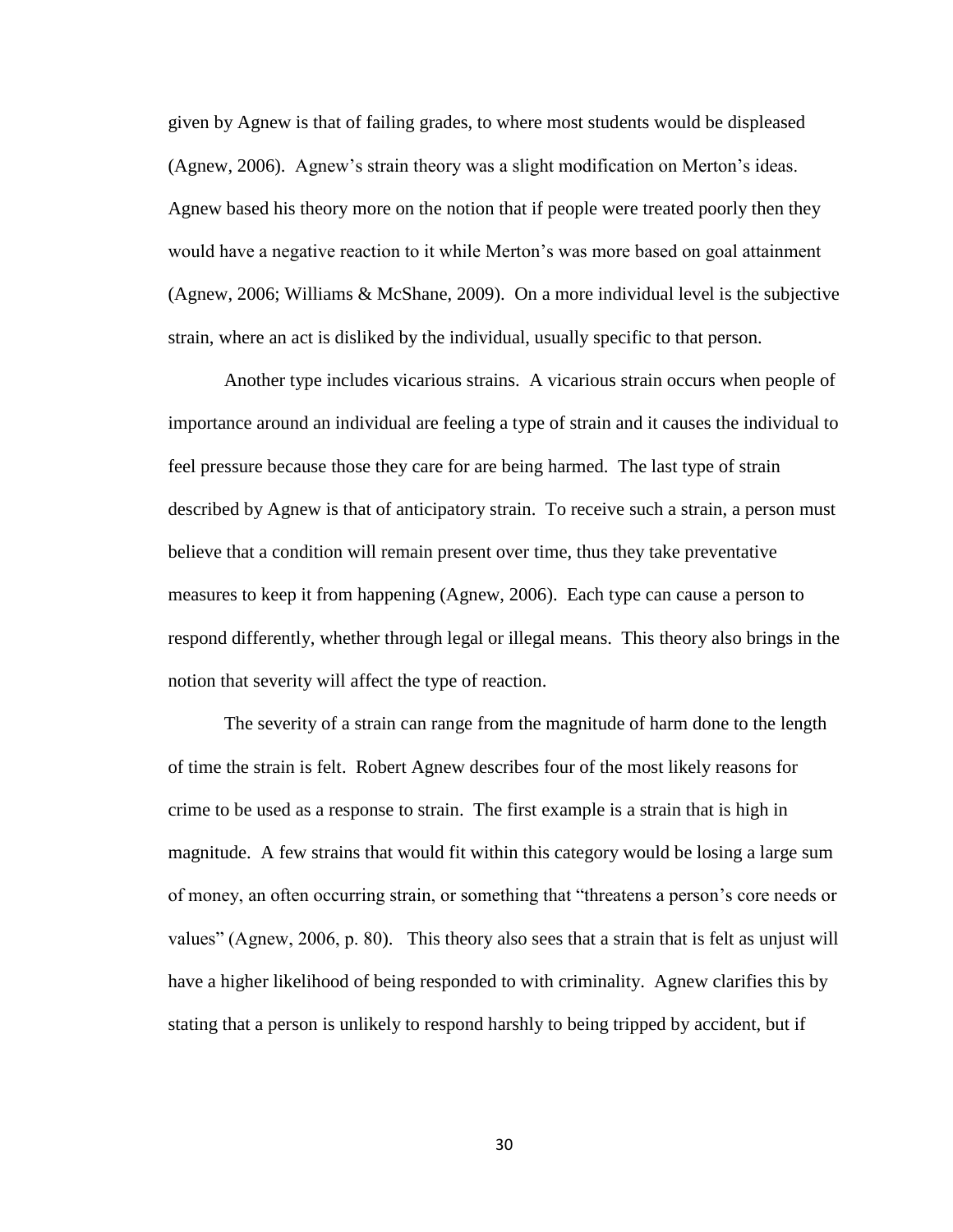given by Agnew is that of failing grades, to where most students would be displeased (Agnew, 2006). Agnew's strain theory was a slight modification on Merton's ideas. Agnew based his theory more on the notion that if people were treated poorly then they would have a negative reaction to it while Merton's was more based on goal attainment (Agnew, 2006; Williams & McShane, 2009). On a more individual level is the subjective strain, where an act is disliked by the individual, usually specific to that person.

Another type includes vicarious strains. A vicarious strain occurs when people of importance around an individual are feeling a type of strain and it causes the individual to feel pressure because those they care for are being harmed. The last type of strain described by Agnew is that of anticipatory strain. To receive such a strain, a person must believe that a condition will remain present over time, thus they take preventative measures to keep it from happening (Agnew, 2006). Each type can cause a person to respond differently, whether through legal or illegal means. This theory also brings in the notion that severity will affect the type of reaction.

The severity of a strain can range from the magnitude of harm done to the length of time the strain is felt. Robert Agnew describes four of the most likely reasons for crime to be used as a response to strain. The first example is a strain that is high in magnitude. A few strains that would fit within this category would be losing a large sum of money, an often occurring strain, or something that "threatens a person's core needs or values" (Agnew, 2006, p. 80). This theory also sees that a strain that is felt as unjust will have a higher likelihood of being responded to with criminality. Agnew clarifies this by stating that a person is unlikely to respond harshly to being tripped by accident, but if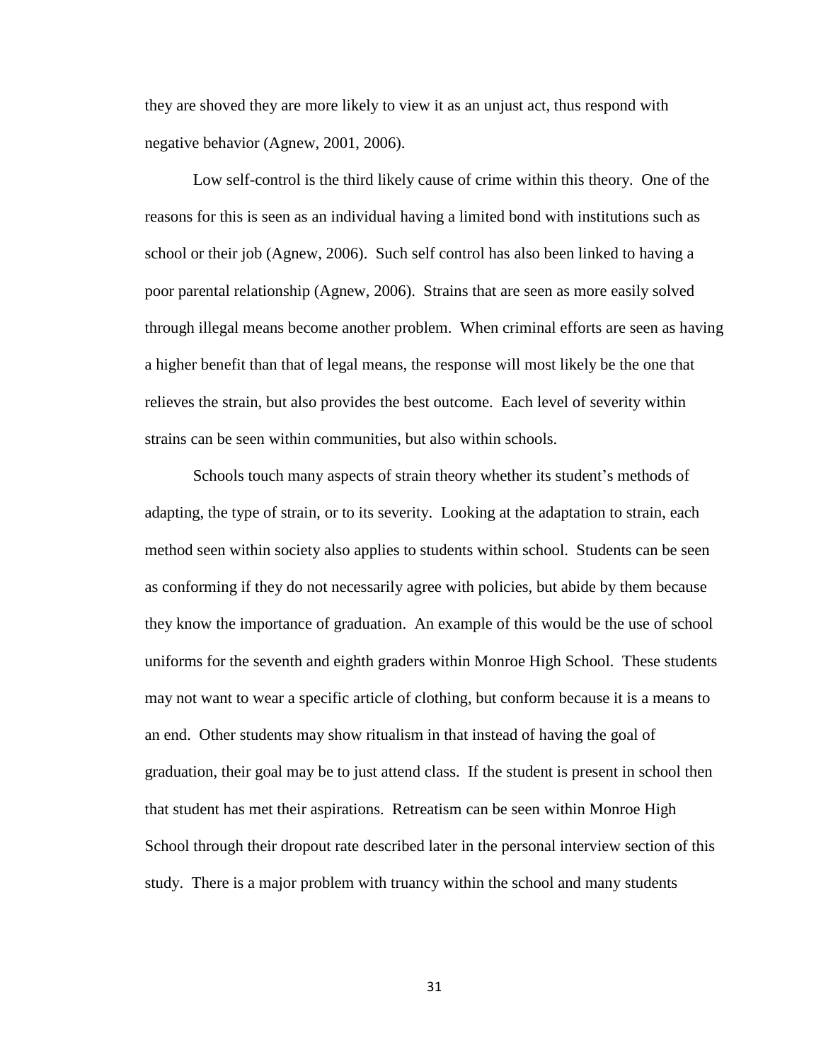they are shoved they are more likely to view it as an unjust act, thus respond with negative behavior (Agnew, 2001, 2006).

Low self-control is the third likely cause of crime within this theory. One of the reasons for this is seen as an individual having a limited bond with institutions such as school or their job (Agnew, 2006). Such self control has also been linked to having a poor parental relationship (Agnew, 2006). Strains that are seen as more easily solved through illegal means become another problem. When criminal efforts are seen as having a higher benefit than that of legal means, the response will most likely be the one that relieves the strain, but also provides the best outcome. Each level of severity within strains can be seen within communities, but also within schools.

Schools touch many aspects of strain theory whether its student's methods of adapting, the type of strain, or to its severity. Looking at the adaptation to strain, each method seen within society also applies to students within school. Students can be seen as conforming if they do not necessarily agree with policies, but abide by them because they know the importance of graduation. An example of this would be the use of school uniforms for the seventh and eighth graders within Monroe High School. These students may not want to wear a specific article of clothing, but conform because it is a means to an end. Other students may show ritualism in that instead of having the goal of graduation, their goal may be to just attend class. If the student is present in school then that student has met their aspirations. Retreatism can be seen within Monroe High School through their dropout rate described later in the personal interview section of this study. There is a major problem with truancy within the school and many students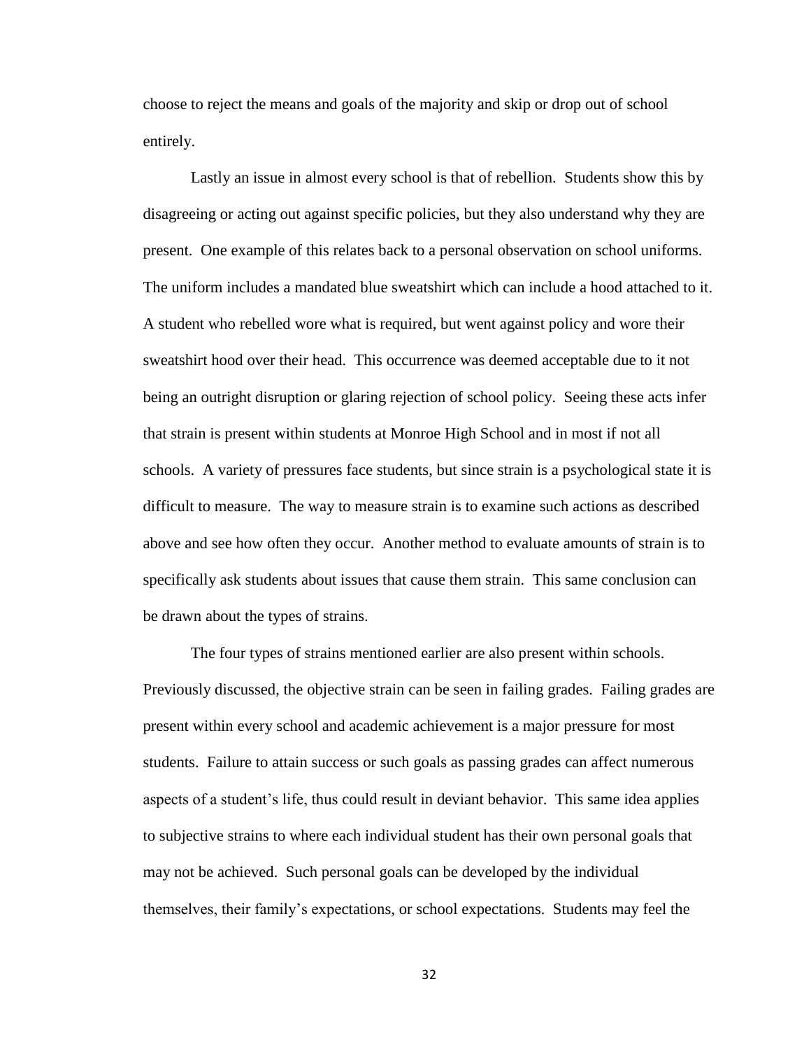choose to reject the means and goals of the majority and skip or drop out of school entirely.

Lastly an issue in almost every school is that of rebellion. Students show this by disagreeing or acting out against specific policies, but they also understand why they are present. One example of this relates back to a personal observation on school uniforms. The uniform includes a mandated blue sweatshirt which can include a hood attached to it. A student who rebelled wore what is required, but went against policy and wore their sweatshirt hood over their head. This occurrence was deemed acceptable due to it not being an outright disruption or glaring rejection of school policy. Seeing these acts infer that strain is present within students at Monroe High School and in most if not all schools. A variety of pressures face students, but since strain is a psychological state it is difficult to measure. The way to measure strain is to examine such actions as described above and see how often they occur. Another method to evaluate amounts of strain is to specifically ask students about issues that cause them strain. This same conclusion can be drawn about the types of strains.

The four types of strains mentioned earlier are also present within schools. Previously discussed, the objective strain can be seen in failing grades. Failing grades are present within every school and academic achievement is a major pressure for most students. Failure to attain success or such goals as passing grades can affect numerous aspects of a student's life, thus could result in deviant behavior. This same idea applies to subjective strains to where each individual student has their own personal goals that may not be achieved. Such personal goals can be developed by the individual themselves, their family's expectations, or school expectations. Students may feel the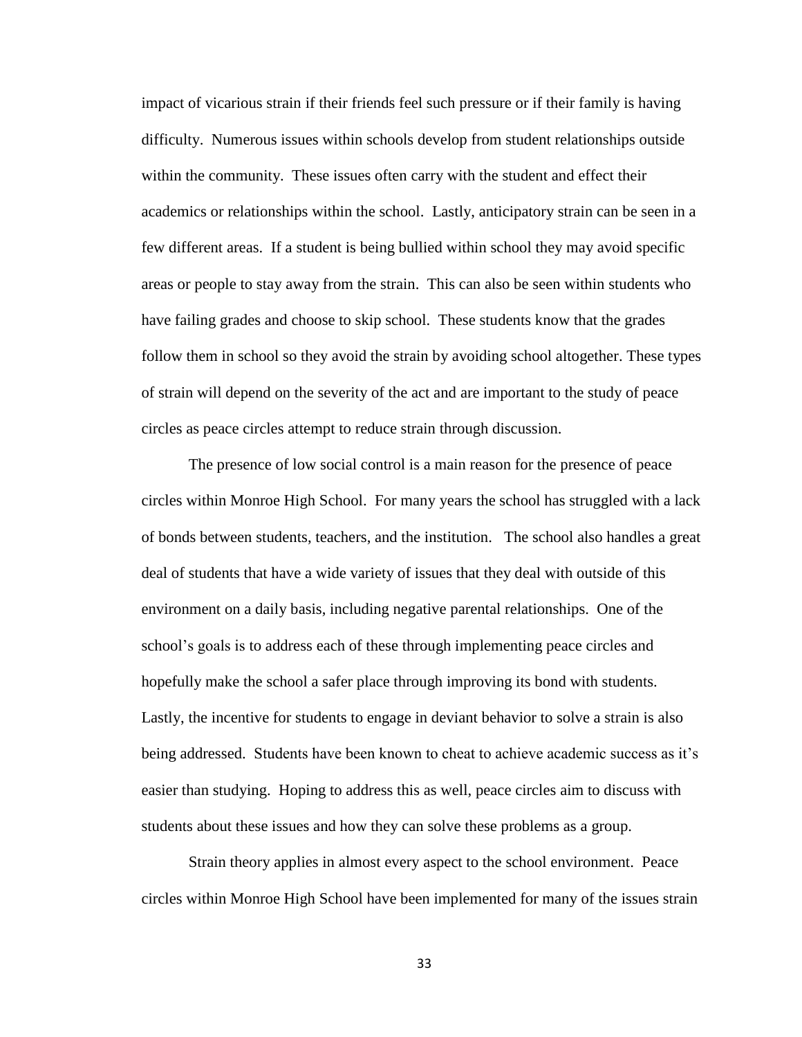impact of vicarious strain if their friends feel such pressure or if their family is having difficulty. Numerous issues within schools develop from student relationships outside within the community. These issues often carry with the student and effect their academics or relationships within the school. Lastly, anticipatory strain can be seen in a few different areas. If a student is being bullied within school they may avoid specific areas or people to stay away from the strain. This can also be seen within students who have failing grades and choose to skip school. These students know that the grades follow them in school so they avoid the strain by avoiding school altogether. These types of strain will depend on the severity of the act and are important to the study of peace circles as peace circles attempt to reduce strain through discussion.

The presence of low social control is a main reason for the presence of peace circles within Monroe High School. For many years the school has struggled with a lack of bonds between students, teachers, and the institution. The school also handles a great deal of students that have a wide variety of issues that they deal with outside of this environment on a daily basis, including negative parental relationships. One of the school's goals is to address each of these through implementing peace circles and hopefully make the school a safer place through improving its bond with students. Lastly, the incentive for students to engage in deviant behavior to solve a strain is also being addressed. Students have been known to cheat to achieve academic success as it's easier than studying. Hoping to address this as well, peace circles aim to discuss with students about these issues and how they can solve these problems as a group.

Strain theory applies in almost every aspect to the school environment. Peace circles within Monroe High School have been implemented for many of the issues strain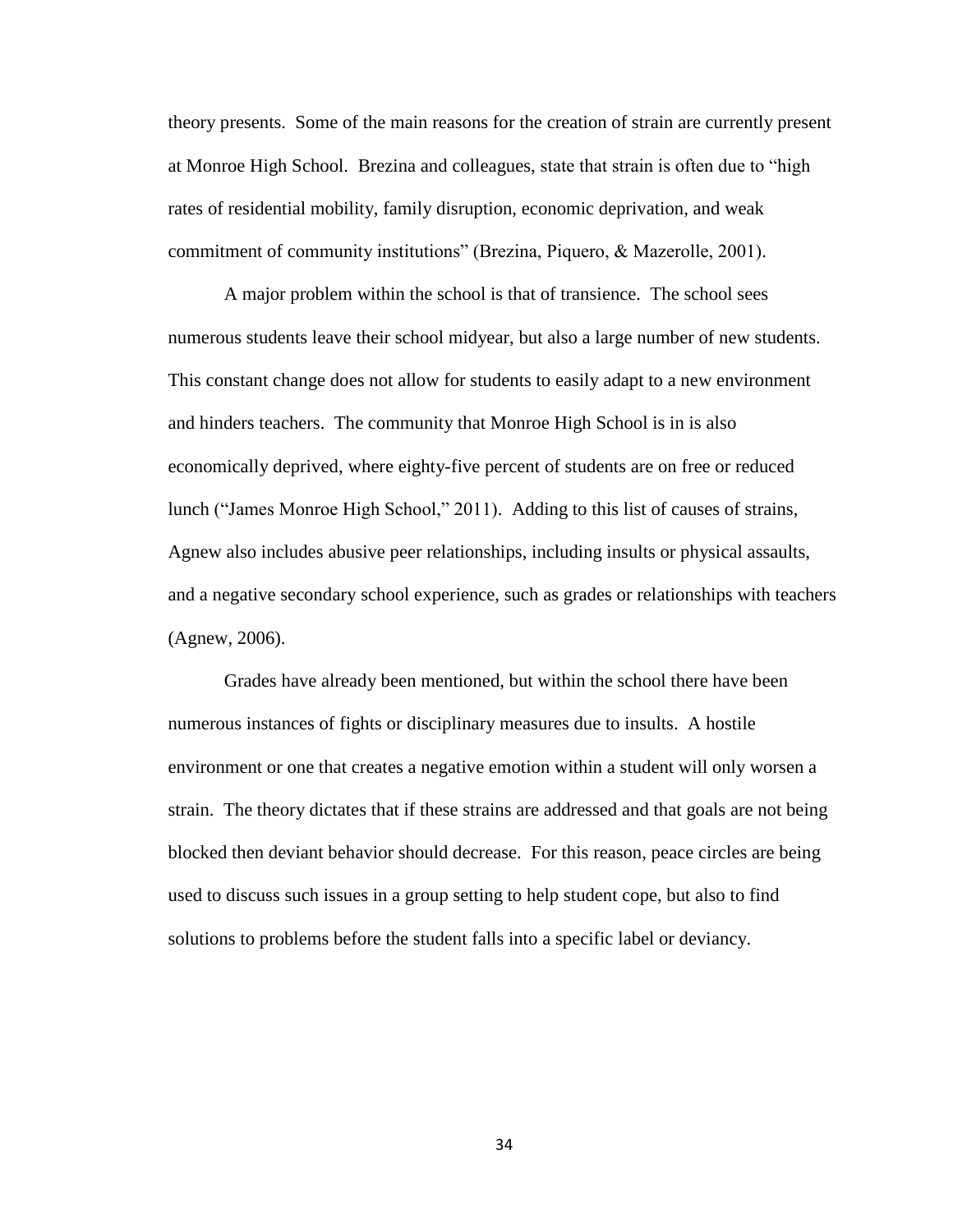theory presents. Some of the main reasons for the creation of strain are currently present at Monroe High School. Brezina and colleagues, state that strain is often due to "high rates of residential mobility, family disruption, economic deprivation, and weak commitment of community institutions" (Brezina, Piquero, & Mazerolle, 2001).

A major problem within the school is that of transience. The school sees numerous students leave their school midyear, but also a large number of new students. This constant change does not allow for students to easily adapt to a new environment and hinders teachers. The community that Monroe High School is in is also economically deprived, where eighty-five percent of students are on free or reduced lunch ("James Monroe High School," 2011). Adding to this list of causes of strains, Agnew also includes abusive peer relationships, including insults or physical assaults, and a negative secondary school experience, such as grades or relationships with teachers (Agnew, 2006).

Grades have already been mentioned, but within the school there have been numerous instances of fights or disciplinary measures due to insults. A hostile environment or one that creates a negative emotion within a student will only worsen a strain. The theory dictates that if these strains are addressed and that goals are not being blocked then deviant behavior should decrease. For this reason, peace circles are being used to discuss such issues in a group setting to help student cope, but also to find solutions to problems before the student falls into a specific label or deviancy.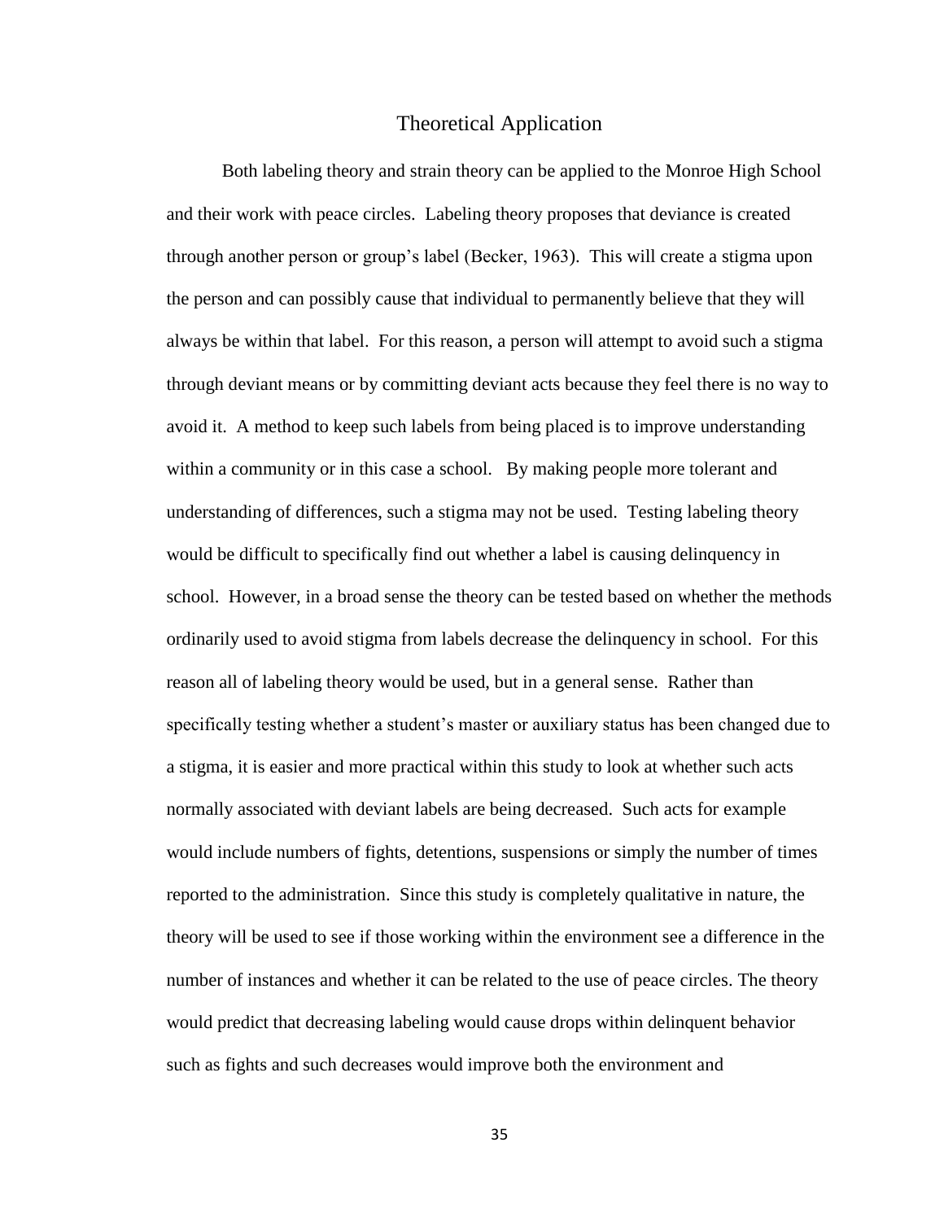## Theoretical Application

Both labeling theory and strain theory can be applied to the Monroe High School and their work with peace circles. Labeling theory proposes that deviance is created through another person or group's label (Becker, 1963). This will create a stigma upon the person and can possibly cause that individual to permanently believe that they will always be within that label. For this reason, a person will attempt to avoid such a stigma through deviant means or by committing deviant acts because they feel there is no way to avoid it. A method to keep such labels from being placed is to improve understanding within a community or in this case a school. By making people more tolerant and understanding of differences, such a stigma may not be used. Testing labeling theory would be difficult to specifically find out whether a label is causing delinquency in school. However, in a broad sense the theory can be tested based on whether the methods ordinarily used to avoid stigma from labels decrease the delinquency in school. For this reason all of labeling theory would be used, but in a general sense. Rather than specifically testing whether a student's master or auxiliary status has been changed due to a stigma, it is easier and more practical within this study to look at whether such acts normally associated with deviant labels are being decreased. Such acts for example would include numbers of fights, detentions, suspensions or simply the number of times reported to the administration. Since this study is completely qualitative in nature, the theory will be used to see if those working within the environment see a difference in the number of instances and whether it can be related to the use of peace circles. The theory would predict that decreasing labeling would cause drops within delinquent behavior such as fights and such decreases would improve both the environment and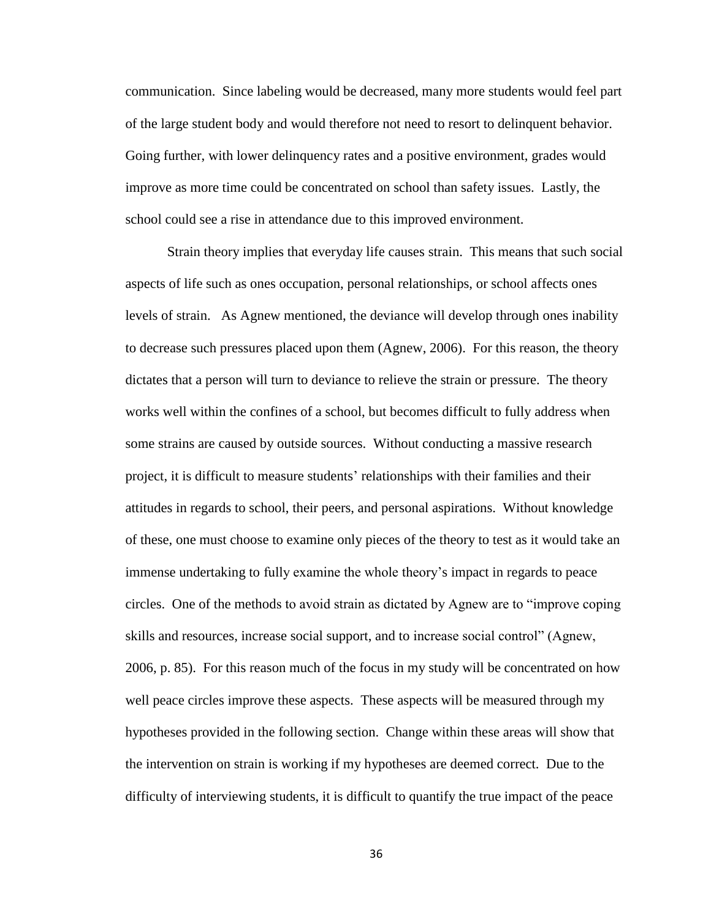communication. Since labeling would be decreased, many more students would feel part of the large student body and would therefore not need to resort to delinquent behavior. Going further, with lower delinquency rates and a positive environment, grades would improve as more time could be concentrated on school than safety issues. Lastly, the school could see a rise in attendance due to this improved environment.

Strain theory implies that everyday life causes strain. This means that such social aspects of life such as ones occupation, personal relationships, or school affects ones levels of strain. As Agnew mentioned, the deviance will develop through ones inability to decrease such pressures placed upon them (Agnew, 2006). For this reason, the theory dictates that a person will turn to deviance to relieve the strain or pressure. The theory works well within the confines of a school, but becomes difficult to fully address when some strains are caused by outside sources. Without conducting a massive research project, it is difficult to measure students' relationships with their families and their attitudes in regards to school, their peers, and personal aspirations. Without knowledge of these, one must choose to examine only pieces of the theory to test as it would take an immense undertaking to fully examine the whole theory's impact in regards to peace circles. One of the methods to avoid strain as dictated by Agnew are to "improve coping skills and resources, increase social support, and to increase social control" (Agnew, 2006, p. 85). For this reason much of the focus in my study will be concentrated on how well peace circles improve these aspects. These aspects will be measured through my hypotheses provided in the following section. Change within these areas will show that the intervention on strain is working if my hypotheses are deemed correct. Due to the difficulty of interviewing students, it is difficult to quantify the true impact of the peace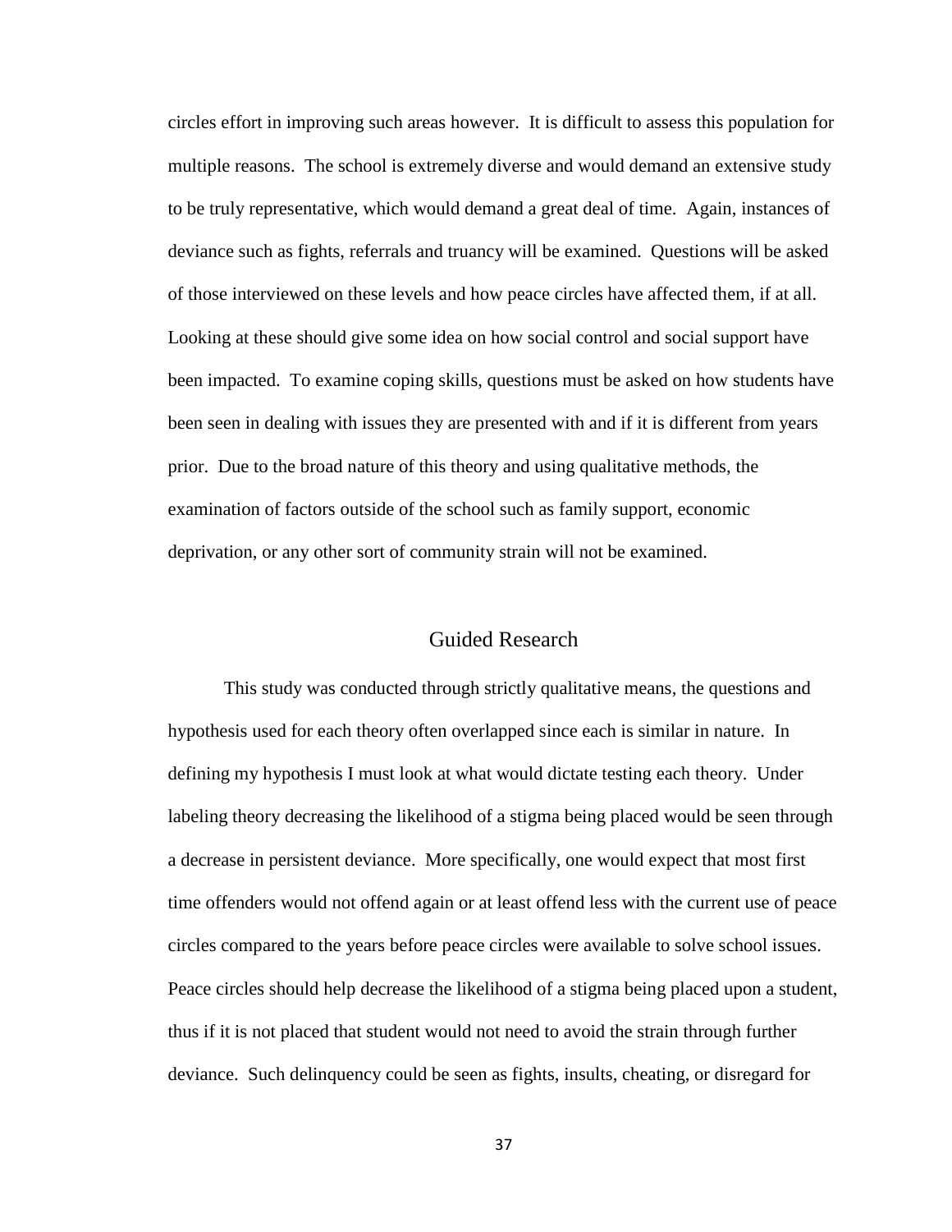circles effort in improving such areas however. It is difficult to assess this population for multiple reasons. The school is extremely diverse and would demand an extensive study to be truly representative, which would demand a great deal of time. Again, instances of deviance such as fights, referrals and truancy will be examined. Questions will be asked of those interviewed on these levels and how peace circles have affected them, if at all. Looking at these should give some idea on how social control and social support have been impacted. To examine coping skills, questions must be asked on how students have been seen in dealing with issues they are presented with and if it is different from years prior. Due to the broad nature of this theory and using qualitative methods, the examination of factors outside of the school such as family support, economic deprivation, or any other sort of community strain will not be examined.

## Guided Research

This study was conducted through strictly qualitative means, the questions and hypothesis used for each theory often overlapped since each is similar in nature. In defining my hypothesis I must look at what would dictate testing each theory. Under labeling theory decreasing the likelihood of a stigma being placed would be seen through a decrease in persistent deviance. More specifically, one would expect that most first time offenders would not offend again or at least offend less with the current use of peace circles compared to the years before peace circles were available to solve school issues. Peace circles should help decrease the likelihood of a stigma being placed upon a student, thus if it is not placed that student would not need to avoid the strain through further deviance. Such delinquency could be seen as fights, insults, cheating, or disregard for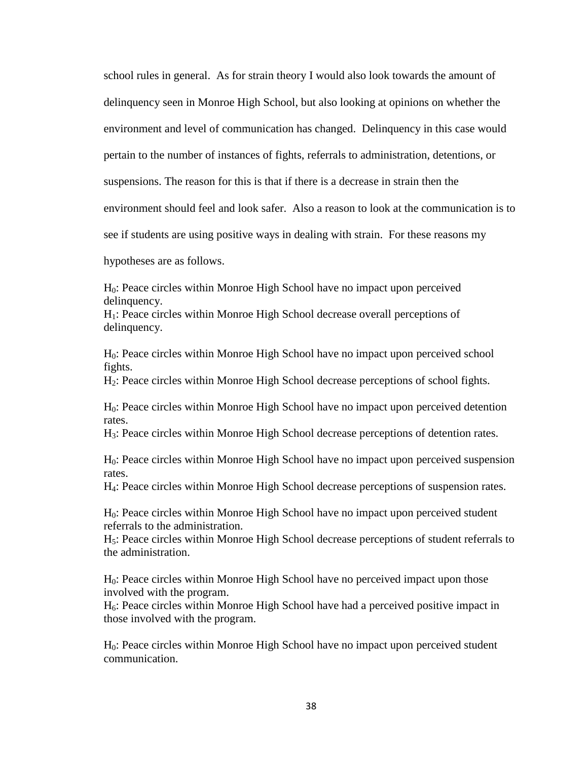school rules in general. As for strain theory I would also look towards the amount of delinquency seen in Monroe High School, but also looking at opinions on whether the environment and level of communication has changed. Delinquency in this case would pertain to the number of instances of fights, referrals to administration, detentions, or suspensions. The reason for this is that if there is a decrease in strain then the environment should feel and look safer. Also a reason to look at the communication is to see if students are using positive ways in dealing with strain. For these reasons my hypotheses are as follows.

$H_0$: Peace circles within Monroe High School have no impact upon perceived delinquency.
$H_1$: Peace circles within Monroe High School decrease overall perceptions of delinquency.

$H_0$: Peace circles within Monroe High School have no impact upon perceived school fights.
$H_2$: Peace circles within Monroe High School decrease perceptions of school fights.

$H_0$: Peace circles within Monroe High School have no impact upon perceived detention rates.
$H_3$: Peace circles within Monroe High School decrease perceptions of detention rates.

$H_0$: Peace circles within Monroe High School have no impact upon perceived suspension rates.
$H_4$: Peace circles within Monroe High School decrease perceptions of suspension rates.

$H_0$: Peace circles within Monroe High School have no impact upon perceived student referrals to the administration.
$H_5$: Peace circles within Monroe High School decrease perceptions of student referrals to the administration.

$H_0$: Peace circles within Monroe High School have no perceived impact upon those involved with the program.
$H_6$: Peace circles within Monroe High School have had a perceived positive impact in those involved with the program.

$H_0$: Peace circles within Monroe High School have no impact upon perceived student communication.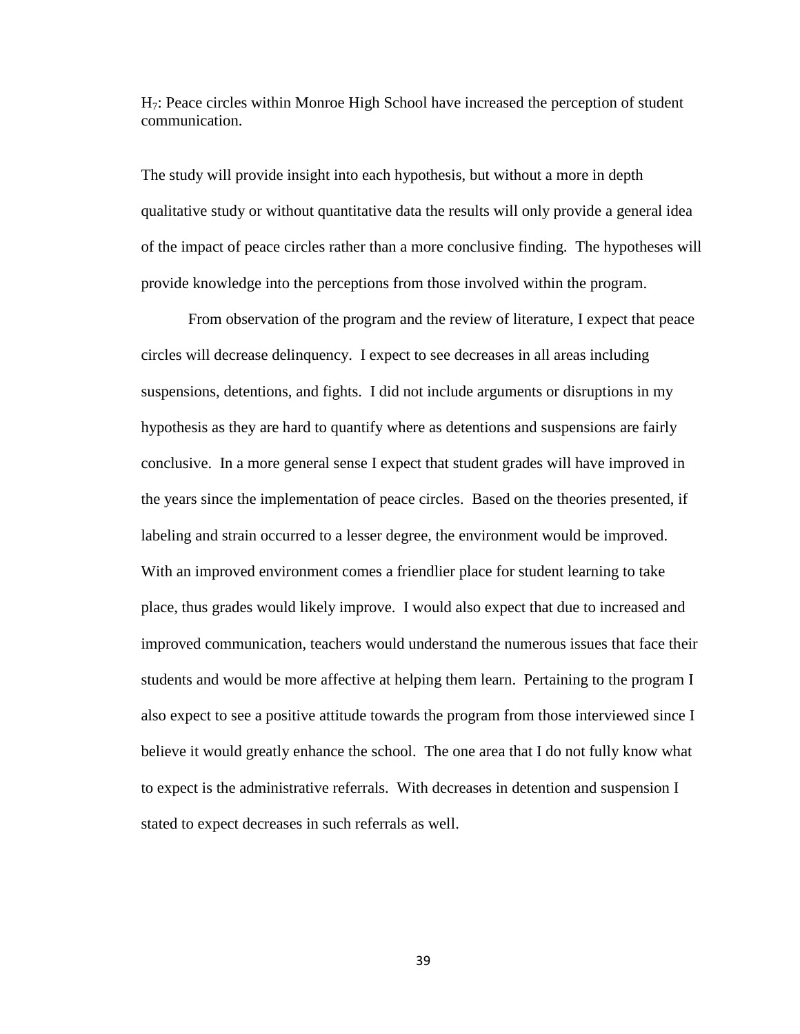$H_7$: Peace circles within Monroe High School have increased the perception of student communication.

The study will provide insight into each hypothesis, but without a more in depth qualitative study or without quantitative data the results will only provide a general idea of the impact of peace circles rather than a more conclusive finding. The hypotheses will provide knowledge into the perceptions from those involved within the program.

From observation of the program and the review of literature, I expect that peace circles will decrease delinquency. I expect to see decreases in all areas including suspensions, detentions, and fights. I did not include arguments or disruptions in my hypothesis as they are hard to quantify where as detentions and suspensions are fairly conclusive. In a more general sense I expect that student grades will have improved in the years since the implementation of peace circles. Based on the theories presented, if labeling and strain occurred to a lesser degree, the environment would be improved. With an improved environment comes a friendlier place for student learning to take place, thus grades would likely improve. I would also expect that due to increased and improved communication, teachers would understand the numerous issues that face their students and would be more affective at helping them learn. Pertaining to the program I also expect to see a positive attitude towards the program from those interviewed since I believe it would greatly enhance the school. The one area that I do not fully know what to expect is the administrative referrals. With decreases in detention and suspension I stated to expect decreases in such referrals as well.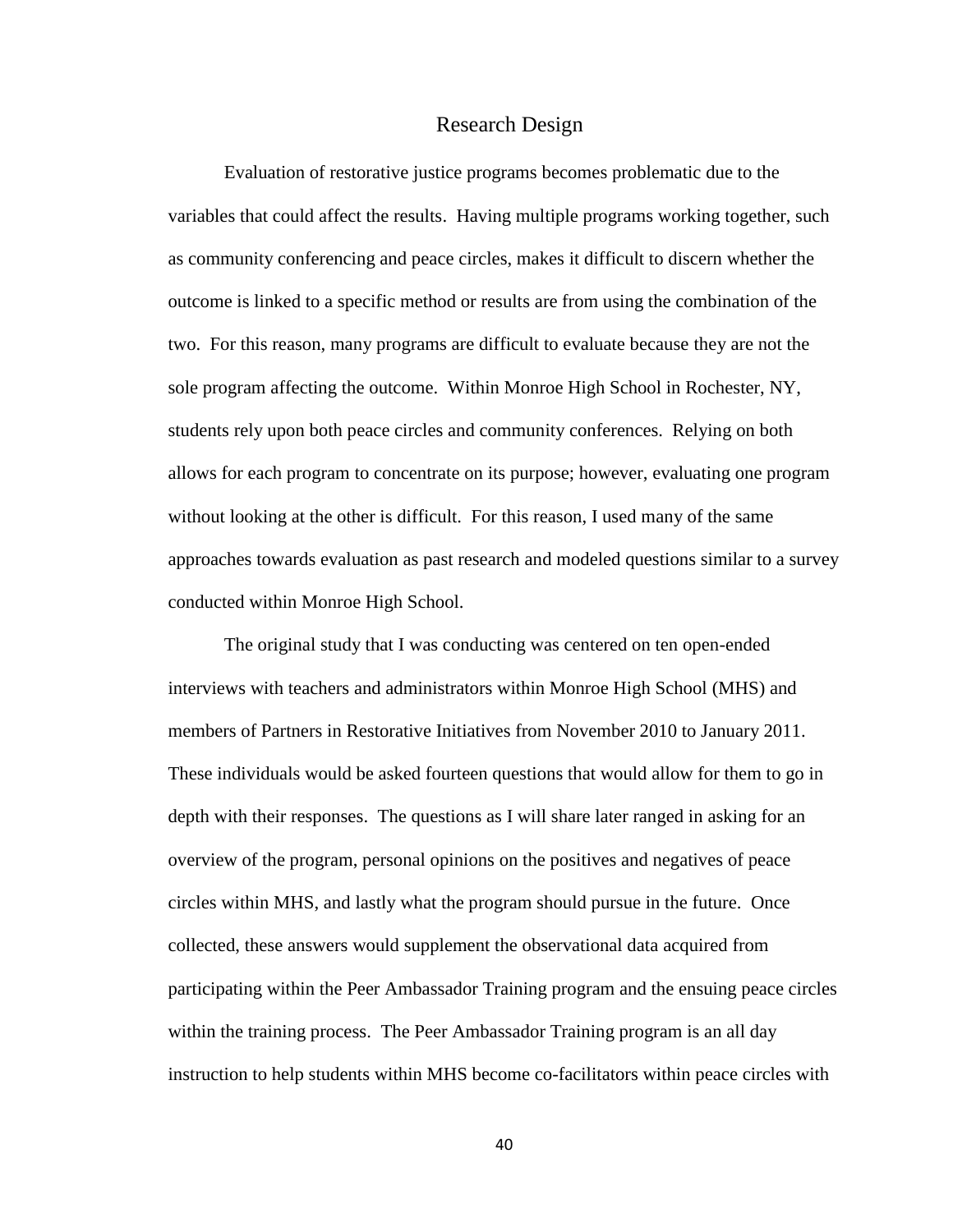## Research Design

Evaluation of restorative justice programs becomes problematic due to the variables that could affect the results. Having multiple programs working together, such as community conferencing and peace circles, makes it difficult to discern whether the outcome is linked to a specific method or results are from using the combination of the two. For this reason, many programs are difficult to evaluate because they are not the sole program affecting the outcome. Within Monroe High School in Rochester, NY, students rely upon both peace circles and community conferences. Relying on both allows for each program to concentrate on its purpose; however, evaluating one program without looking at the other is difficult. For this reason, I used many of the same approaches towards evaluation as past research and modeled questions similar to a survey conducted within Monroe High School.

The original study that I was conducting was centered on ten open-ended interviews with teachers and administrators within Monroe High School (MHS) and members of Partners in Restorative Initiatives from November 2010 to January 2011. These individuals would be asked fourteen questions that would allow for them to go in depth with their responses. The questions as I will share later ranged in asking for an overview of the program, personal opinions on the positives and negatives of peace circles within MHS, and lastly what the program should pursue in the future. Once collected, these answers would supplement the observational data acquired from participating within the Peer Ambassador Training program and the ensuing peace circles within the training process. The Peer Ambassador Training program is an all day instruction to help students within MHS become co-facilitators within peace circles with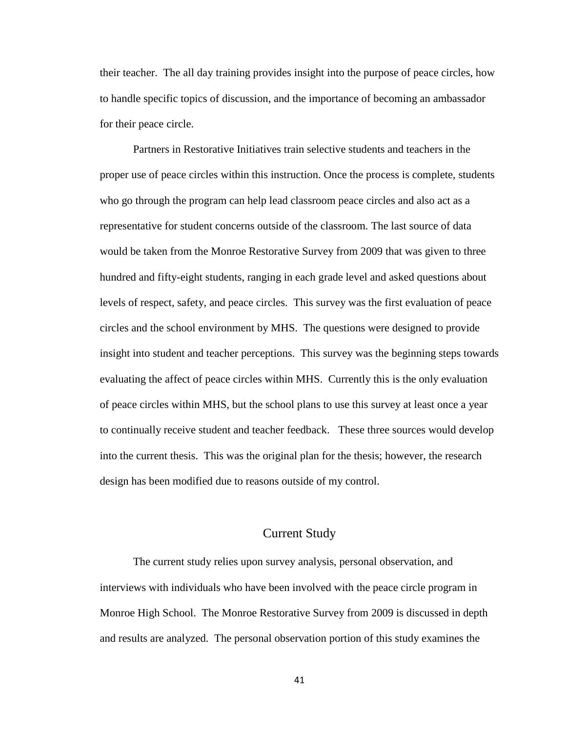their teacher. The all day training provides insight into the purpose of peace circles, how to handle specific topics of discussion, and the importance of becoming an ambassador for their peace circle.

Partners in Restorative Initiatives train selective students and teachers in the proper use of peace circles within this instruction. Once the process is complete, students who go through the program can help lead classroom peace circles and also act as a representative for student concerns outside of the classroom. The last source of data would be taken from the Monroe Restorative Survey from 2009 that was given to three hundred and fifty-eight students, ranging in each grade level and asked questions about levels of respect, safety, and peace circles. This survey was the first evaluation of peace circles and the school environment by MHS. The questions were designed to provide insight into student and teacher perceptions. This survey was the beginning steps towards evaluating the affect of peace circles within MHS. Currently this is the only evaluation of peace circles within MHS, but the school plans to use this survey at least once a year to continually receive student and teacher feedback. These three sources would develop into the current thesis. This was the original plan for the thesis; however, the research design has been modified due to reasons outside of my control.

## Current Study

The current study relies upon survey analysis, personal observation, and interviews with individuals who have been involved with the peace circle program in Monroe High School. The Monroe Restorative Survey from 2009 is discussed in depth and results are analyzed. The personal observation portion of this study examines the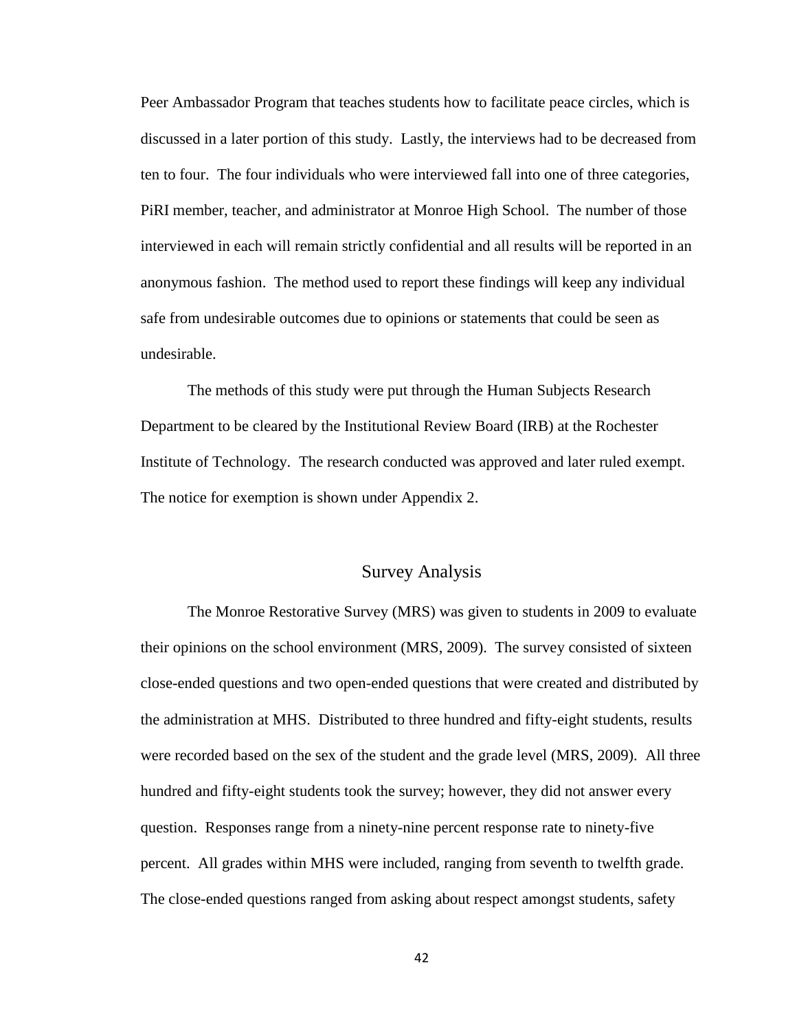Peer Ambassador Program that teaches students how to facilitate peace circles, which is discussed in a later portion of this study. Lastly, the interviews had to be decreased from ten to four. The four individuals who were interviewed fall into one of three categories, PiRI member, teacher, and administrator at Monroe High School. The number of those interviewed in each will remain strictly confidential and all results will be reported in an anonymous fashion. The method used to report these findings will keep any individual safe from undesirable outcomes due to opinions or statements that could be seen as undesirable.

The methods of this study were put through the Human Subjects Research Department to be cleared by the Institutional Review Board (IRB) at the Rochester Institute of Technology. The research conducted was approved and later ruled exempt. The notice for exemption is shown under Appendix 2.

## Survey Analysis

The Monroe Restorative Survey (MRS) was given to students in 2009 to evaluate their opinions on the school environment (MRS, 2009). The survey consisted of sixteen close-ended questions and two open-ended questions that were created and distributed by the administration at MHS. Distributed to three hundred and fifty-eight students, results were recorded based on the sex of the student and the grade level (MRS, 2009). All three hundred and fifty-eight students took the survey; however, they did not answer every question. Responses range from a ninety-nine percent response rate to ninety-five percent. All grades within MHS were included, ranging from seventh to twelfth grade. The close-ended questions ranged from asking about respect amongst students, safety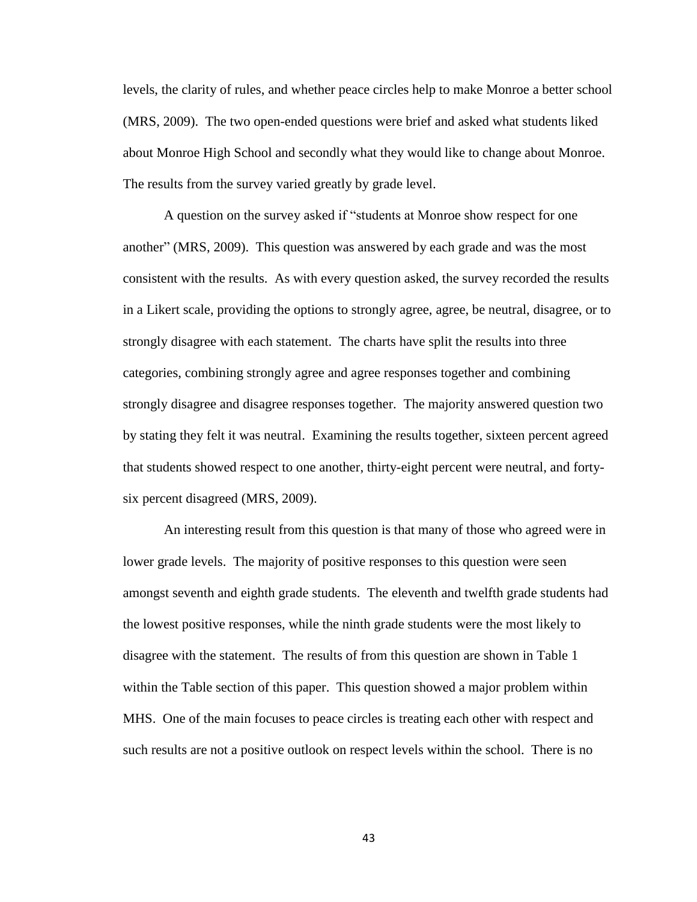levels, the clarity of rules, and whether peace circles help to make Monroe a better school (MRS, 2009). The two open-ended questions were brief and asked what students liked about Monroe High School and secondly what they would like to change about Monroe. The results from the survey varied greatly by grade level.

A question on the survey asked if "students at Monroe show respect for one another" (MRS, 2009). This question was answered by each grade and was the most consistent with the results. As with every question asked, the survey recorded the results in a Likert scale, providing the options to strongly agree, agree, be neutral, disagree, or to strongly disagree with each statement. The charts have split the results into three categories, combining strongly agree and agree responses together and combining strongly disagree and disagree responses together. The majority answered question two by stating they felt it was neutral. Examining the results together, sixteen percent agreed that students showed respect to one another, thirty-eight percent were neutral, and forty-six percent disagreed (MRS, 2009).

An interesting result from this question is that many of those who agreed were in lower grade levels. The majority of positive responses to this question were seen amongst seventh and eighth grade students. The eleventh and twelfth grade students had the lowest positive responses, while the ninth grade students were the most likely to disagree with the statement. The results of from this question are shown in Table 1 within the Table section of this paper. This question showed a major problem within MHS. One of the main focuses to peace circles is treating each other with respect and such results are not a positive outlook on respect levels within the school. There is no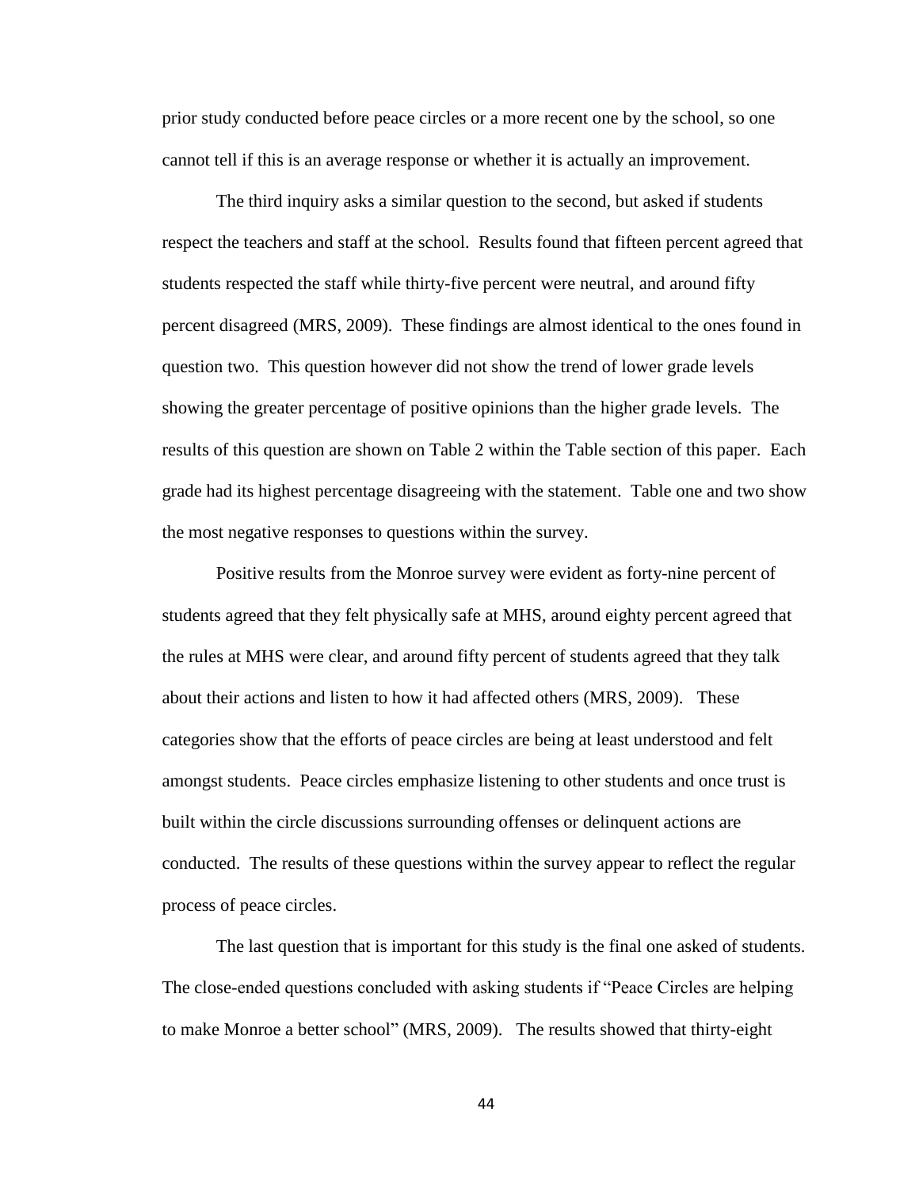prior study conducted before peace circles or a more recent one by the school, so one cannot tell if this is an average response or whether it is actually an improvement.

The third inquiry asks a similar question to the second, but asked if students respect the teachers and staff at the school. Results found that fifteen percent agreed that students respected the staff while thirty-five percent were neutral, and around fifty percent disagreed (MRS, 2009). These findings are almost identical to the ones found in question two. This question however did not show the trend of lower grade levels showing the greater percentage of positive opinions than the higher grade levels. The results of this question are shown on Table 2 within the Table section of this paper. Each grade had its highest percentage disagreeing with the statement. Table one and two show the most negative responses to questions within the survey.

Positive results from the Monroe survey were evident as forty-nine percent of students agreed that they felt physically safe at MHS, around eighty percent agreed that the rules at MHS were clear, and around fifty percent of students agreed that they talk about their actions and listen to how it had affected others (MRS, 2009). These categories show that the efforts of peace circles are being at least understood and felt amongst students. Peace circles emphasize listening to other students and once trust is built within the circle discussions surrounding offenses or delinquent actions are conducted. The results of these questions within the survey appear to reflect the regular process of peace circles.

The last question that is important for this study is the final one asked of students. The close-ended questions concluded with asking students if "Peace Circles are helping to make Monroe a better school" (MRS, 2009). The results showed that thirty-eight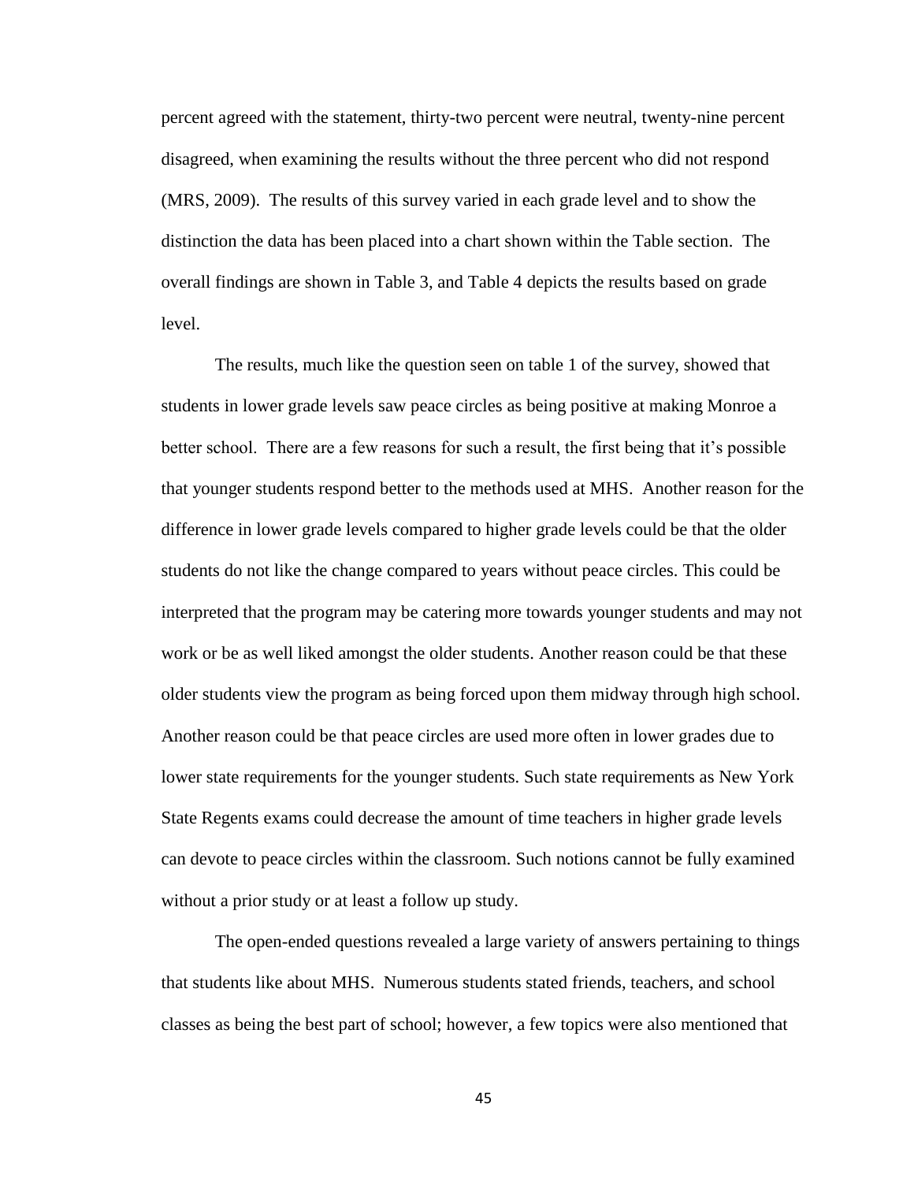percent agreed with the statement, thirty-two percent were neutral, twenty-nine percent disagreed, when examining the results without the three percent who did not respond (MRS, 2009). The results of this survey varied in each grade level and to show the distinction the data has been placed into a chart shown within the Table section. The overall findings are shown in Table 3, and Table 4 depicts the results based on grade level.

The results, much like the question seen on table 1 of the survey, showed that students in lower grade levels saw peace circles as being positive at making Monroe a better school. There are a few reasons for such a result, the first being that it's possible that younger students respond better to the methods used at MHS. Another reason for the difference in lower grade levels compared to higher grade levels could be that the older students do not like the change compared to years without peace circles. This could be interpreted that the program may be catering more towards younger students and may not work or be as well liked amongst the older students. Another reason could be that these older students view the program as being forced upon them midway through high school. Another reason could be that peace circles are used more often in lower grades due to lower state requirements for the younger students. Such state requirements as New York State Regents exams could decrease the amount of time teachers in higher grade levels can devote to peace circles within the classroom. Such notions cannot be fully examined without a prior study or at least a follow up study.

The open-ended questions revealed a large variety of answers pertaining to things that students like about MHS. Numerous students stated friends, teachers, and school classes as being the best part of school; however, a few topics were also mentioned that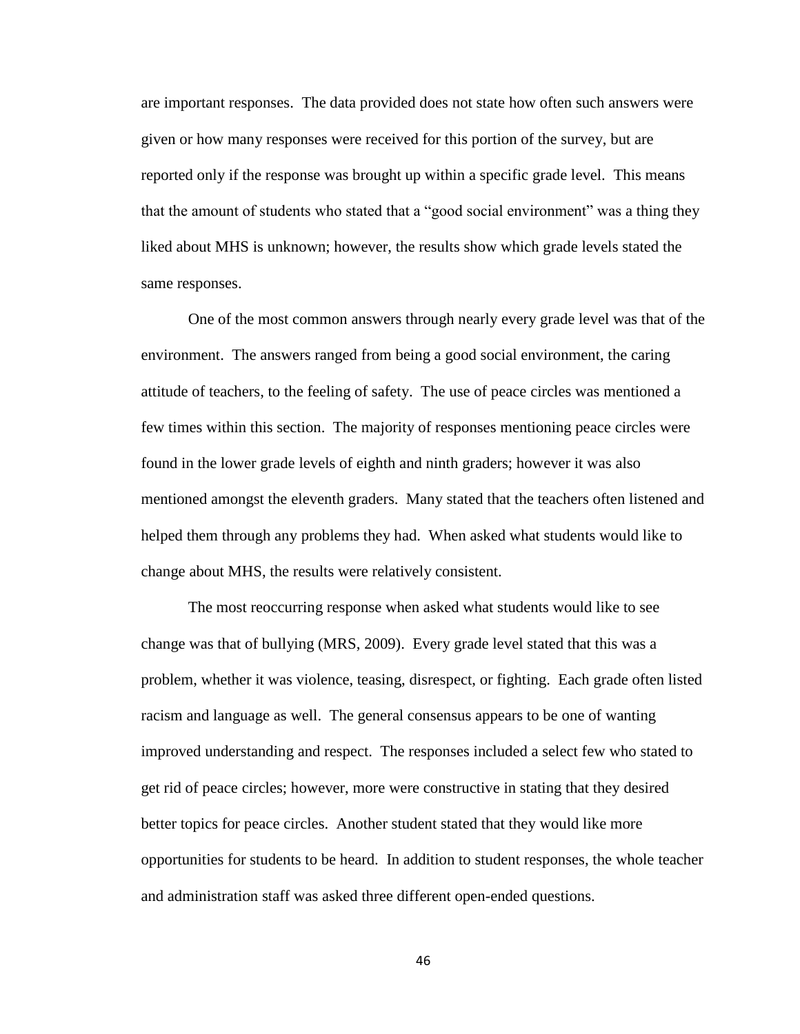are important responses. The data provided does not state how often such answers were given or how many responses were received for this portion of the survey, but are reported only if the response was brought up within a specific grade level. This means that the amount of students who stated that a "good social environment" was a thing they liked about MHS is unknown; however, the results show which grade levels stated the same responses.

One of the most common answers through nearly every grade level was that of the environment. The answers ranged from being a good social environment, the caring attitude of teachers, to the feeling of safety. The use of peace circles was mentioned a few times within this section. The majority of responses mentioning peace circles were found in the lower grade levels of eighth and ninth graders; however it was also mentioned amongst the eleventh graders. Many stated that the teachers often listened and helped them through any problems they had. When asked what students would like to change about MHS, the results were relatively consistent.

The most reoccurring response when asked what students would like to see change was that of bullying (MRS, 2009). Every grade level stated that this was a problem, whether it was violence, teasing, disrespect, or fighting. Each grade often listed racism and language as well. The general consensus appears to be one of wanting improved understanding and respect. The responses included a select few who stated to get rid of peace circles; however, more were constructive in stating that they desired better topics for peace circles. Another student stated that they would like more opportunities for students to be heard. In addition to student responses, the whole teacher and administration staff was asked three different open-ended questions.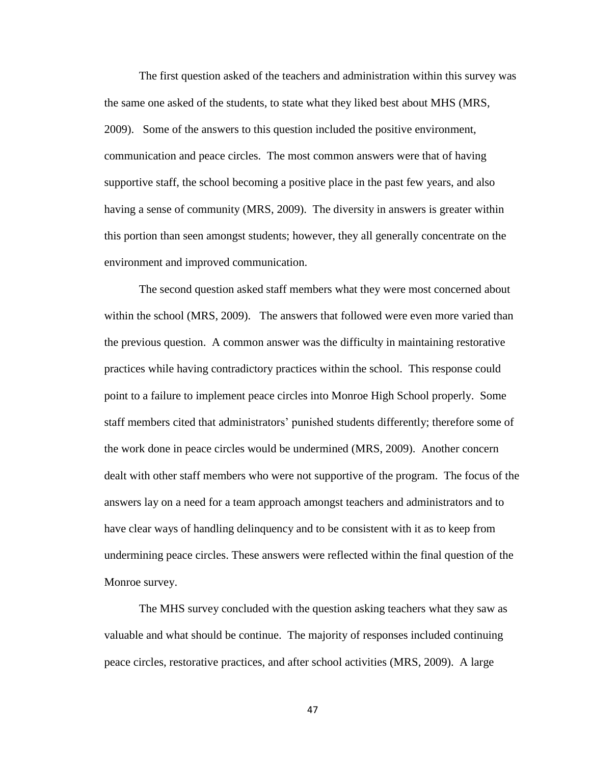The first question asked of the teachers and administration within this survey was the same one asked of the students, to state what they liked best about MHS (MRS, 2009). Some of the answers to this question included the positive environment, communication and peace circles. The most common answers were that of having supportive staff, the school becoming a positive place in the past few years, and also having a sense of community (MRS, 2009). The diversity in answers is greater within this portion than seen amongst students; however, they all generally concentrate on the environment and improved communication.

The second question asked staff members what they were most concerned about within the school (MRS, 2009). The answers that followed were even more varied than the previous question. A common answer was the difficulty in maintaining restorative practices while having contradictory practices within the school. This response could point to a failure to implement peace circles into Monroe High School properly. Some staff members cited that administrators' punished students differently; therefore some of the work done in peace circles would be undermined (MRS, 2009). Another concern dealt with other staff members who were not supportive of the program. The focus of the answers lay on a need for a team approach amongst teachers and administrators and to have clear ways of handling delinquency and to be consistent with it as to keep from undermining peace circles. These answers were reflected within the final question of the Monroe survey.

The MHS survey concluded with the question asking teachers what they saw as valuable and what should be continue. The majority of responses included continuing peace circles, restorative practices, and after school activities (MRS, 2009). A large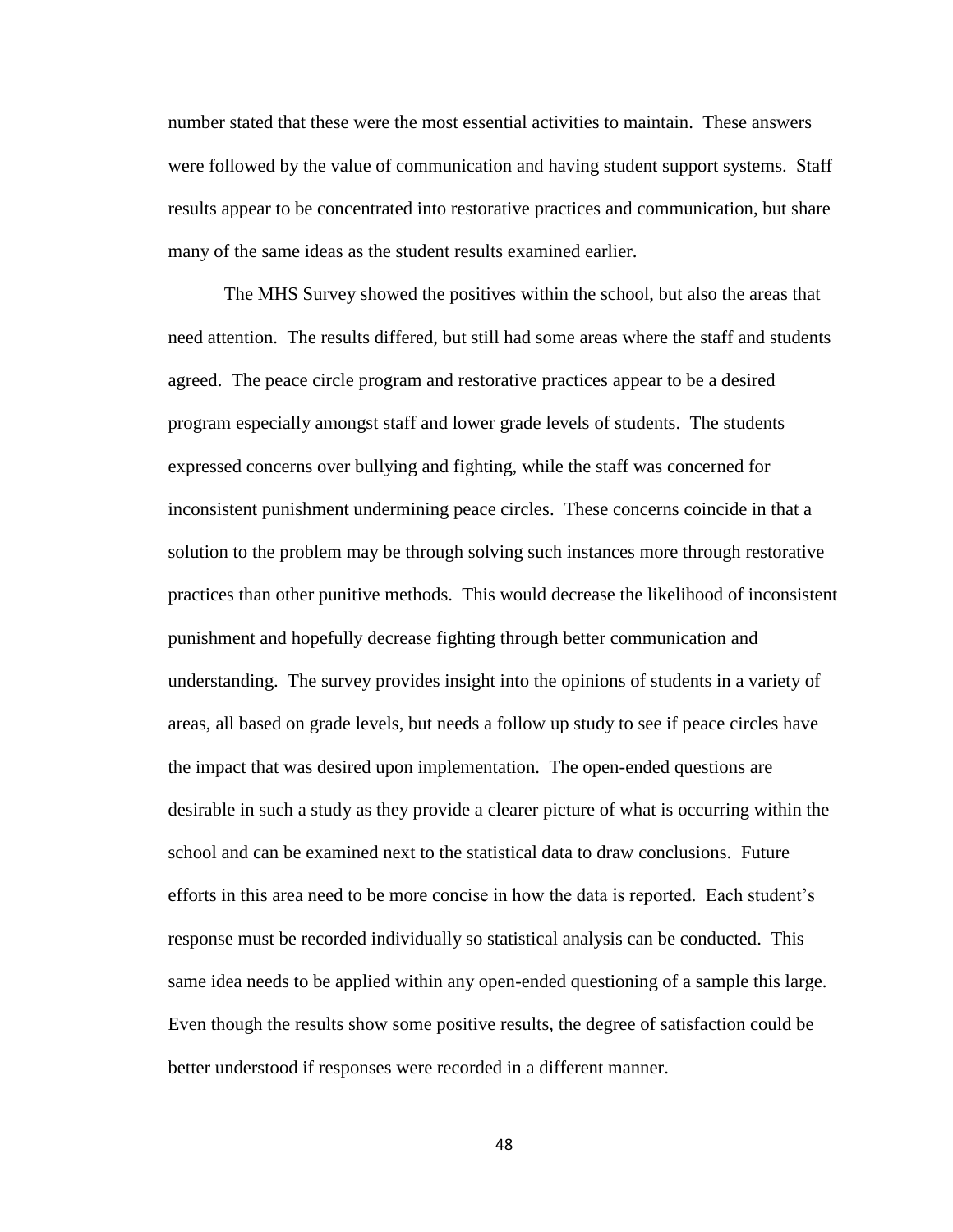number stated that these were the most essential activities to maintain. These answers were followed by the value of communication and having student support systems. Staff results appear to be concentrated into restorative practices and communication, but share many of the same ideas as the student results examined earlier.

The MHS Survey showed the positives within the school, but also the areas that need attention. The results differed, but still had some areas where the staff and students agreed. The peace circle program and restorative practices appear to be a desired program especially amongst staff and lower grade levels of students. The students expressed concerns over bullying and fighting, while the staff was concerned for inconsistent punishment undermining peace circles. These concerns coincide in that a solution to the problem may be through solving such instances more through restorative practices than other punitive methods. This would decrease the likelihood of inconsistent punishment and hopefully decrease fighting through better communication and understanding. The survey provides insight into the opinions of students in a variety of areas, all based on grade levels, but needs a follow up study to see if peace circles have the impact that was desired upon implementation. The open-ended questions are desirable in such a study as they provide a clearer picture of what is occurring within the school and can be examined next to the statistical data to draw conclusions. Future efforts in this area need to be more concise in how the data is reported. Each student's response must be recorded individually so statistical analysis can be conducted. This same idea needs to be applied within any open-ended questioning of a sample this large. Even though the results show some positive results, the degree of satisfaction could be better understood if responses were recorded in a different manner.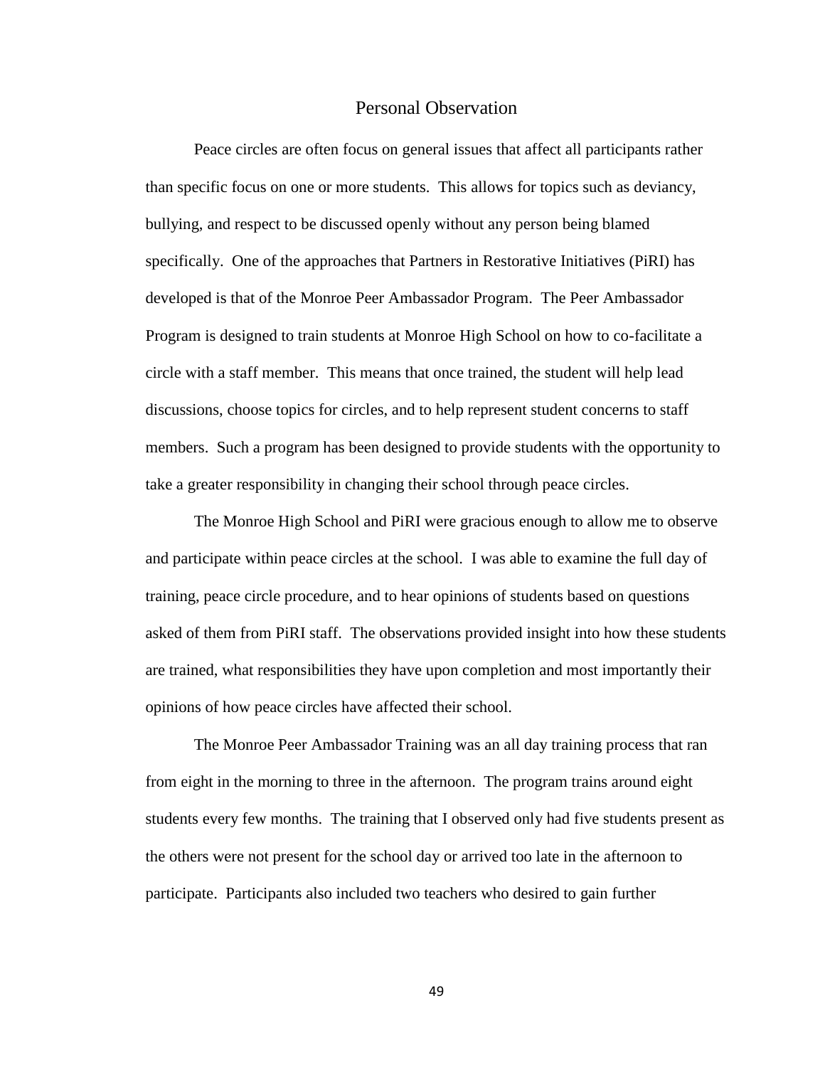# Personal Observation

Peace circles are often focus on general issues that affect all participants rather than specific focus on one or more students. This allows for topics such as deviancy, bullying, and respect to be discussed openly without any person being blamed specifically. One of the approaches that Partners in Restorative Initiatives (PiRI) has developed is that of the Monroe Peer Ambassador Program. The Peer Ambassador Program is designed to train students at Monroe High School on how to co-facilitate a circle with a staff member. This means that once trained, the student will help lead discussions, choose topics for circles, and to help represent student concerns to staff members. Such a program has been designed to provide students with the opportunity to take a greater responsibility in changing their school through peace circles.

The Monroe High School and PiRI were gracious enough to allow me to observe and participate within peace circles at the school. I was able to examine the full day of training, peace circle procedure, and to hear opinions of students based on questions asked of them from PiRI staff. The observations provided insight into how these students are trained, what responsibilities they have upon completion and most importantly their opinions of how peace circles have affected their school.

The Monroe Peer Ambassador Training was an all day training process that ran from eight in the morning to three in the afternoon. The program trains around eight students every few months. The training that I observed only had five students present as the others were not present for the school day or arrived too late in the afternoon to participate. Participants also included two teachers who desired to gain further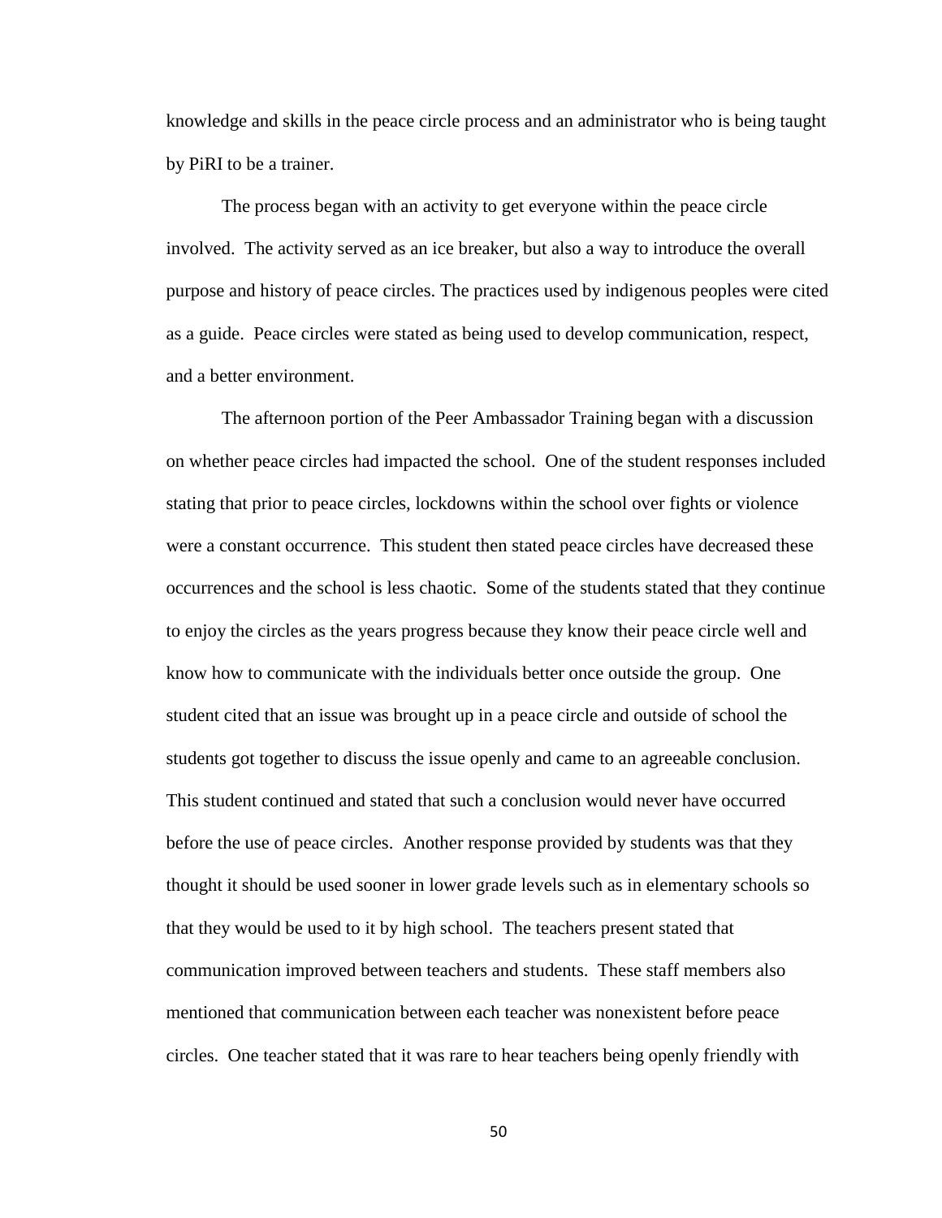knowledge and skills in the peace circle process and an administrator who is being taught by PiRI to be a trainer.

The process began with an activity to get everyone within the peace circle involved. The activity served as an ice breaker, but also a way to introduce the overall purpose and history of peace circles. The practices used by indigenous peoples were cited as a guide. Peace circles were stated as being used to develop communication, respect, and a better environment.

The afternoon portion of the Peer Ambassador Training began with a discussion on whether peace circles had impacted the school. One of the student responses included stating that prior to peace circles, lockdowns within the school over fights or violence were a constant occurrence. This student then stated peace circles have decreased these occurrences and the school is less chaotic. Some of the students stated that they continue to enjoy the circles as the years progress because they know their peace circle well and know how to communicate with the individuals better once outside the group. One student cited that an issue was brought up in a peace circle and outside of school the students got together to discuss the issue openly and came to an agreeable conclusion. This student continued and stated that such a conclusion would never have occurred before the use of peace circles. Another response provided by students was that they thought it should be used sooner in lower grade levels such as in elementary schools so that they would be used to it by high school. The teachers present stated that communication improved between teachers and students. These staff members also mentioned that communication between each teacher was nonexistent before peace circles. One teacher stated that it was rare to hear teachers being openly friendly with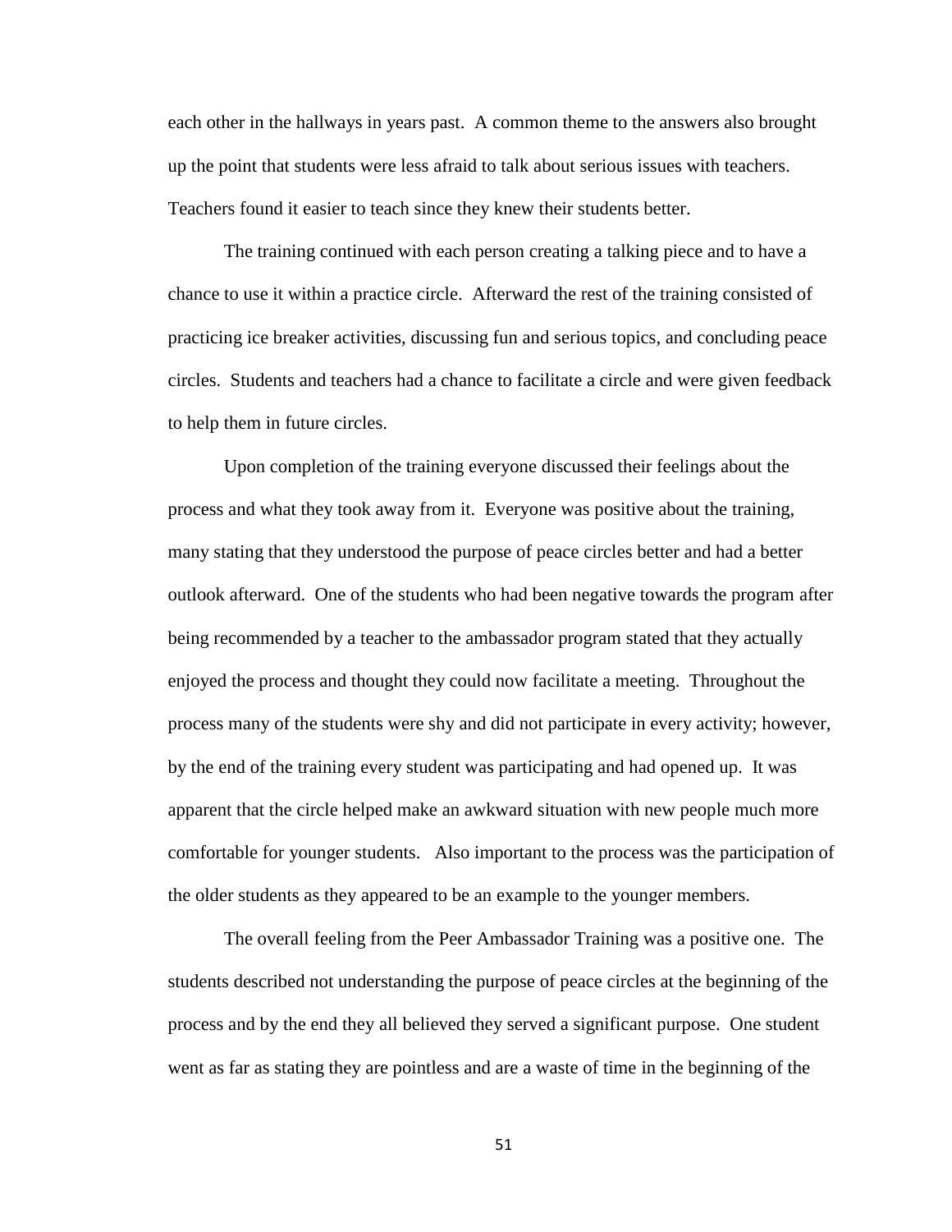each other in the hallways in years past. A common theme to the answers also brought up the point that students were less afraid to talk about serious issues with teachers. Teachers found it easier to teach since they knew their students better.

The training continued with each person creating a talking piece and to have a chance to use it within a practice circle. Afterward the rest of the training consisted of practicing ice breaker activities, discussing fun and serious topics, and concluding peace circles. Students and teachers had a chance to facilitate a circle and were given feedback to help them in future circles.

Upon completion of the training everyone discussed their feelings about the process and what they took away from it. Everyone was positive about the training, many stating that they understood the purpose of peace circles better and had a better outlook afterward. One of the students who had been negative towards the program after being recommended by a teacher to the ambassador program stated that they actually enjoyed the process and thought they could now facilitate a meeting. Throughout the process many of the students were shy and did not participate in every activity; however, by the end of the training every student was participating and had opened up. It was apparent that the circle helped make an awkward situation with new people much more comfortable for younger students. Also important to the process was the participation of the older students as they appeared to be an example to the younger members.

The overall feeling from the Peer Ambassador Training was a positive one. The students described not understanding the purpose of peace circles at the beginning of the process and by the end they all believed they served a significant purpose. One student went as far as stating they are pointless and are a waste of time in the beginning of the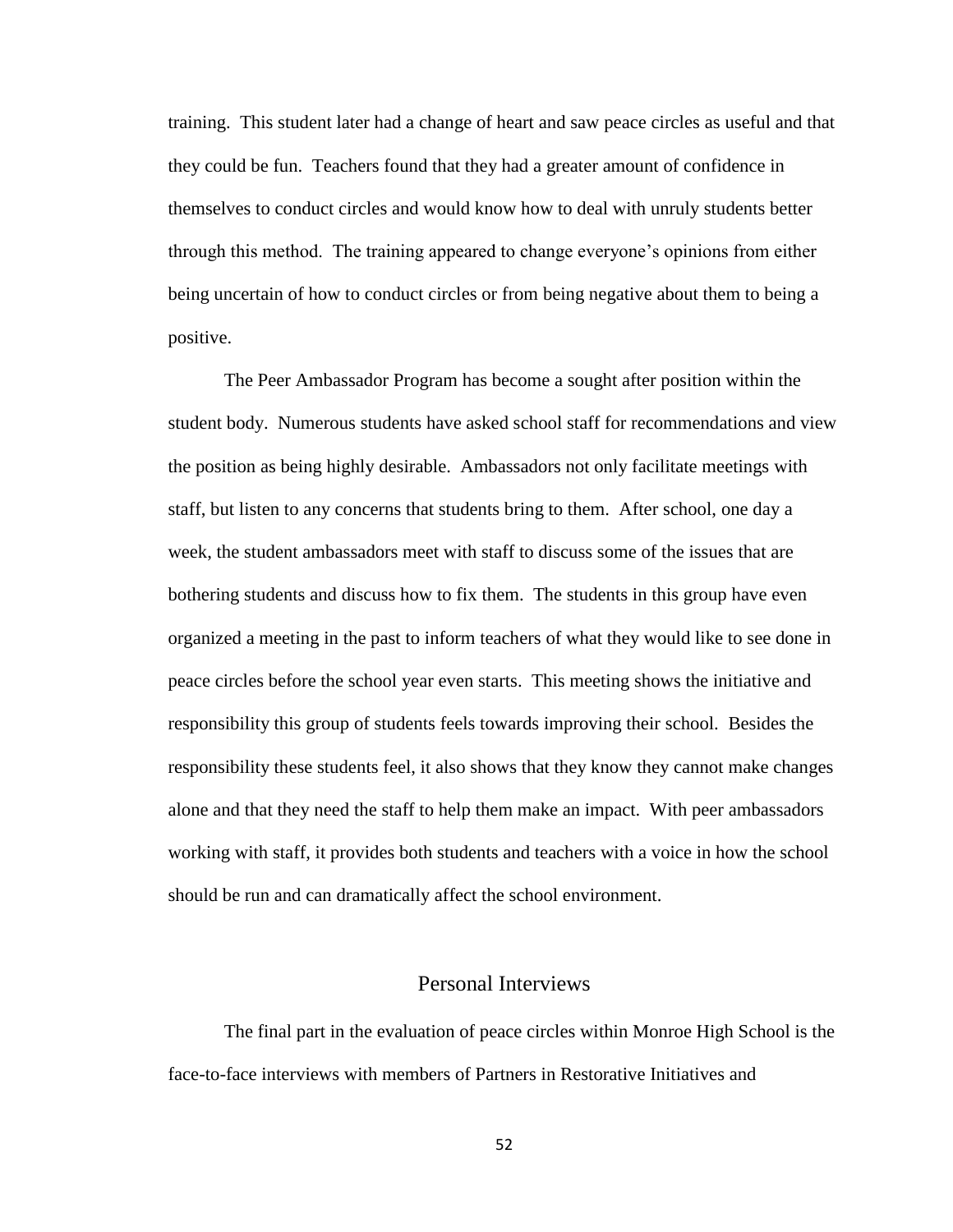training. This student later had a change of heart and saw peace circles as useful and that they could be fun. Teachers found that they had a greater amount of confidence in themselves to conduct circles and would know how to deal with unruly students better through this method. The training appeared to change everyone's opinions from either being uncertain of how to conduct circles or from being negative about them to being a positive.

The Peer Ambassador Program has become a sought after position within the student body. Numerous students have asked school staff for recommendations and view the position as being highly desirable. Ambassadors not only facilitate meetings with staff, but listen to any concerns that students bring to them. After school, one day a week, the student ambassadors meet with staff to discuss some of the issues that are bothering students and discuss how to fix them. The students in this group have even organized a meeting in the past to inform teachers of what they would like to see done in peace circles before the school year even starts. This meeting shows the initiative and responsibility this group of students feels towards improving their school. Besides the responsibility these students feel, it also shows that they know they cannot make changes alone and that they need the staff to help them make an impact. With peer ambassadors working with staff, it provides both students and teachers with a voice in how the school should be run and can dramatically affect the school environment.

## Personal Interviews

The final part in the evaluation of peace circles within Monroe High School is the face-to-face interviews with members of Partners in Restorative Initiatives and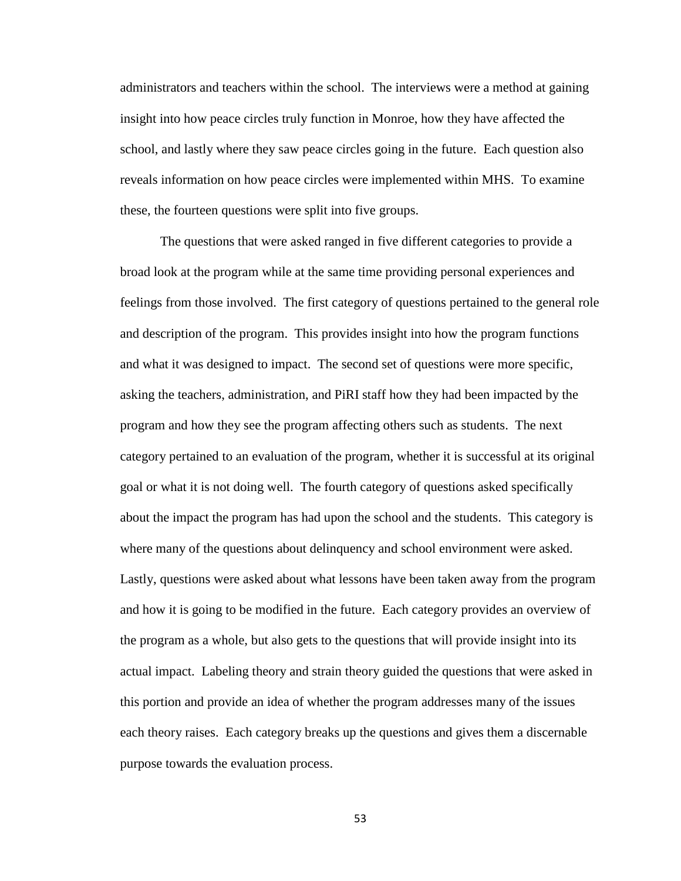administrators and teachers within the school. The interviews were a method at gaining insight into how peace circles truly function in Monroe, how they have affected the school, and lastly where they saw peace circles going in the future. Each question also reveals information on how peace circles were implemented within MHS. To examine these, the fourteen questions were split into five groups.

The questions that were asked ranged in five different categories to provide a broad look at the program while at the same time providing personal experiences and feelings from those involved. The first category of questions pertained to the general role and description of the program. This provides insight into how the program functions and what it was designed to impact. The second set of questions were more specific, asking the teachers, administration, and PiRI staff how they had been impacted by the program and how they see the program affecting others such as students. The next category pertained to an evaluation of the program, whether it is successful at its original goal or what it is not doing well. The fourth category of questions asked specifically about the impact the program has had upon the school and the students. This category is where many of the questions about delinquency and school environment were asked. Lastly, questions were asked about what lessons have been taken away from the program and how it is going to be modified in the future. Each category provides an overview of the program as a whole, but also gets to the questions that will provide insight into its actual impact. Labeling theory and strain theory guided the questions that were asked in this portion and provide an idea of whether the program addresses many of the issues each theory raises. Each category breaks up the questions and gives them a discernable purpose towards the evaluation process.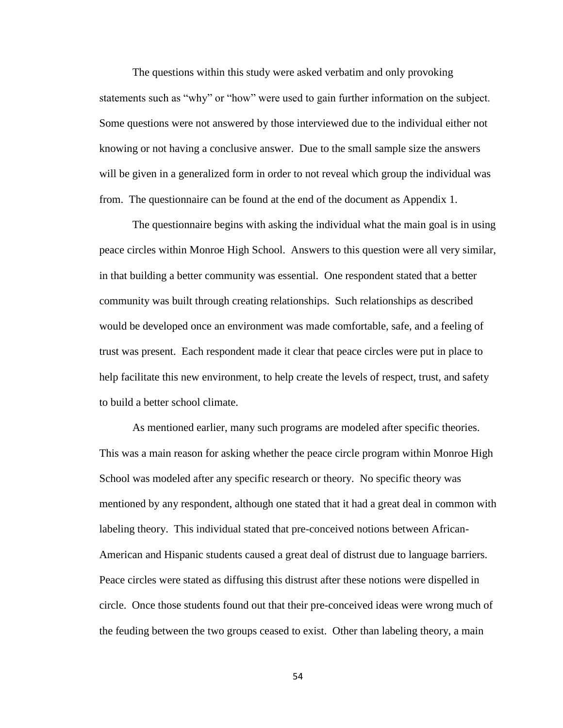The questions within this study were asked verbatim and only provoking statements such as "why" or "how" were used to gain further information on the subject. Some questions were not answered by those interviewed due to the individual either not knowing or not having a conclusive answer. Due to the small sample size the answers will be given in a generalized form in order to not reveal which group the individual was from. The questionnaire can be found at the end of the document as Appendix 1.

The questionnaire begins with asking the individual what the main goal is in using peace circles within Monroe High School. Answers to this question were all very similar, in that building a better community was essential. One respondent stated that a better community was built through creating relationships. Such relationships as described would be developed once an environment was made comfortable, safe, and a feeling of trust was present. Each respondent made it clear that peace circles were put in place to help facilitate this new environment, to help create the levels of respect, trust, and safety to build a better school climate.

As mentioned earlier, many such programs are modeled after specific theories. This was a main reason for asking whether the peace circle program within Monroe High School was modeled after any specific research or theory. No specific theory was mentioned by any respondent, although one stated that it had a great deal in common with labeling theory. This individual stated that pre-conceived notions between African-American and Hispanic students caused a great deal of distrust due to language barriers. Peace circles were stated as diffusing this distrust after these notions were dispelled in circle. Once those students found out that their pre-conceived ideas were wrong much of the feuding between the two groups ceased to exist. Other than labeling theory, a main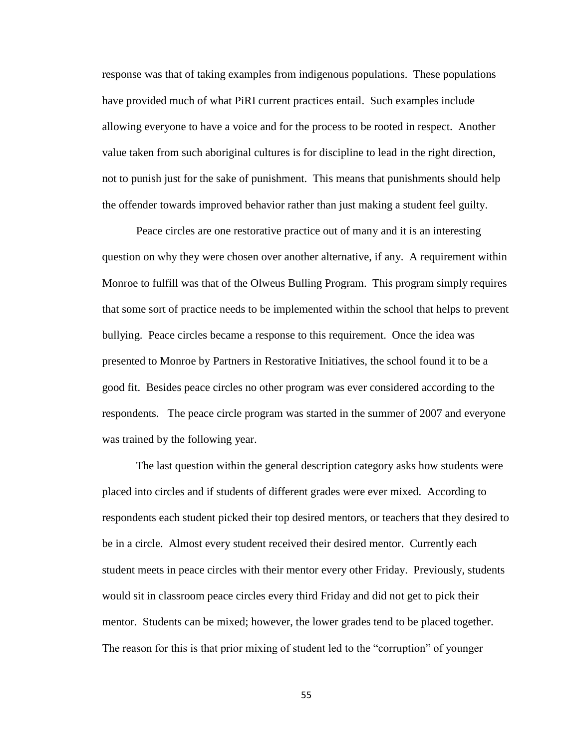response was that of taking examples from indigenous populations. These populations have provided much of what PiRI current practices entail. Such examples include allowing everyone to have a voice and for the process to be rooted in respect. Another value taken from such aboriginal cultures is for discipline to lead in the right direction, not to punish just for the sake of punishment. This means that punishments should help the offender towards improved behavior rather than just making a student feel guilty.

Peace circles are one restorative practice out of many and it is an interesting question on why they were chosen over another alternative, if any. A requirement within Monroe to fulfill was that of the Olweus Bulling Program. This program simply requires that some sort of practice needs to be implemented within the school that helps to prevent bullying. Peace circles became a response to this requirement. Once the idea was presented to Monroe by Partners in Restorative Initiatives, the school found it to be a good fit. Besides peace circles no other program was ever considered according to the respondents. The peace circle program was started in the summer of 2007 and everyone was trained by the following year.

The last question within the general description category asks how students were placed into circles and if students of different grades were ever mixed. According to respondents each student picked their top desired mentors, or teachers that they desired to be in a circle. Almost every student received their desired mentor. Currently each student meets in peace circles with their mentor every other Friday. Previously, students would sit in classroom peace circles every third Friday and did not get to pick their mentor. Students can be mixed; however, the lower grades tend to be placed together. The reason for this is that prior mixing of student led to the "corruption" of younger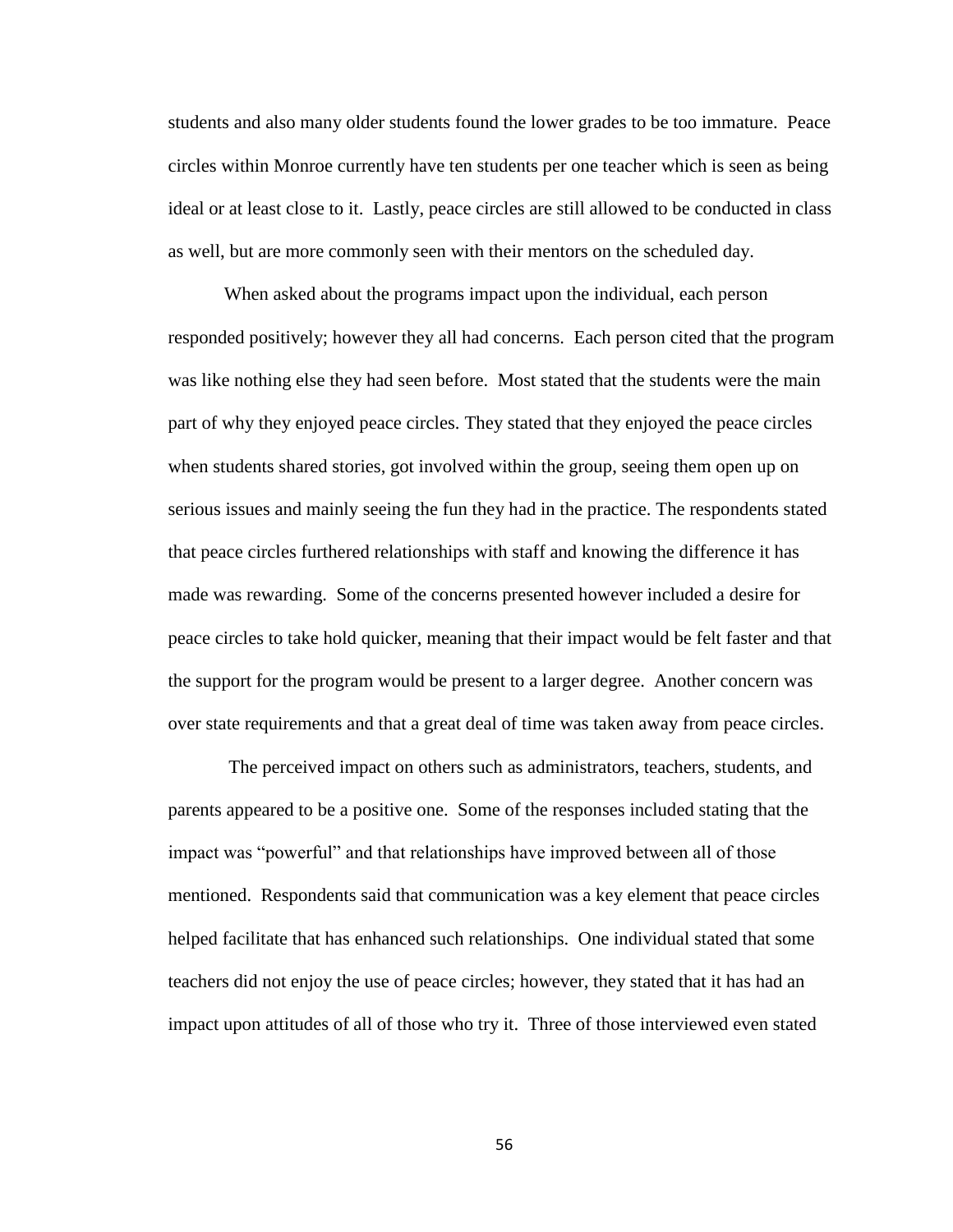students and also many older students found the lower grades to be too immature. Peace circles within Monroe currently have ten students per one teacher which is seen as being ideal or at least close to it. Lastly, peace circles are still allowed to be conducted in class as well, but are more commonly seen with their mentors on the scheduled day.

When asked about the programs impact upon the individual, each person responded positively; however they all had concerns. Each person cited that the program was like nothing else they had seen before. Most stated that the students were the main part of why they enjoyed peace circles. They stated that they enjoyed the peace circles when students shared stories, got involved within the group, seeing them open up on serious issues and mainly seeing the fun they had in the practice. The respondents stated that peace circles furthered relationships with staff and knowing the difference it has made was rewarding. Some of the concerns presented however included a desire for peace circles to take hold quicker, meaning that their impact would be felt faster and that the support for the program would be present to a larger degree. Another concern was over state requirements and that a great deal of time was taken away from peace circles.

The perceived impact on others such as administrators, teachers, students, and parents appeared to be a positive one. Some of the responses included stating that the impact was "powerful" and that relationships have improved between all of those mentioned. Respondents said that communication was a key element that peace circles helped facilitate that has enhanced such relationships. One individual stated that some teachers did not enjoy the use of peace circles; however, they stated that it has had an impact upon attitudes of all of those who try it. Three of those interviewed even stated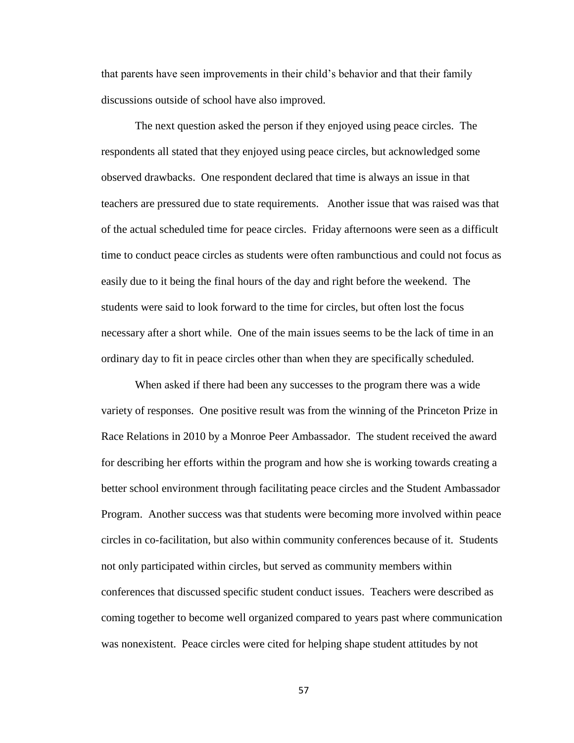that parents have seen improvements in their child's behavior and that their family discussions outside of school have also improved.

The next question asked the person if they enjoyed using peace circles. The respondents all stated that they enjoyed using peace circles, but acknowledged some observed drawbacks. One respondent declared that time is always an issue in that teachers are pressured due to state requirements. Another issue that was raised was that of the actual scheduled time for peace circles. Friday afternoons were seen as a difficult time to conduct peace circles as students were often rambunctious and could not focus as easily due to it being the final hours of the day and right before the weekend. The students were said to look forward to the time for circles, but often lost the focus necessary after a short while. One of the main issues seems to be the lack of time in an ordinary day to fit in peace circles other than when they are specifically scheduled.

When asked if there had been any successes to the program there was a wide variety of responses. One positive result was from the winning of the Princeton Prize in Race Relations in 2010 by a Monroe Peer Ambassador. The student received the award for describing her efforts within the program and how she is working towards creating a better school environment through facilitating peace circles and the Student Ambassador Program. Another success was that students were becoming more involved within peace circles in co-facilitation, but also within community conferences because of it. Students not only participated within circles, but served as community members within conferences that discussed specific student conduct issues. Teachers were described as coming together to become well organized compared to years past where communication was nonexistent. Peace circles were cited for helping shape student attitudes by not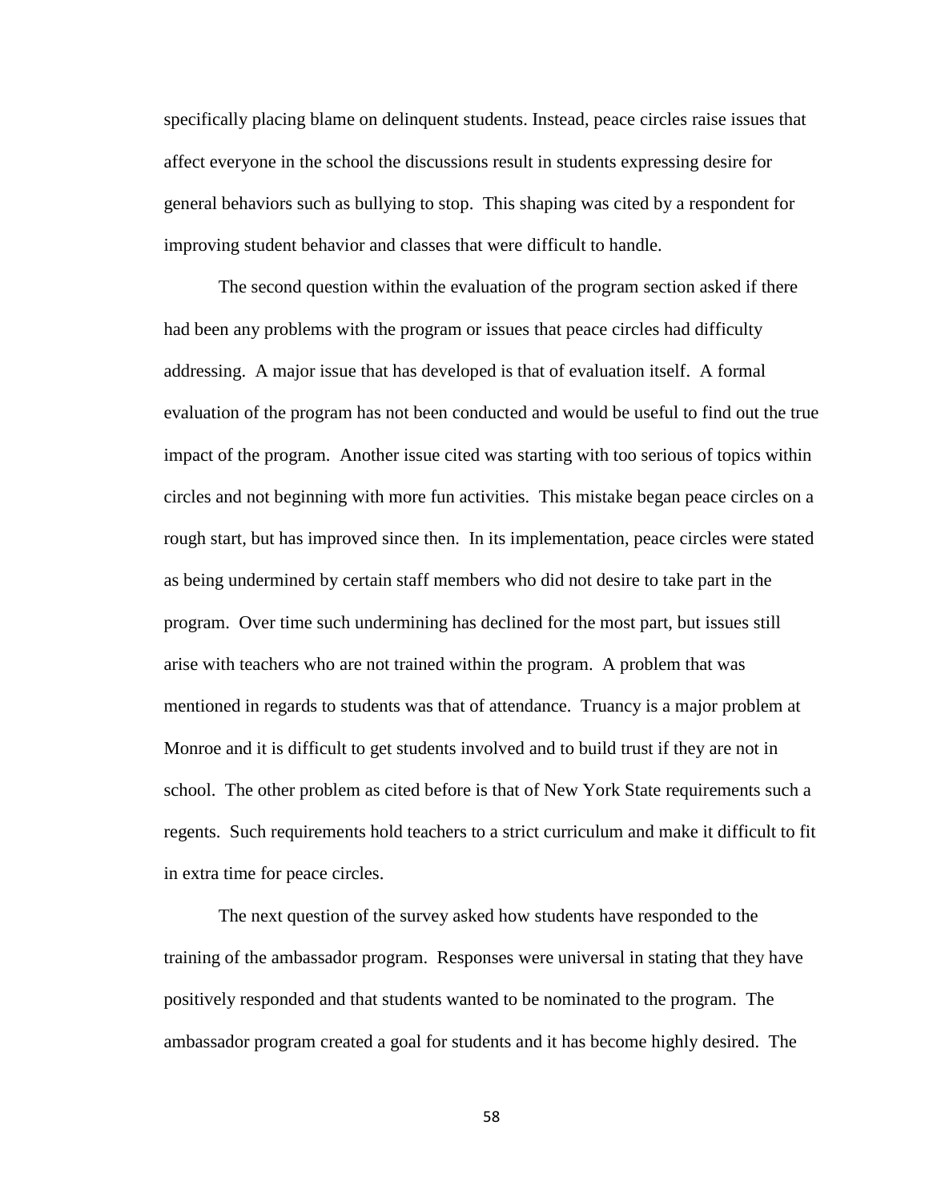specifically placing blame on delinquent students. Instead, peace circles raise issues that affect everyone in the school the discussions result in students expressing desire for general behaviors such as bullying to stop. This shaping was cited by a respondent for improving student behavior and classes that were difficult to handle.

The second question within the evaluation of the program section asked if there had been any problems with the program or issues that peace circles had difficulty addressing. A major issue that has developed is that of evaluation itself. A formal evaluation of the program has not been conducted and would be useful to find out the true impact of the program. Another issue cited was starting with too serious of topics within circles and not beginning with more fun activities. This mistake began peace circles on a rough start, but has improved since then. In its implementation, peace circles were stated as being undermined by certain staff members who did not desire to take part in the program. Over time such undermining has declined for the most part, but issues still arise with teachers who are not trained within the program. A problem that was mentioned in regards to students was that of attendance. Truancy is a major problem at Monroe and it is difficult to get students involved and to build trust if they are not in school. The other problem as cited before is that of New York State requirements such a regents. Such requirements hold teachers to a strict curriculum and make it difficult to fit in extra time for peace circles.

The next question of the survey asked how students have responded to the training of the ambassador program. Responses were universal in stating that they have positively responded and that students wanted to be nominated to the program. The ambassador program created a goal for students and it has become highly desired. The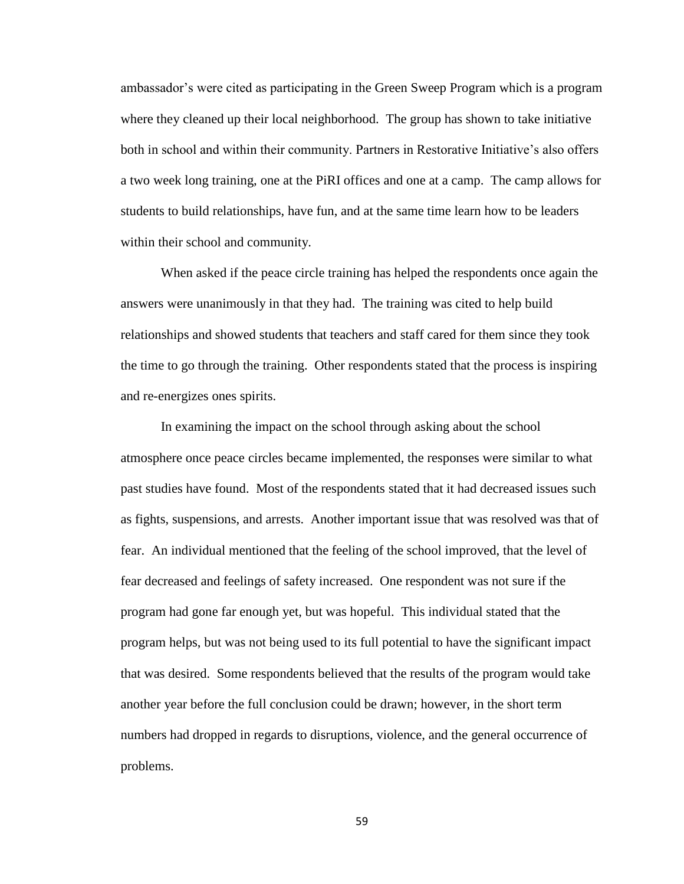ambassador's were cited as participating in the Green Sweep Program which is a program where they cleaned up their local neighborhood. The group has shown to take initiative both in school and within their community. Partners in Restorative Initiative's also offers a two week long training, one at the PiRI offices and one at a camp. The camp allows for students to build relationships, have fun, and at the same time learn how to be leaders within their school and community.

When asked if the peace circle training has helped the respondents once again the answers were unanimously in that they had. The training was cited to help build relationships and showed students that teachers and staff cared for them since they took the time to go through the training. Other respondents stated that the process is inspiring and re-energizes ones spirits.

In examining the impact on the school through asking about the school atmosphere once peace circles became implemented, the responses were similar to what past studies have found. Most of the respondents stated that it had decreased issues such as fights, suspensions, and arrests. Another important issue that was resolved was that of fear. An individual mentioned that the feeling of the school improved, that the level of fear decreased and feelings of safety increased. One respondent was not sure if the program had gone far enough yet, but was hopeful. This individual stated that the program helps, but was not being used to its full potential to have the significant impact that was desired. Some respondents believed that the results of the program would take another year before the full conclusion could be drawn; however, in the short term numbers had dropped in regards to disruptions, violence, and the general occurrence of problems.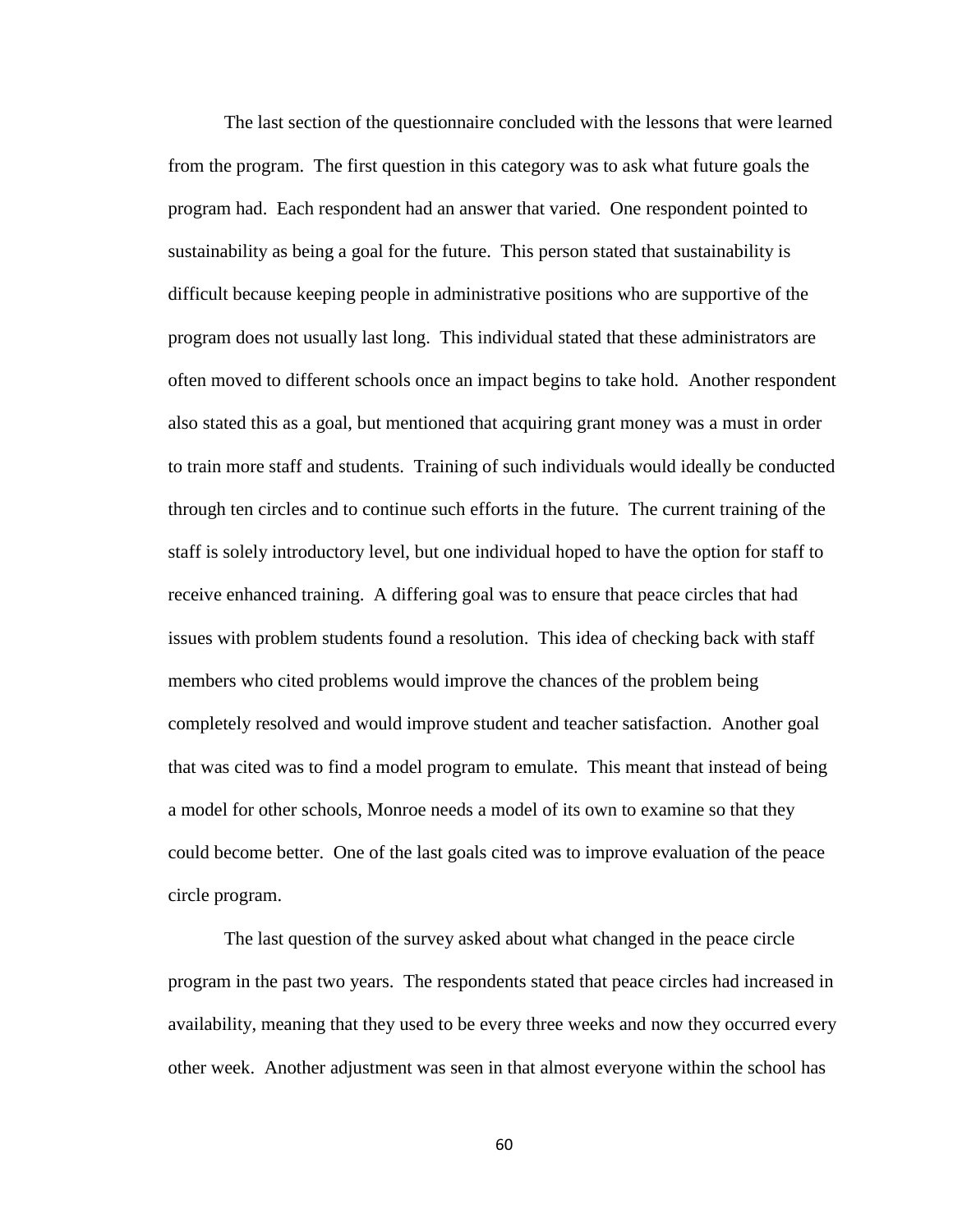The last section of the questionnaire concluded with the lessons that were learned from the program. The first question in this category was to ask what future goals the program had. Each respondent had an answer that varied. One respondent pointed to sustainability as being a goal for the future. This person stated that sustainability is difficult because keeping people in administrative positions who are supportive of the program does not usually last long. This individual stated that these administrators are often moved to different schools once an impact begins to take hold. Another respondent also stated this as a goal, but mentioned that acquiring grant money was a must in order to train more staff and students. Training of such individuals would ideally be conducted through ten circles and to continue such efforts in the future. The current training of the staff is solely introductory level, but one individual hoped to have the option for staff to receive enhanced training. A differing goal was to ensure that peace circles that had issues with problem students found a resolution. This idea of checking back with staff members who cited problems would improve the chances of the problem being completely resolved and would improve student and teacher satisfaction. Another goal that was cited was to find a model program to emulate. This meant that instead of being a model for other schools, Monroe needs a model of its own to examine so that they could become better. One of the last goals cited was to improve evaluation of the peace circle program.

The last question of the survey asked about what changed in the peace circle program in the past two years. The respondents stated that peace circles had increased in availability, meaning that they used to be every three weeks and now they occurred every other week. Another adjustment was seen in that almost everyone within the school has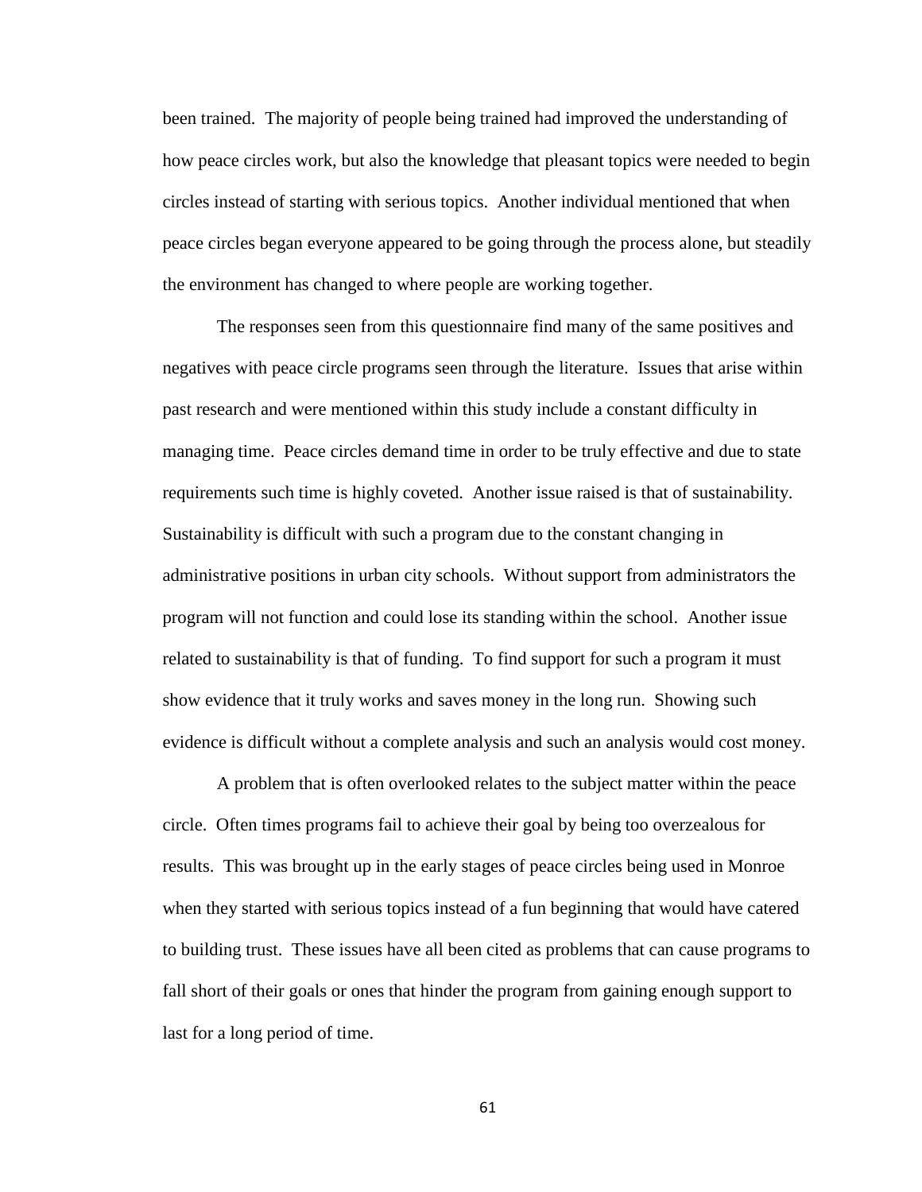been trained. The majority of people being trained had improved the understanding of how peace circles work, but also the knowledge that pleasant topics were needed to begin circles instead of starting with serious topics. Another individual mentioned that when peace circles began everyone appeared to be going through the process alone, but steadily the environment has changed to where people are working together.

The responses seen from this questionnaire find many of the same positives and negatives with peace circle programs seen through the literature. Issues that arise within past research and were mentioned within this study include a constant difficulty in managing time. Peace circles demand time in order to be truly effective and due to state requirements such time is highly coveted. Another issue raised is that of sustainability. Sustainability is difficult with such a program due to the constant changing in administrative positions in urban city schools. Without support from administrators the program will not function and could lose its standing within the school. Another issue related to sustainability is that of funding. To find support for such a program it must show evidence that it truly works and saves money in the long run. Showing such evidence is difficult without a complete analysis and such an analysis would cost money.

A problem that is often overlooked relates to the subject matter within the peace circle. Often times programs fail to achieve their goal by being too overzealous for results. This was brought up in the early stages of peace circles being used in Monroe when they started with serious topics instead of a fun beginning that would have catered to building trust. These issues have all been cited as problems that can cause programs to fall short of their goals or ones that hinder the program from gaining enough support to last for a long period of time.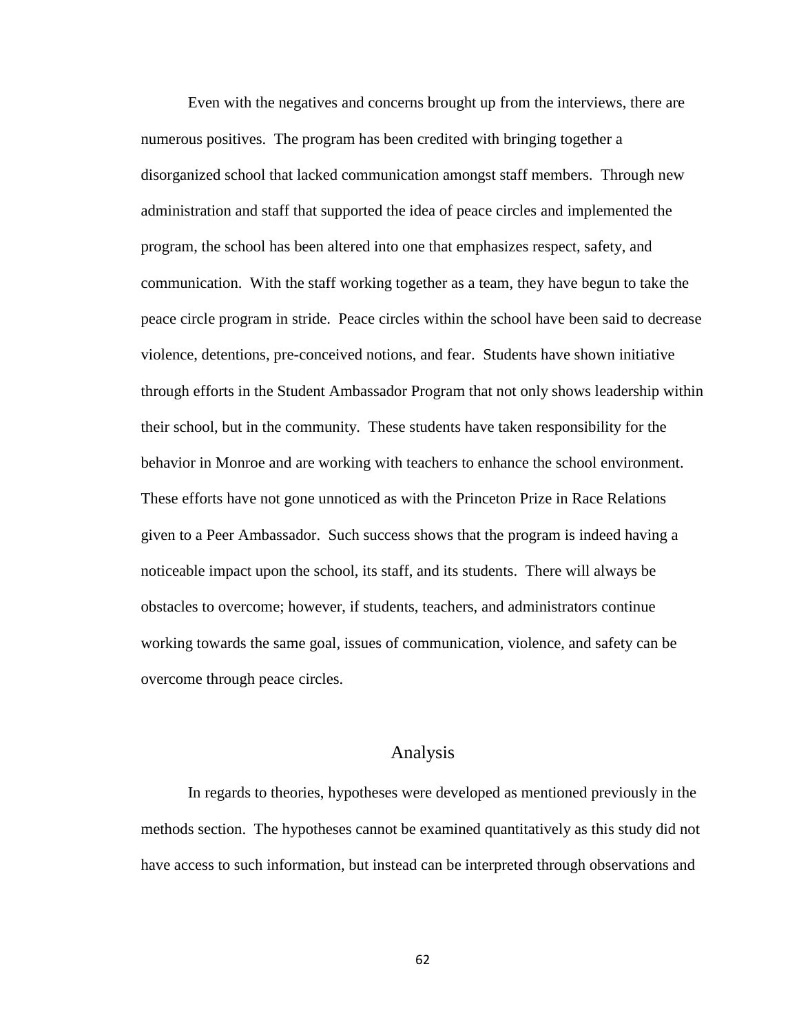Even with the negatives and concerns brought up from the interviews, there are numerous positives. The program has been credited with bringing together a disorganized school that lacked communication amongst staff members. Through new administration and staff that supported the idea of peace circles and implemented the program, the school has been altered into one that emphasizes respect, safety, and communication. With the staff working together as a team, they have begun to take the peace circle program in stride. Peace circles within the school have been said to decrease violence, detentions, pre-conceived notions, and fear. Students have shown initiative through efforts in the Student Ambassador Program that not only shows leadership within their school, but in the community. These students have taken responsibility for the behavior in Monroe and are working with teachers to enhance the school environment. These efforts have not gone unnoticed as with the Princeton Prize in Race Relations given to a Peer Ambassador. Such success shows that the program is indeed having a noticeable impact upon the school, its staff, and its students. There will always be obstacles to overcome; however, if students, teachers, and administrators continue working towards the same goal, issues of communication, violence, and safety can be overcome through peace circles.

## Analysis

In regards to theories, hypotheses were developed as mentioned previously in the methods section. The hypotheses cannot be examined quantitatively as this study did not have access to such information, but instead can be interpreted through observations and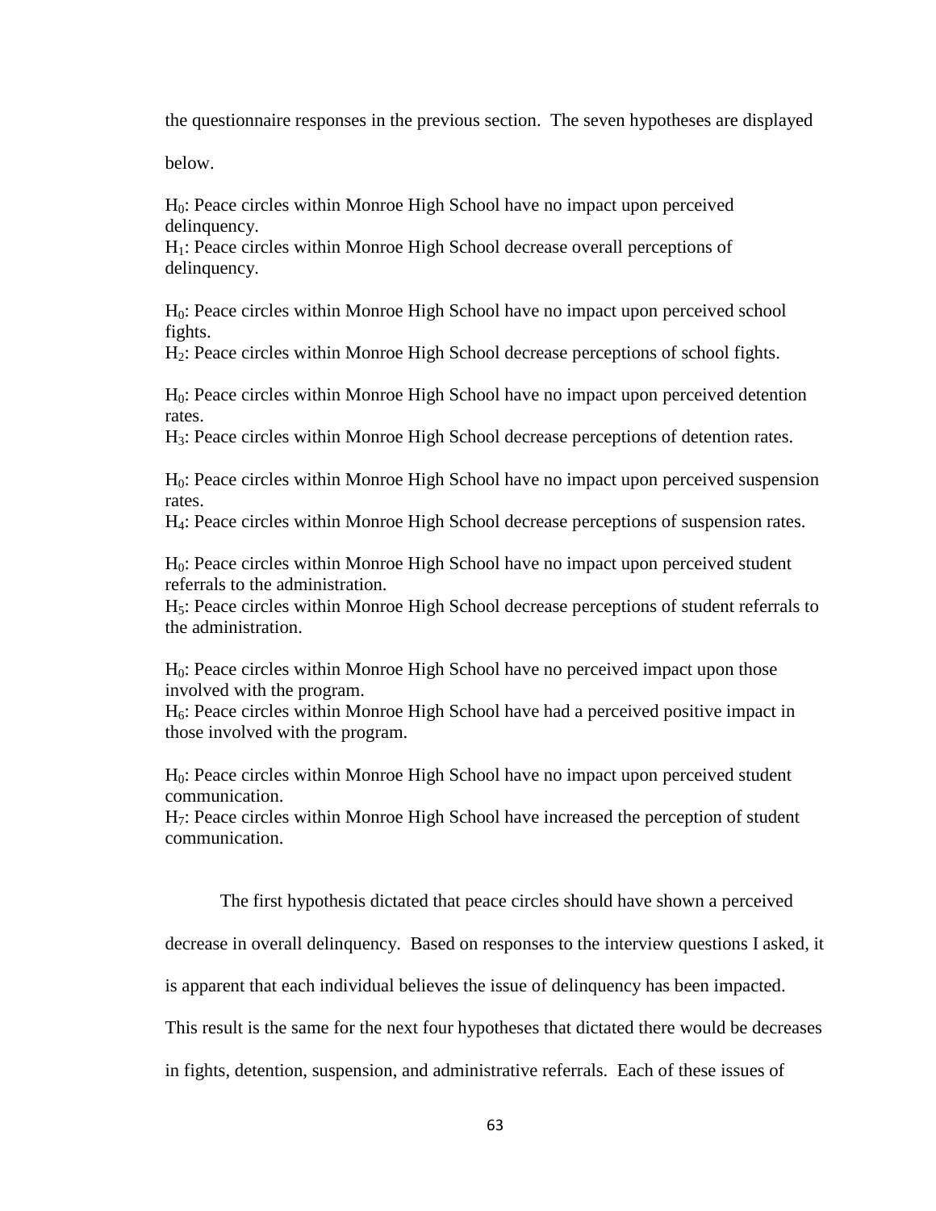the questionnaire responses in the previous section. The seven hypotheses are displayed below.

$H_0$: Peace circles within Monroe High School have no impact upon perceived delinquency.
$H_1$: Peace circles within Monroe High School decrease overall perceptions of delinquency.

$H_0$: Peace circles within Monroe High School have no impact upon perceived school fights.
$H_2$: Peace circles within Monroe High School decrease perceptions of school fights.

$H_0$: Peace circles within Monroe High School have no impact upon perceived detention rates.
$H_3$: Peace circles within Monroe High School decrease perceptions of detention rates.

$H_0$: Peace circles within Monroe High School have no impact upon perceived suspension rates.
$H_4$: Peace circles within Monroe High School decrease perceptions of suspension rates.

$H_0$: Peace circles within Monroe High School have no impact upon perceived student referrals to the administration.
$H_5$: Peace circles within Monroe High School decrease perceptions of student referrals to the administration.

$H_0$: Peace circles within Monroe High School have no perceived impact upon those involved with the program.
$H_6$: Peace circles within Monroe High School have had a perceived positive impact in those involved with the program.

$H_0$: Peace circles within Monroe High School have no impact upon perceived student communication.
$H_7$: Peace circles within Monroe High School have increased the perception of student communication.

The first hypothesis dictated that peace circles should have shown a perceived decrease in overall delinquency. Based on responses to the interview questions I asked, it is apparent that each individual believes the issue of delinquency has been impacted. This result is the same for the next four hypotheses that dictated there would be decreases in fights, detention, suspension, and administrative referrals. Each of these issues of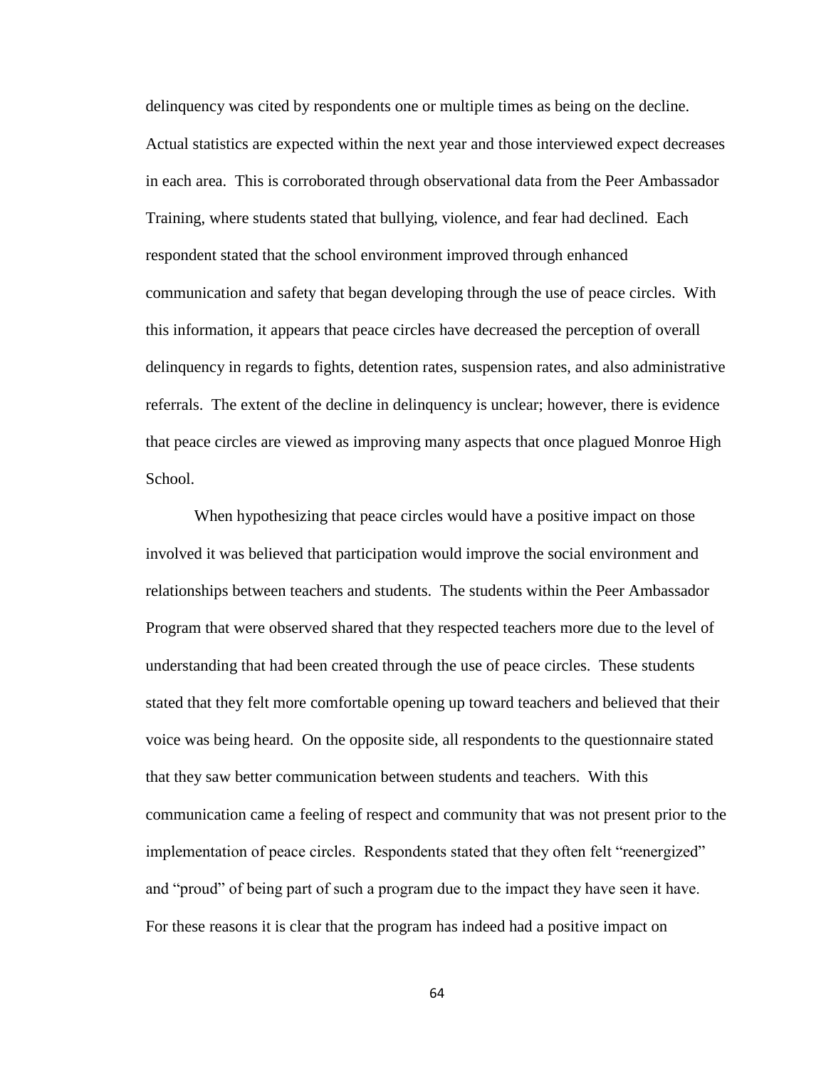delinquency was cited by respondents one or multiple times as being on the decline. Actual statistics are expected within the next year and those interviewed expect decreases in each area. This is corroborated through observational data from the Peer Ambassador Training, where students stated that bullying, violence, and fear had declined. Each respondent stated that the school environment improved through enhanced communication and safety that began developing through the use of peace circles. With this information, it appears that peace circles have decreased the perception of overall delinquency in regards to fights, detention rates, suspension rates, and also administrative referrals. The extent of the decline in delinquency is unclear; however, there is evidence that peace circles are viewed as improving many aspects that once plagued Monroe High School.

When hypothesizing that peace circles would have a positive impact on those involved it was believed that participation would improve the social environment and relationships between teachers and students. The students within the Peer Ambassador Program that were observed shared that they respected teachers more due to the level of understanding that had been created through the use of peace circles. These students stated that they felt more comfortable opening up toward teachers and believed that their voice was being heard. On the opposite side, all respondents to the questionnaire stated that they saw better communication between students and teachers. With this communication came a feeling of respect and community that was not present prior to the implementation of peace circles. Respondents stated that they often felt "reenergized" and "proud" of being part of such a program due to the impact they have seen it have. For these reasons it is clear that the program has indeed had a positive impact on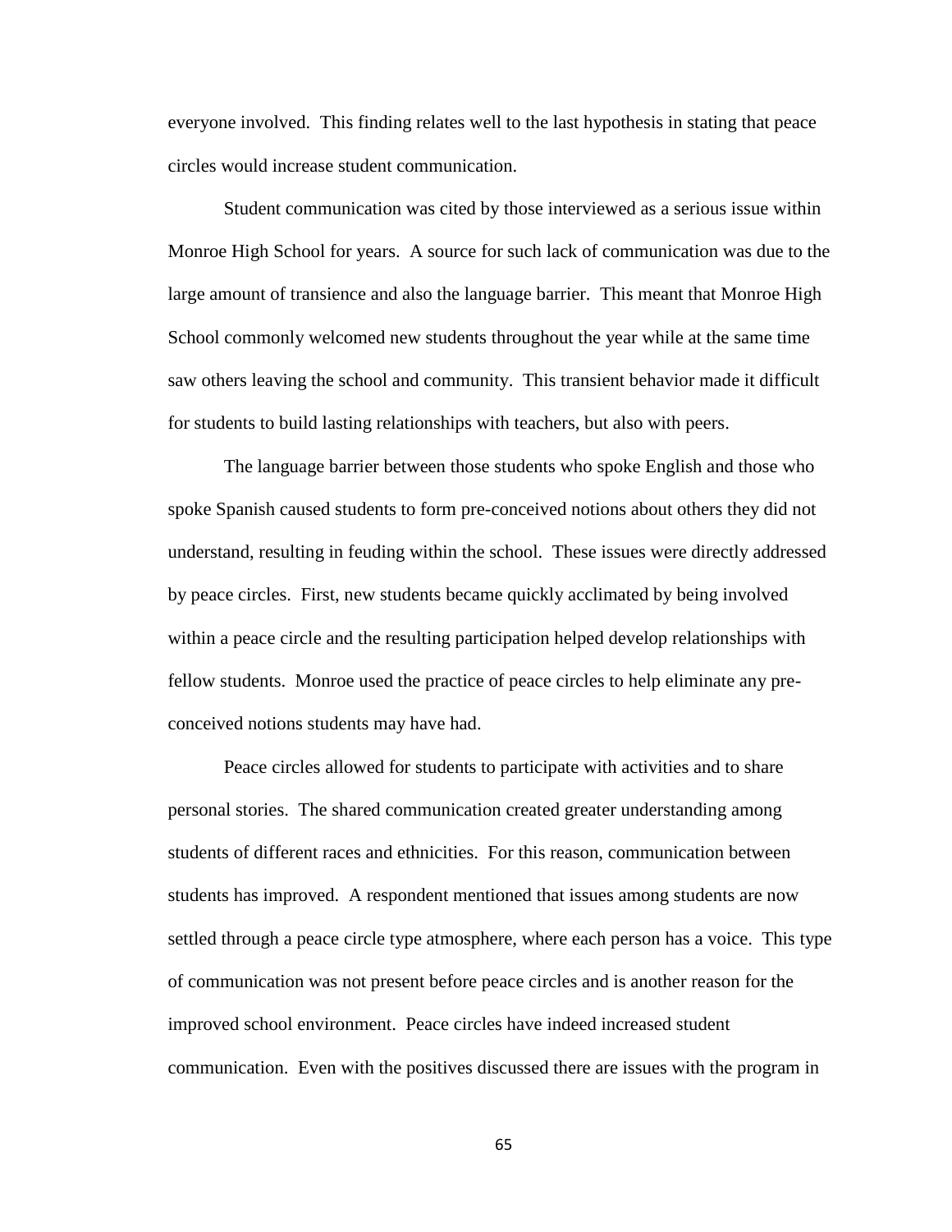everyone involved. This finding relates well to the last hypothesis in stating that peace circles would increase student communication.

Student communication was cited by those interviewed as a serious issue within Monroe High School for years. A source for such lack of communication was due to the large amount of transience and also the language barrier. This meant that Monroe High School commonly welcomed new students throughout the year while at the same time saw others leaving the school and community. This transient behavior made it difficult for students to build lasting relationships with teachers, but also with peers.

The language barrier between those students who spoke English and those who spoke Spanish caused students to form pre-conceived notions about others they did not understand, resulting in feuding within the school. These issues were directly addressed by peace circles. First, new students became quickly acclimated by being involved within a peace circle and the resulting participation helped develop relationships with fellow students. Monroe used the practice of peace circles to help eliminate any pre-conceived notions students may have had.

Peace circles allowed for students to participate with activities and to share personal stories. The shared communication created greater understanding among students of different races and ethnicities. For this reason, communication between students has improved. A respondent mentioned that issues among students are now settled through a peace circle type atmosphere, where each person has a voice. This type of communication was not present before peace circles and is another reason for the improved school environment. Peace circles have indeed increased student communication. Even with the positives discussed there are issues with the program in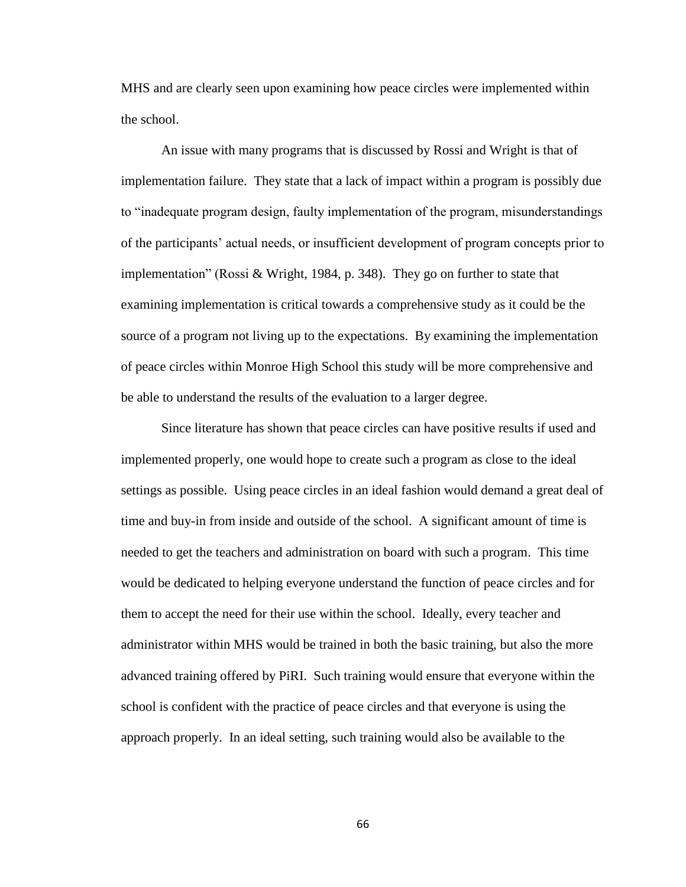MHS and are clearly seen upon examining how peace circles were implemented within the school.

An issue with many programs that is discussed by Rossi and Wright is that of implementation failure. They state that a lack of impact within a program is possibly due to "inadequate program design, faulty implementation of the program, misunderstandings of the participants' actual needs, or insufficient development of program concepts prior to implementation" (Rossi & Wright, 1984, p. 348). They go on further to state that examining implementation is critical towards a comprehensive study as it could be the source of a program not living up to the expectations. By examining the implementation of peace circles within Monroe High School this study will be more comprehensive and be able to understand the results of the evaluation to a larger degree.

Since literature has shown that peace circles can have positive results if used and implemented properly, one would hope to create such a program as close to the ideal settings as possible. Using peace circles in an ideal fashion would demand a great deal of time and buy-in from inside and outside of the school. A significant amount of time is needed to get the teachers and administration on board with such a program. This time would be dedicated to helping everyone understand the function of peace circles and for them to accept the need for their use within the school. Ideally, every teacher and administrator within MHS would be trained in both the basic training, but also the more advanced training offered by PiRI. Such training would ensure that everyone within the school is confident with the practice of peace circles and that everyone is using the approach properly. In an ideal setting, such training would also be available to the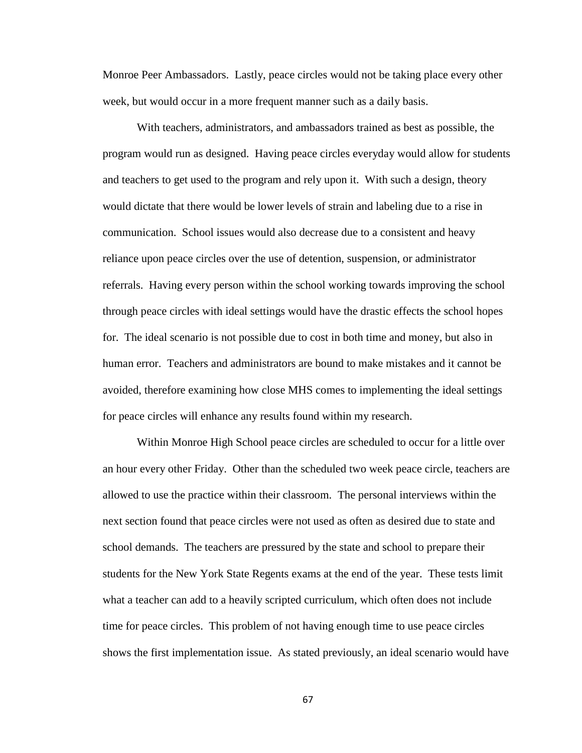Monroe Peer Ambassadors. Lastly, peace circles would not be taking place every other week, but would occur in a more frequent manner such as a daily basis.

With teachers, administrators, and ambassadors trained as best as possible, the program would run as designed. Having peace circles everyday would allow for students and teachers to get used to the program and rely upon it. With such a design, theory would dictate that there would be lower levels of strain and labeling due to a rise in communication. School issues would also decrease due to a consistent and heavy reliance upon peace circles over the use of detention, suspension, or administrator referrals. Having every person within the school working towards improving the school through peace circles with ideal settings would have the drastic effects the school hopes for. The ideal scenario is not possible due to cost in both time and money, but also in human error. Teachers and administrators are bound to make mistakes and it cannot be avoided, therefore examining how close MHS comes to implementing the ideal settings for peace circles will enhance any results found within my research.

Within Monroe High School peace circles are scheduled to occur for a little over an hour every other Friday. Other than the scheduled two week peace circle, teachers are allowed to use the practice within their classroom. The personal interviews within the next section found that peace circles were not used as often as desired due to state and school demands. The teachers are pressured by the state and school to prepare their students for the New York State Regents exams at the end of the year. These tests limit what a teacher can add to a heavily scripted curriculum, which often does not include time for peace circles. This problem of not having enough time to use peace circles shows the first implementation issue. As stated previously, an ideal scenario would have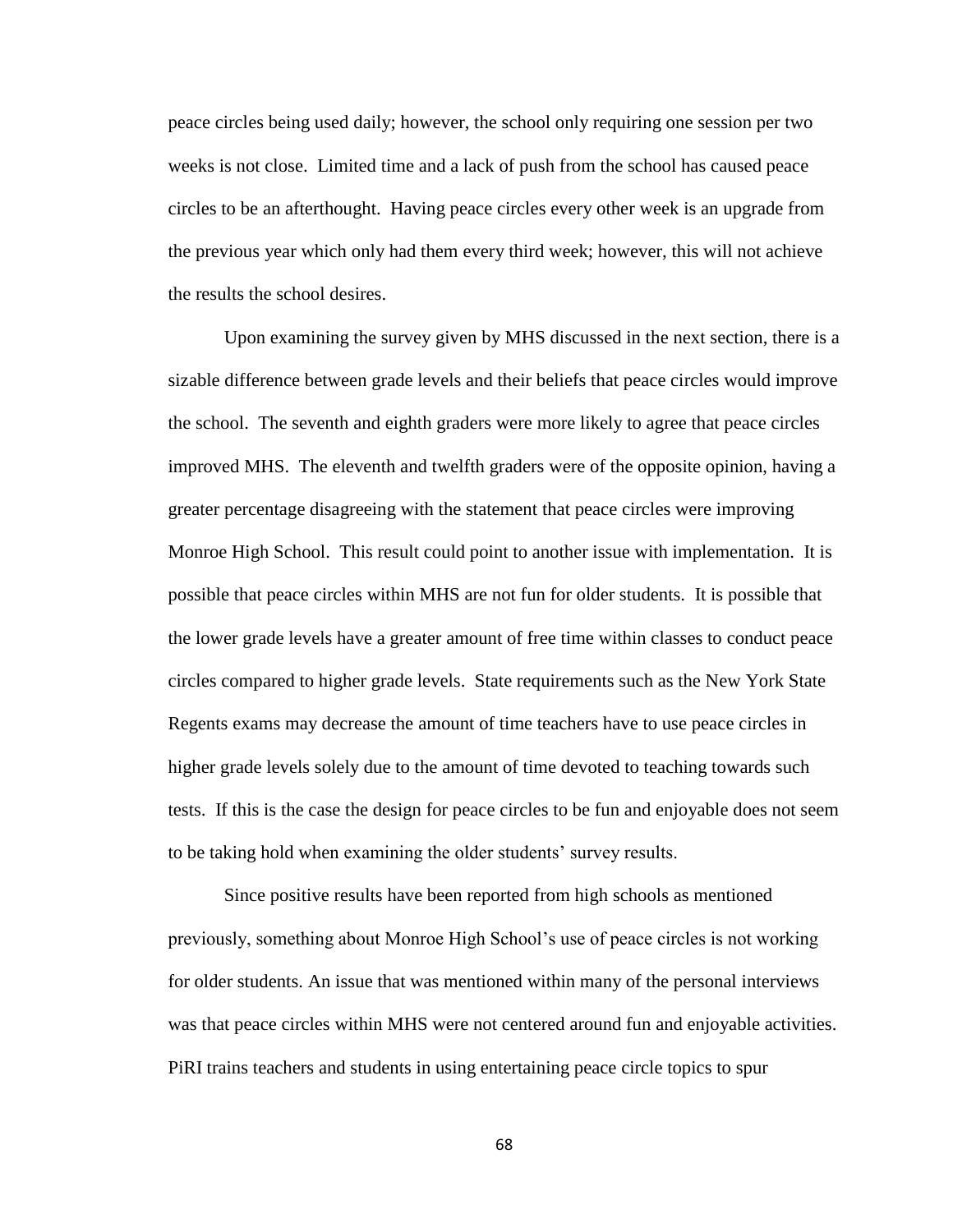peace circles being used daily; however, the school only requiring one session per two weeks is not close. Limited time and a lack of push from the school has caused peace circles to be an afterthought. Having peace circles every other week is an upgrade from the previous year which only had them every third week; however, this will not achieve the results the school desires.

Upon examining the survey given by MHS discussed in the next section, there is a sizable difference between grade levels and their beliefs that peace circles would improve the school. The seventh and eighth graders were more likely to agree that peace circles improved MHS. The eleventh and twelfth graders were of the opposite opinion, having a greater percentage disagreeing with the statement that peace circles were improving Monroe High School. This result could point to another issue with implementation. It is possible that peace circles within MHS are not fun for older students. It is possible that the lower grade levels have a greater amount of free time within classes to conduct peace circles compared to higher grade levels. State requirements such as the New York State Regents exams may decrease the amount of time teachers have to use peace circles in higher grade levels solely due to the amount of time devoted to teaching towards such tests. If this is the case the design for peace circles to be fun and enjoyable does not seem to be taking hold when examining the older students' survey results.

Since positive results have been reported from high schools as mentioned previously, something about Monroe High School's use of peace circles is not working for older students. An issue that was mentioned within many of the personal interviews was that peace circles within MHS were not centered around fun and enjoyable activities. PiRI trains teachers and students in using entertaining peace circle topics to spur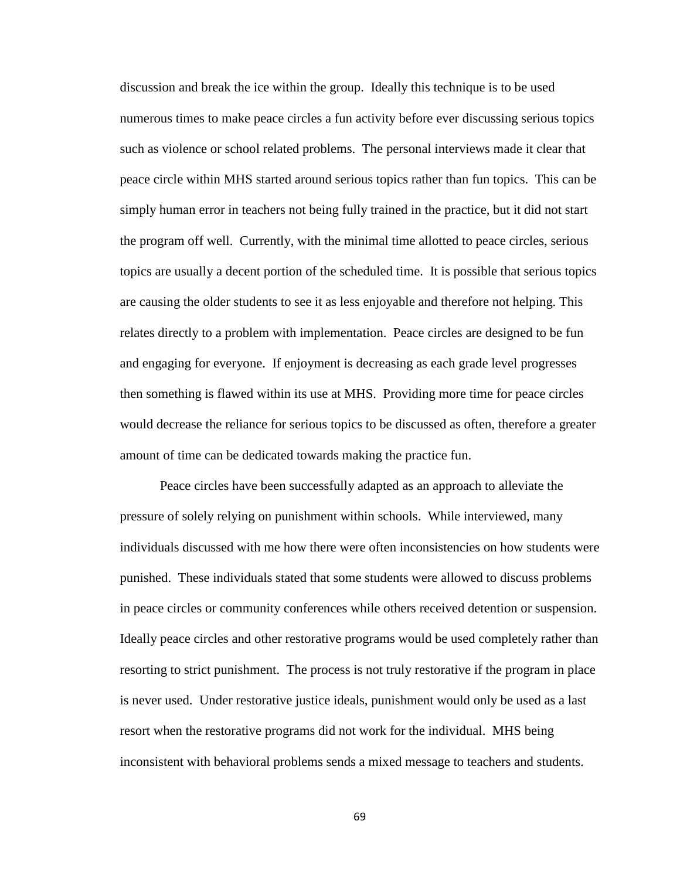discussion and break the ice within the group. Ideally this technique is to be used numerous times to make peace circles a fun activity before ever discussing serious topics such as violence or school related problems. The personal interviews made it clear that peace circle within MHS started around serious topics rather than fun topics. This can be simply human error in teachers not being fully trained in the practice, but it did not start the program off well. Currently, with the minimal time allotted to peace circles, serious topics are usually a decent portion of the scheduled time. It is possible that serious topics are causing the older students to see it as less enjoyable and therefore not helping. This relates directly to a problem with implementation. Peace circles are designed to be fun and engaging for everyone. If enjoyment is decreasing as each grade level progresses then something is flawed within its use at MHS. Providing more time for peace circles would decrease the reliance for serious topics to be discussed as often, therefore a greater amount of time can be dedicated towards making the practice fun.

Peace circles have been successfully adapted as an approach to alleviate the pressure of solely relying on punishment within schools. While interviewed, many individuals discussed with me how there were often inconsistencies on how students were punished. These individuals stated that some students were allowed to discuss problems in peace circles or community conferences while others received detention or suspension. Ideally peace circles and other restorative programs would be used completely rather than resorting to strict punishment. The process is not truly restorative if the program in place is never used. Under restorative justice ideals, punishment would only be used as a last resort when the restorative programs did not work for the individual. MHS being inconsistent with behavioral problems sends a mixed message to teachers and students.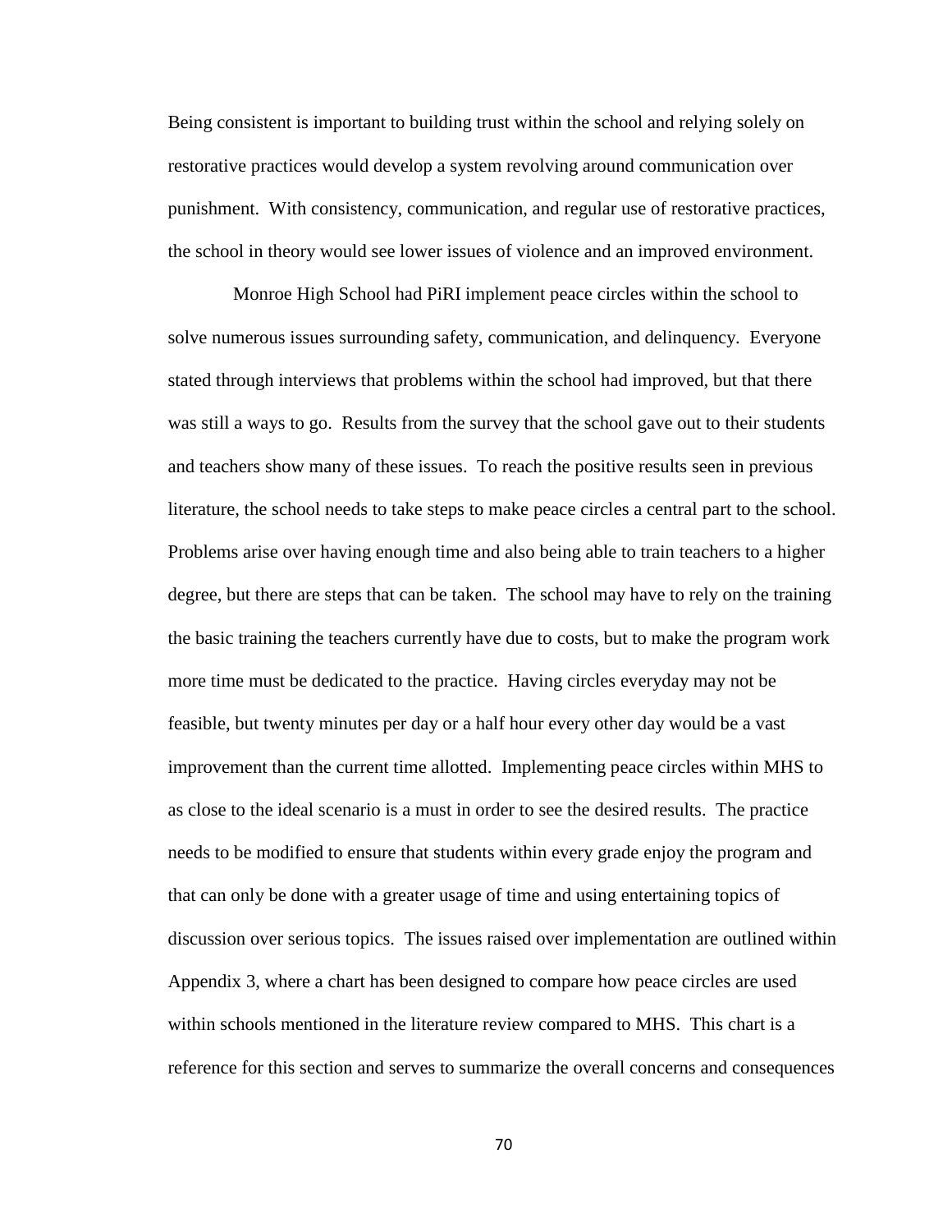Being consistent is important to building trust within the school and relying solely on restorative practices would develop a system revolving around communication over punishment. With consistency, communication, and regular use of restorative practices, the school in theory would see lower issues of violence and an improved environment.

Monroe High School had PiRI implement peace circles within the school to solve numerous issues surrounding safety, communication, and delinquency. Everyone stated through interviews that problems within the school had improved, but that there was still a ways to go. Results from the survey that the school gave out to their students and teachers show many of these issues. To reach the positive results seen in previous literature, the school needs to take steps to make peace circles a central part to the school. Problems arise over having enough time and also being able to train teachers to a higher degree, but there are steps that can be taken. The school may have to rely on the training the basic training the teachers currently have due to costs, but to make the program work more time must be dedicated to the practice. Having circles everyday may not be feasible, but twenty minutes per day or a half hour every other day would be a vast improvement than the current time allotted. Implementing peace circles within MHS to as close to the ideal scenario is a must in order to see the desired results. The practice needs to be modified to ensure that students within every grade enjoy the program and that can only be done with a greater usage of time and using entertaining topics of discussion over serious topics. The issues raised over implementation are outlined within Appendix 3, where a chart has been designed to compare how peace circles are used within schools mentioned in the literature review compared to MHS. This chart is a reference for this section and serves to summarize the overall concerns and consequences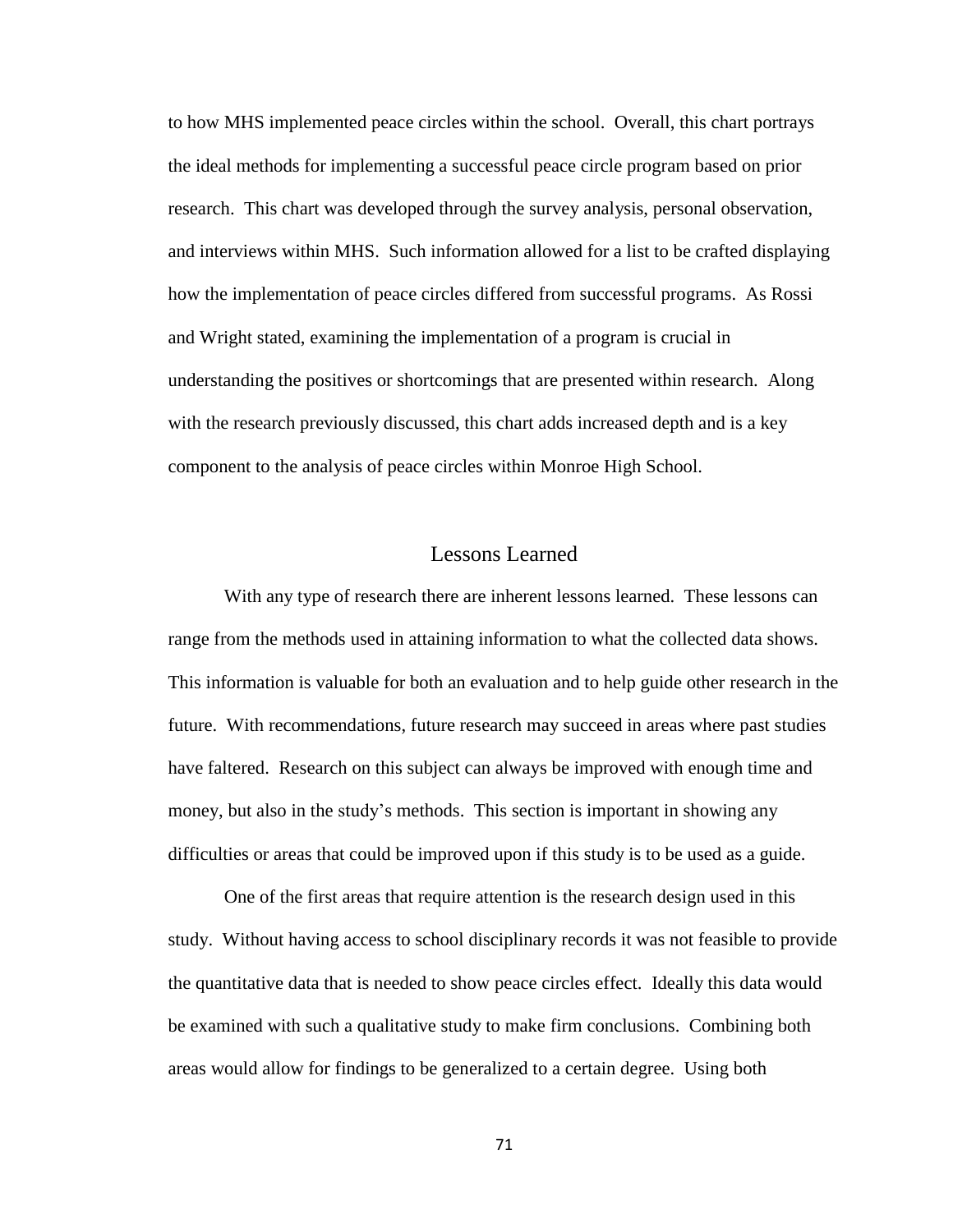to how MHS implemented peace circles within the school. Overall, this chart portrays the ideal methods for implementing a successful peace circle program based on prior research. This chart was developed through the survey analysis, personal observation, and interviews within MHS. Such information allowed for a list to be crafted displaying how the implementation of peace circles differed from successful programs. As Rossi and Wright stated, examining the implementation of a program is crucial in understanding the positives or shortcomings that are presented within research. Along with the research previously discussed, this chart adds increased depth and is a key component to the analysis of peace circles within Monroe High School.

## Lessons Learned

With any type of research there are inherent lessons learned. These lessons can range from the methods used in attaining information to what the collected data shows. This information is valuable for both an evaluation and to help guide other research in the future. With recommendations, future research may succeed in areas where past studies have faltered. Research on this subject can always be improved with enough time and money, but also in the study's methods. This section is important in showing any difficulties or areas that could be improved upon if this study is to be used as a guide.

One of the first areas that require attention is the research design used in this study. Without having access to school disciplinary records it was not feasible to provide the quantitative data that is needed to show peace circles effect. Ideally this data would be examined with such a qualitative study to make firm conclusions. Combining both areas would allow for findings to be generalized to a certain degree. Using both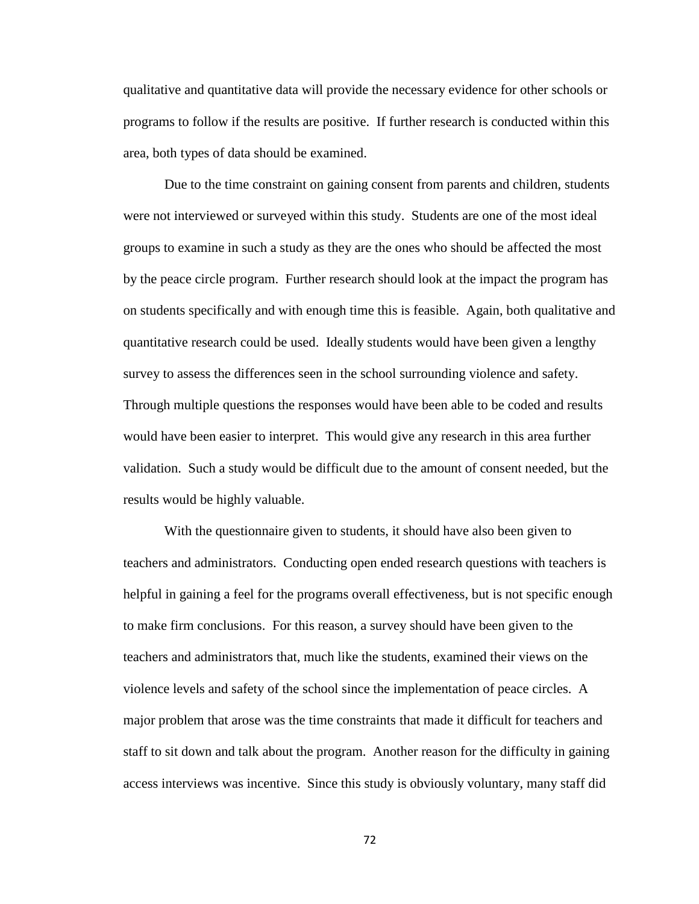qualitative and quantitative data will provide the necessary evidence for other schools or programs to follow if the results are positive. If further research is conducted within this area, both types of data should be examined.

Due to the time constraint on gaining consent from parents and children, students were not interviewed or surveyed within this study. Students are one of the most ideal groups to examine in such a study as they are the ones who should be affected the most by the peace circle program. Further research should look at the impact the program has on students specifically and with enough time this is feasible. Again, both qualitative and quantitative research could be used. Ideally students would have been given a lengthy survey to assess the differences seen in the school surrounding violence and safety. Through multiple questions the responses would have been able to be coded and results would have been easier to interpret. This would give any research in this area further validation. Such a study would be difficult due to the amount of consent needed, but the results would be highly valuable.

With the questionnaire given to students, it should have also been given to teachers and administrators. Conducting open ended research questions with teachers is helpful in gaining a feel for the programs overall effectiveness, but is not specific enough to make firm conclusions. For this reason, a survey should have been given to the teachers and administrators that, much like the students, examined their views on the violence levels and safety of the school since the implementation of peace circles. A major problem that arose was the time constraints that made it difficult for teachers and staff to sit down and talk about the program. Another reason for the difficulty in gaining access interviews was incentive. Since this study is obviously voluntary, many staff did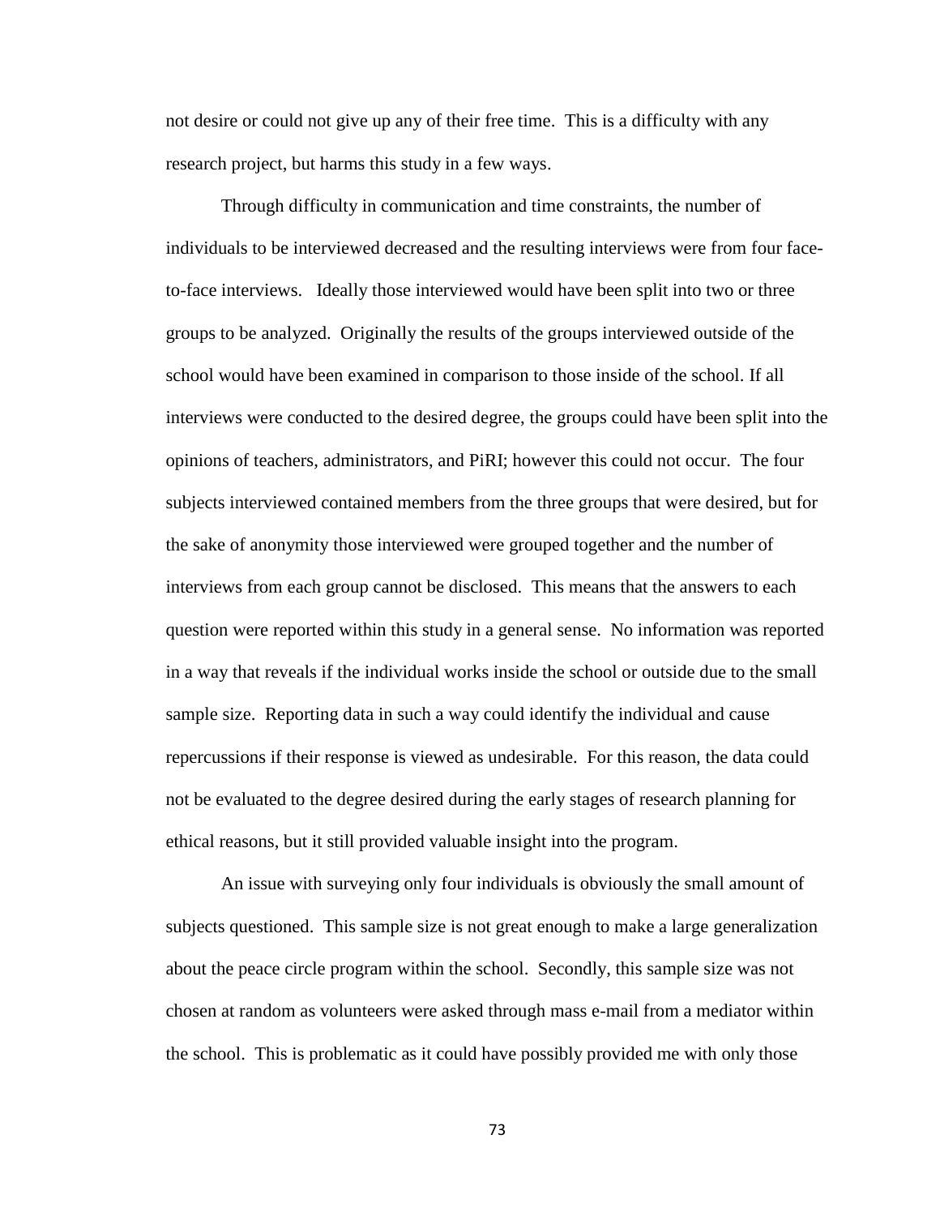not desire or could not give up any of their free time. This is a difficulty with any research project, but harms this study in a few ways.

Through difficulty in communication and time constraints, the number of individuals to be interviewed decreased and the resulting interviews were from four face-to-face interviews. Ideally those interviewed would have been split into two or three groups to be analyzed. Originally the results of the groups interviewed outside of the school would have been examined in comparison to those inside of the school. If all interviews were conducted to the desired degree, the groups could have been split into the opinions of teachers, administrators, and PiRI; however this could not occur. The four subjects interviewed contained members from the three groups that were desired, but for the sake of anonymity those interviewed were grouped together and the number of interviews from each group cannot be disclosed. This means that the answers to each question were reported within this study in a general sense. No information was reported in a way that reveals if the individual works inside the school or outside due to the small sample size. Reporting data in such a way could identify the individual and cause repercussions if their response is viewed as undesirable. For this reason, the data could not be evaluated to the degree desired during the early stages of research planning for ethical reasons, but it still provided valuable insight into the program.

An issue with surveying only four individuals is obviously the small amount of subjects questioned. This sample size is not great enough to make a large generalization about the peace circle program within the school. Secondly, this sample size was not chosen at random as volunteers were asked through mass e-mail from a mediator within the school. This is problematic as it could have possibly provided me with only those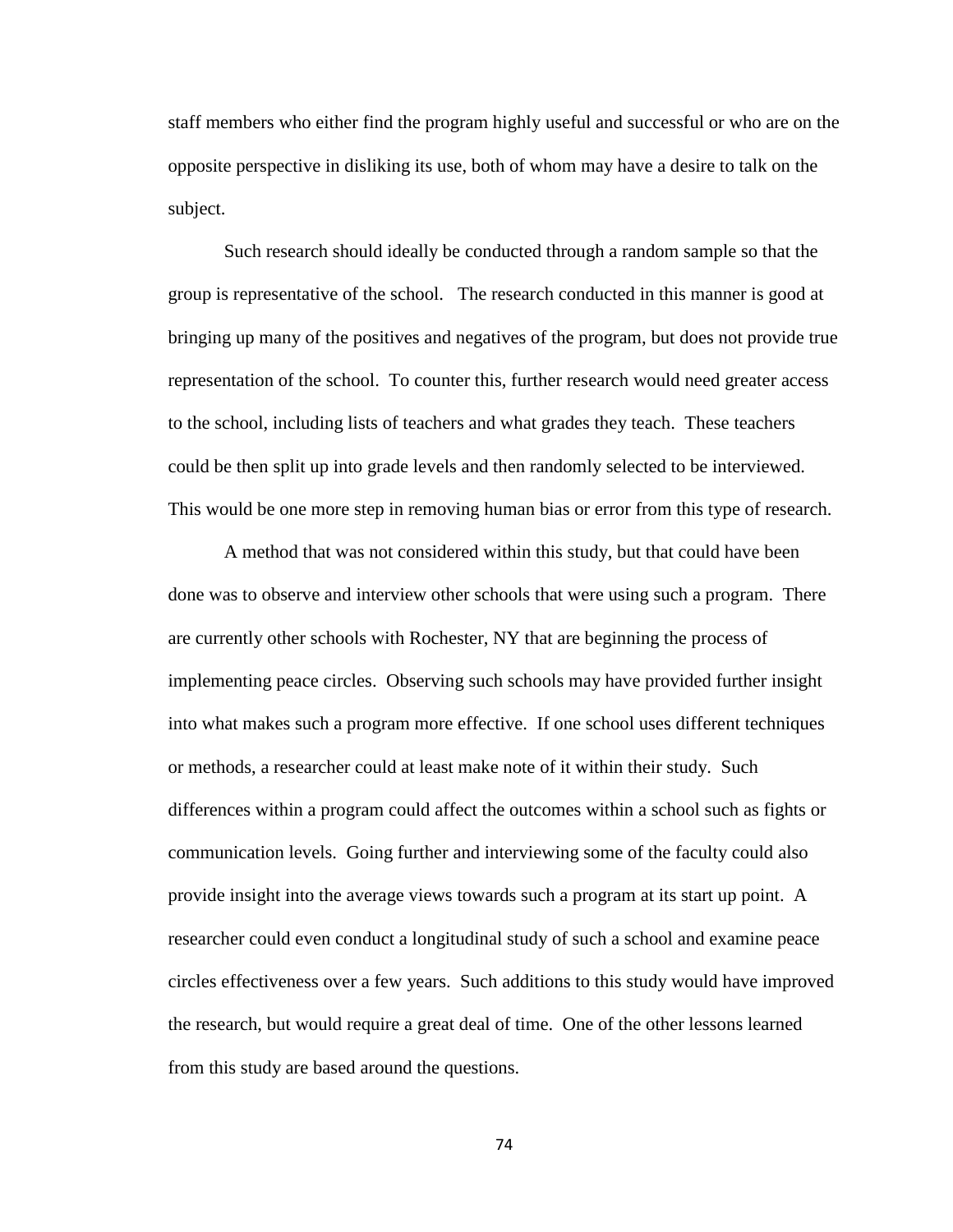staff members who either find the program highly useful and successful or who are on the opposite perspective in disliking its use, both of whom may have a desire to talk on the subject.

Such research should ideally be conducted through a random sample so that the group is representative of the school. The research conducted in this manner is good at bringing up many of the positives and negatives of the program, but does not provide true representation of the school. To counter this, further research would need greater access to the school, including lists of teachers and what grades they teach. These teachers could be then split up into grade levels and then randomly selected to be interviewed. This would be one more step in removing human bias or error from this type of research.

A method that was not considered within this study, but that could have been done was to observe and interview other schools that were using such a program. There are currently other schools with Rochester, NY that are beginning the process of implementing peace circles. Observing such schools may have provided further insight into what makes such a program more effective. If one school uses different techniques or methods, a researcher could at least make note of it within their study. Such differences within a program could affect the outcomes within a school such as fights or communication levels. Going further and interviewing some of the faculty could also provide insight into the average views towards such a program at its start up point. A researcher could even conduct a longitudinal study of such a school and examine peace circles effectiveness over a few years. Such additions to this study would have improved the research, but would require a great deal of time. One of the other lessons learned from this study are based around the questions.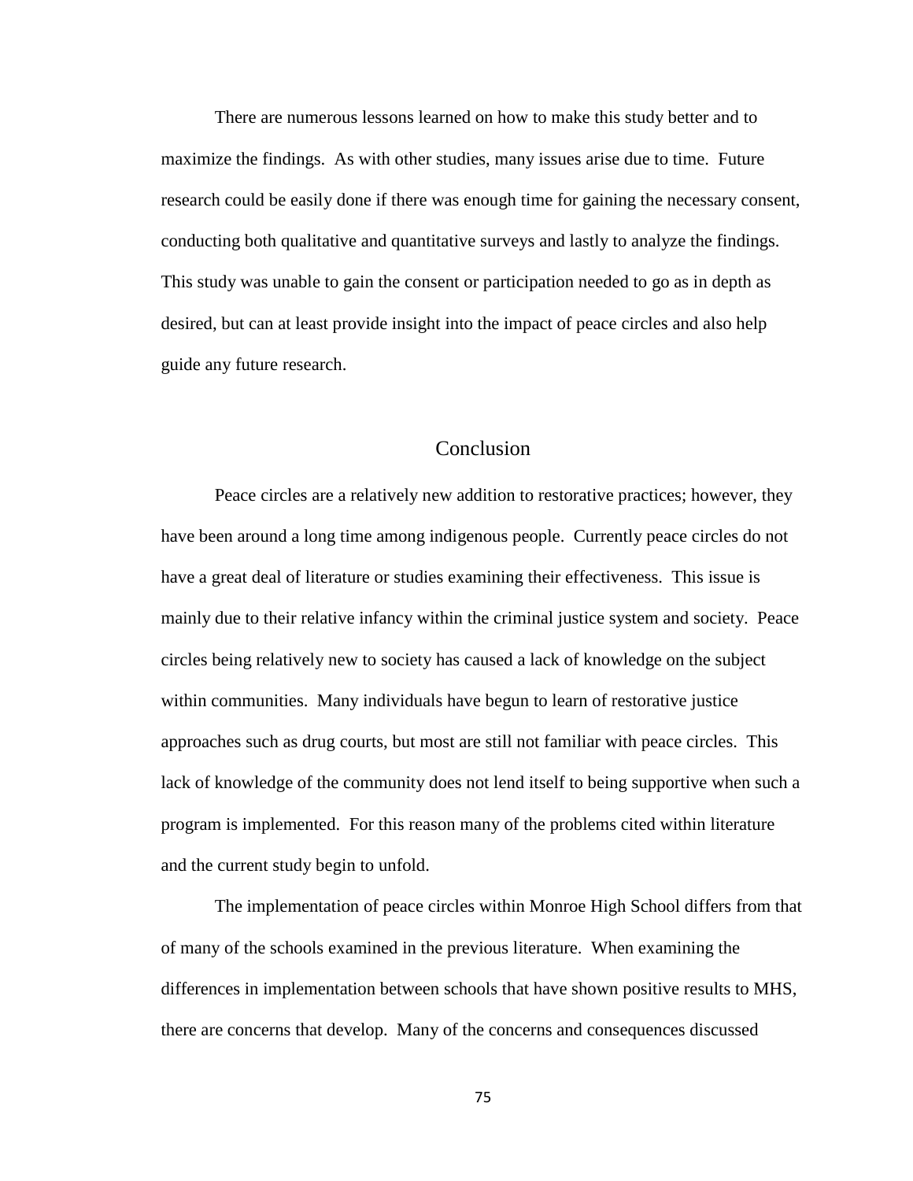There are numerous lessons learned on how to make this study better and to maximize the findings. As with other studies, many issues arise due to time. Future research could be easily done if there was enough time for gaining the necessary consent, conducting both qualitative and quantitative surveys and lastly to analyze the findings. This study was unable to gain the consent or participation needed to go as in depth as desired, but can at least provide insight into the impact of peace circles and also help guide any future research.

## Conclusion

Peace circles are a relatively new addition to restorative practices; however, they have been around a long time among indigenous people. Currently peace circles do not have a great deal of literature or studies examining their effectiveness. This issue is mainly due to their relative infancy within the criminal justice system and society. Peace circles being relatively new to society has caused a lack of knowledge on the subject within communities. Many individuals have begun to learn of restorative justice approaches such as drug courts, but most are still not familiar with peace circles. This lack of knowledge of the community does not lend itself to being supportive when such a program is implemented. For this reason many of the problems cited within literature and the current study begin to unfold.

The implementation of peace circles within Monroe High School differs from that of many of the schools examined in the previous literature. When examining the differences in implementation between schools that have shown positive results to MHS, there are concerns that develop. Many of the concerns and consequences discussed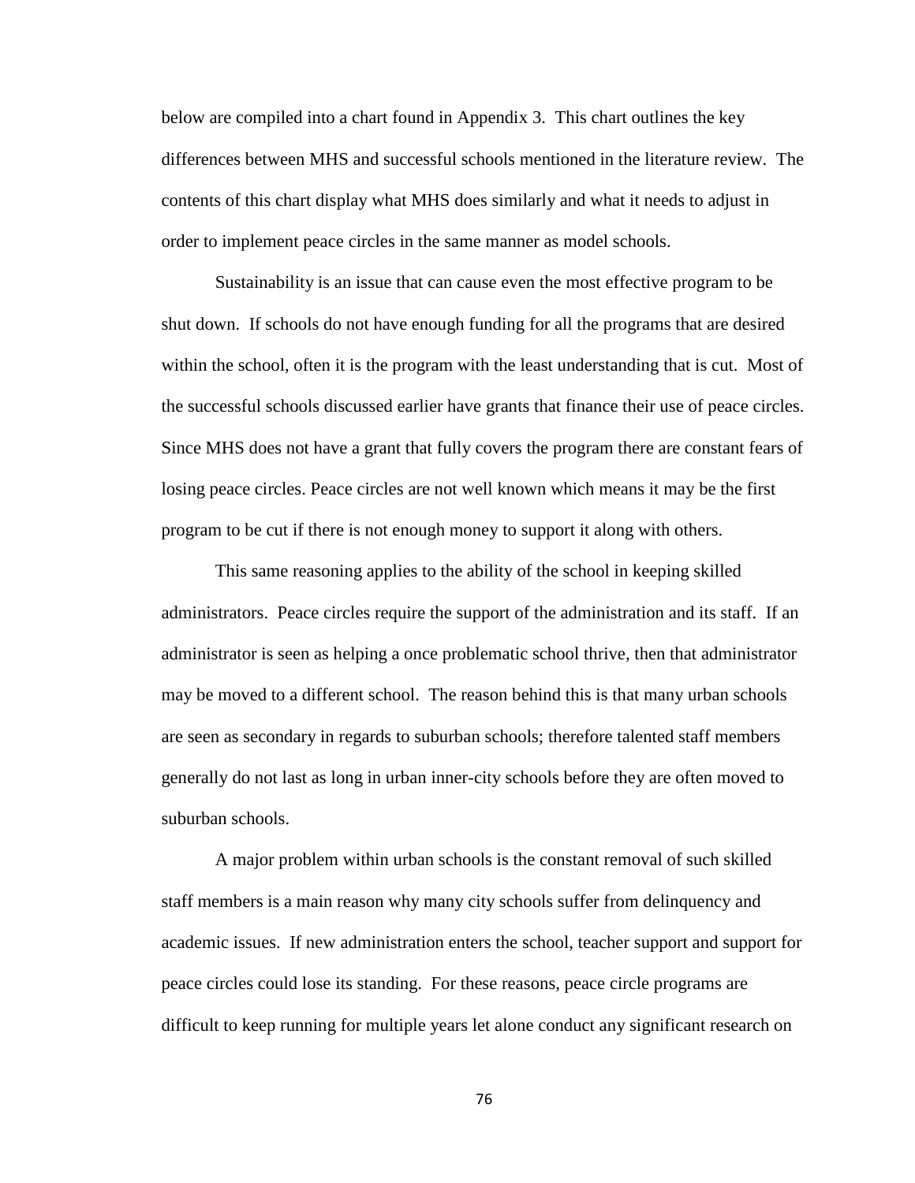below are compiled into a chart found in Appendix 3. This chart outlines the key differences between MHS and successful schools mentioned in the literature review. The contents of this chart display what MHS does similarly and what it needs to adjust in order to implement peace circles in the same manner as model schools.

Sustainability is an issue that can cause even the most effective program to be shut down. If schools do not have enough funding for all the programs that are desired within the school, often it is the program with the least understanding that is cut. Most of the successful schools discussed earlier have grants that finance their use of peace circles. Since MHS does not have a grant that fully covers the program there are constant fears of losing peace circles. Peace circles are not well known which means it may be the first program to be cut if there is not enough money to support it along with others.

This same reasoning applies to the ability of the school in keeping skilled administrators. Peace circles require the support of the administration and its staff. If an administrator is seen as helping a once problematic school thrive, then that administrator may be moved to a different school. The reason behind this is that many urban schools are seen as secondary in regards to suburban schools; therefore talented staff members generally do not last as long in urban inner-city schools before they are often moved to suburban schools.

A major problem within urban schools is the constant removal of such skilled staff members is a main reason why many city schools suffer from delinquency and academic issues. If new administration enters the school, teacher support and support for peace circles could lose its standing. For these reasons, peace circle programs are difficult to keep running for multiple years let alone conduct any significant research on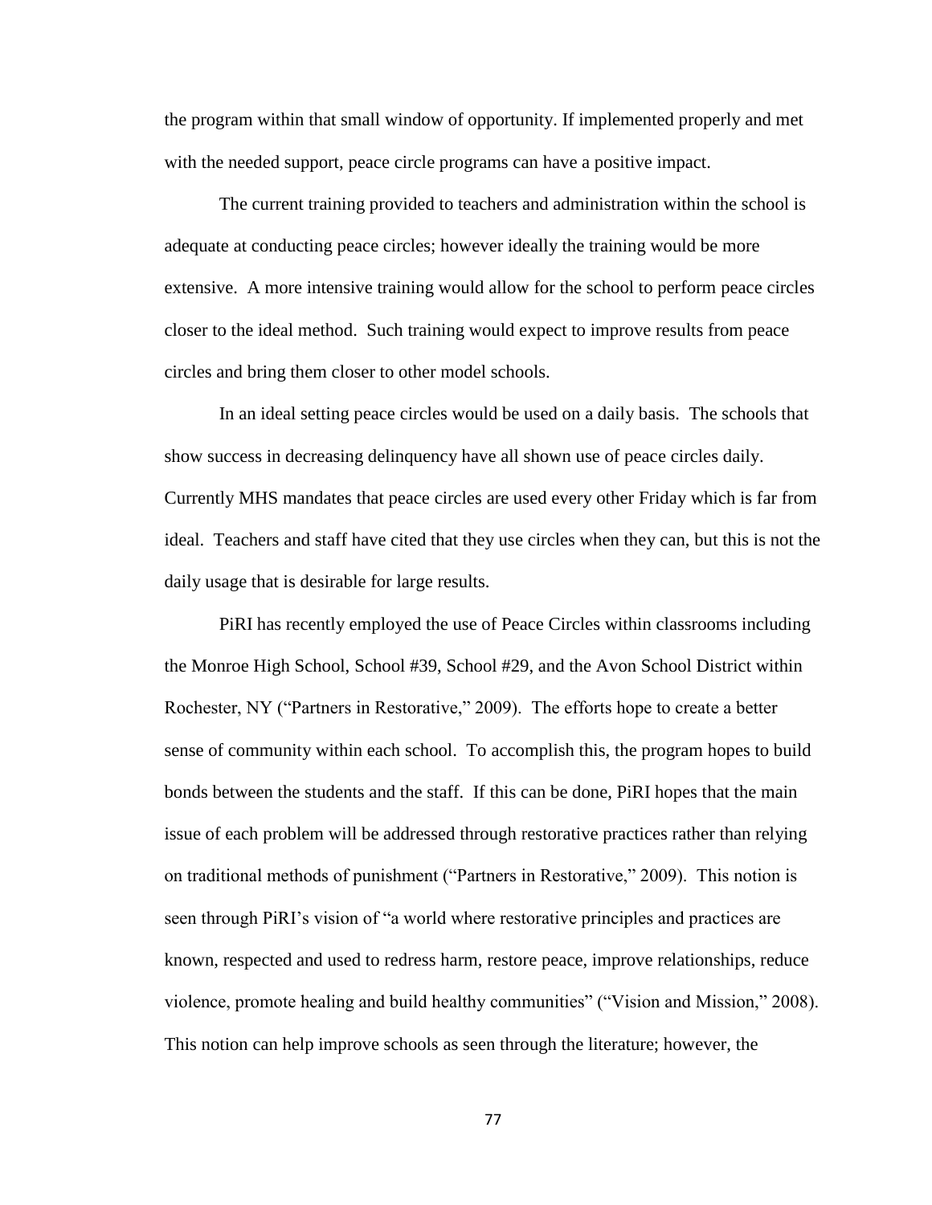the program within that small window of opportunity. If implemented properly and met with the needed support, peace circle programs can have a positive impact.

The current training provided to teachers and administration within the school is adequate at conducting peace circles; however ideally the training would be more extensive. A more intensive training would allow for the school to perform peace circles closer to the ideal method. Such training would expect to improve results from peace circles and bring them closer to other model schools.

In an ideal setting peace circles would be used on a daily basis. The schools that show success in decreasing delinquency have all shown use of peace circles daily. Currently MHS mandates that peace circles are used every other Friday which is far from ideal. Teachers and staff have cited that they use circles when they can, but this is not the daily usage that is desirable for large results.

PiRI has recently employed the use of Peace Circles within classrooms including the Monroe High School, School #39, School #29, and the Avon School District within Rochester, NY ("Partners in Restorative," 2009). The efforts hope to create a better sense of community within each school. To accomplish this, the program hopes to build bonds between the students and the staff. If this can be done, PiRI hopes that the main issue of each problem will be addressed through restorative practices rather than relying on traditional methods of punishment ("Partners in Restorative," 2009). This notion is seen through PiRI's vision of "a world where restorative principles and practices are known, respected and used to redress harm, restore peace, improve relationships, reduce violence, promote healing and build healthy communities" ("Vision and Mission," 2008). This notion can help improve schools as seen through the literature; however, the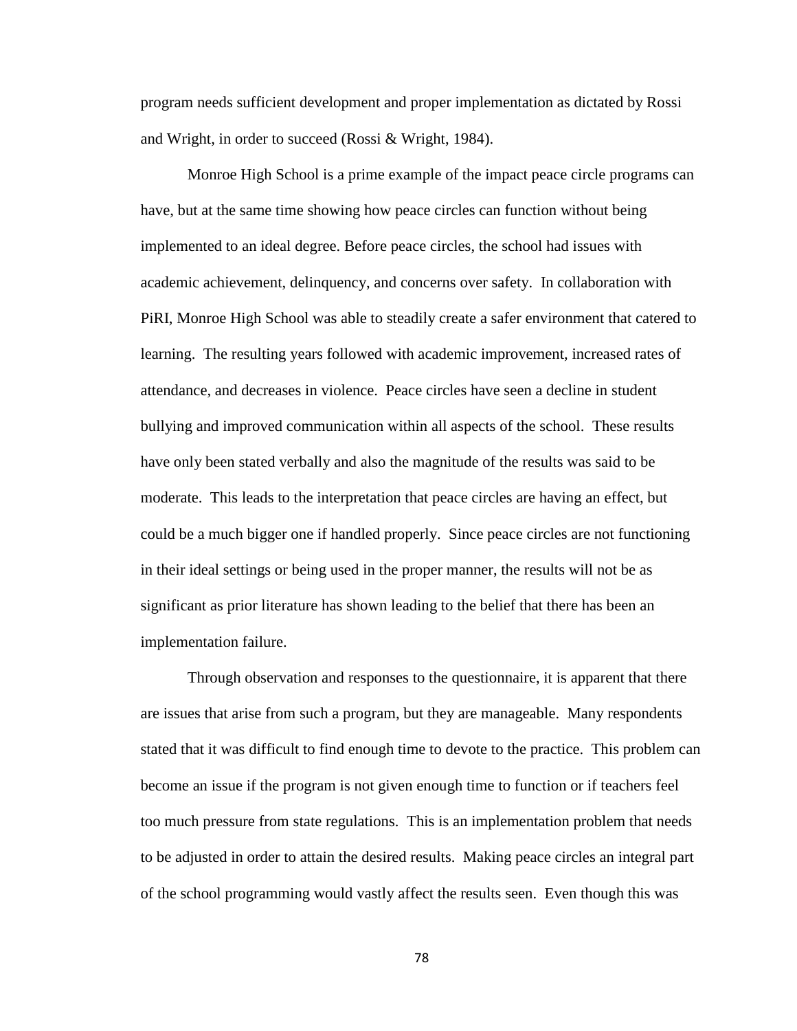program needs sufficient development and proper implementation as dictated by Rossi and Wright, in order to succeed (Rossi & Wright, 1984).

Monroe High School is a prime example of the impact peace circle programs can have, but at the same time showing how peace circles can function without being implemented to an ideal degree. Before peace circles, the school had issues with academic achievement, delinquency, and concerns over safety. In collaboration with PiRI, Monroe High School was able to steadily create a safer environment that catered to learning. The resulting years followed with academic improvement, increased rates of attendance, and decreases in violence. Peace circles have seen a decline in student bullying and improved communication within all aspects of the school. These results have only been stated verbally and also the magnitude of the results was said to be moderate. This leads to the interpretation that peace circles are having an effect, but could be a much bigger one if handled properly. Since peace circles are not functioning in their ideal settings or being used in the proper manner, the results will not be as significant as prior literature has shown leading to the belief that there has been an implementation failure.

Through observation and responses to the questionnaire, it is apparent that there are issues that arise from such a program, but they are manageable. Many respondents stated that it was difficult to find enough time to devote to the practice. This problem can become an issue if the program is not given enough time to function or if teachers feel too much pressure from state regulations. This is an implementation problem that needs to be adjusted in order to attain the desired results. Making peace circles an integral part of the school programming would vastly affect the results seen. Even though this was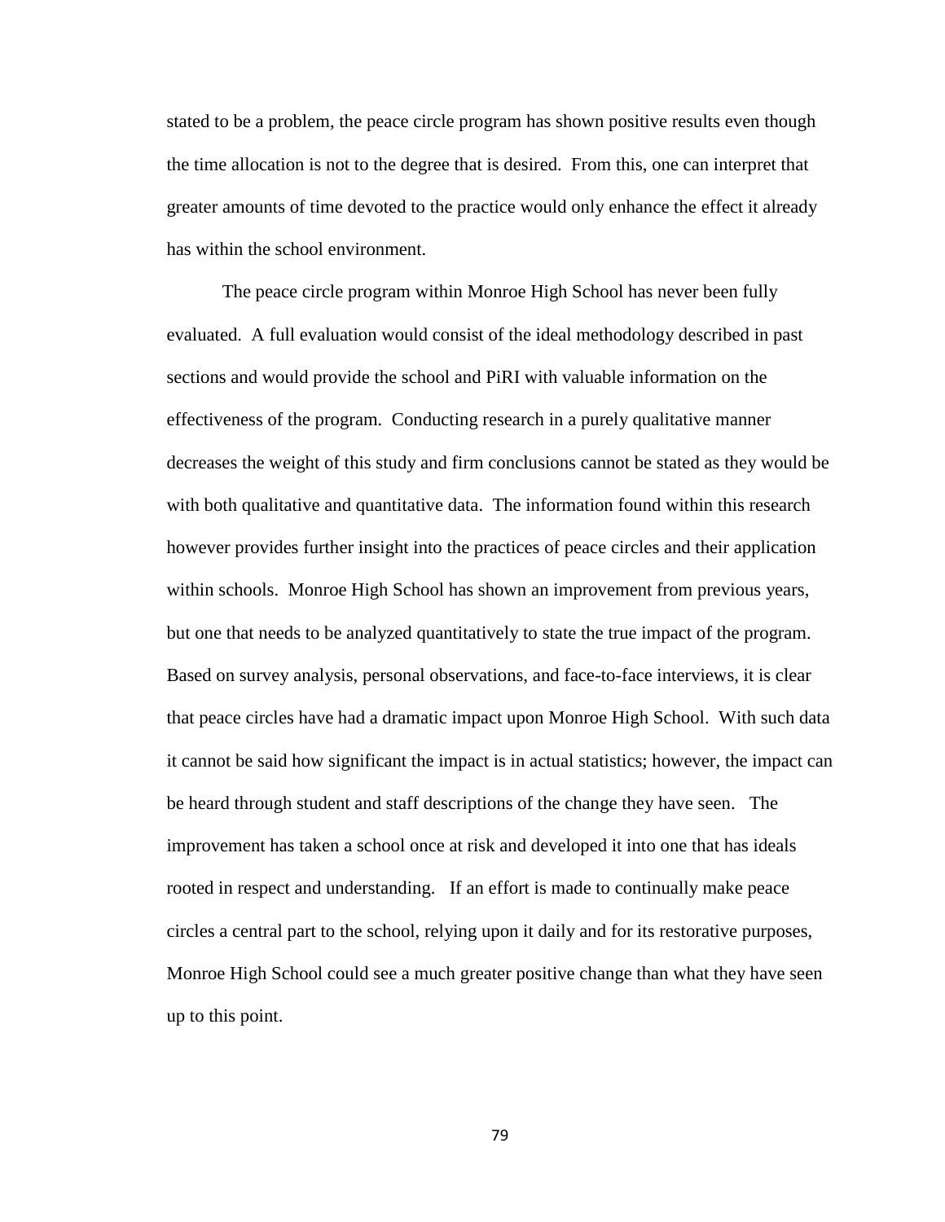stated to be a problem, the peace circle program has shown positive results even though the time allocation is not to the degree that is desired. From this, one can interpret that greater amounts of time devoted to the practice would only enhance the effect it already has within the school environment.

The peace circle program within Monroe High School has never been fully evaluated. A full evaluation would consist of the ideal methodology described in past sections and would provide the school and PiRI with valuable information on the effectiveness of the program. Conducting research in a purely qualitative manner decreases the weight of this study and firm conclusions cannot be stated as they would be with both qualitative and quantitative data. The information found within this research however provides further insight into the practices of peace circles and their application within schools. Monroe High School has shown an improvement from previous years, but one that needs to be analyzed quantitatively to state the true impact of the program. Based on survey analysis, personal observations, and face-to-face interviews, it is clear that peace circles have had a dramatic impact upon Monroe High School. With such data it cannot be said how significant the impact is in actual statistics; however, the impact can be heard through student and staff descriptions of the change they have seen. The improvement has taken a school once at risk and developed it into one that has ideals rooted in respect and understanding. If an effort is made to continually make peace circles a central part to the school, relying upon it daily and for its restorative purposes, Monroe High School could see a much greater positive change than what they have seen up to this point.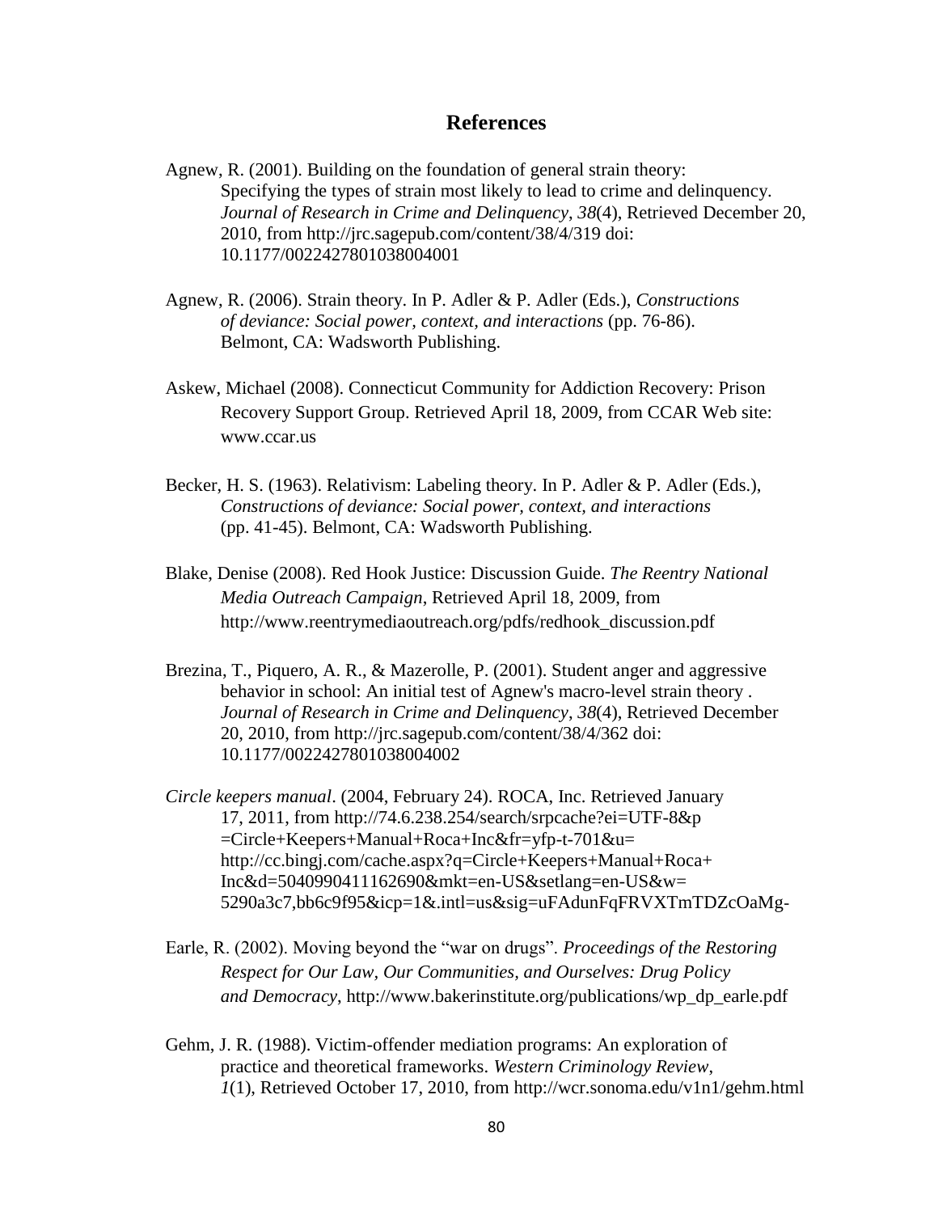# References

Agnew, R. (2001). Building on the foundation of general strain theory: Specifying the types of strain most likely to lead to crime and delinquency. *Journal of Research in Crime and Delinquency*, *38*(4), Retrieved December 20, 2010, from http://jrc.sagepub.com/content/38/4/319 doi: 10.1177/0022427801038004001

Agnew, R. (2006). Strain theory. In P. Adler & P. Adler (Eds.), *Constructions of deviance: Social power, context, and interactions* (pp. 76-86). Belmont, CA: Wadsworth Publishing.

Askew, Michael (2008). Connecticut Community for Addiction Recovery: Prison Recovery Support Group. Retrieved April 18, 2009, from CCAR Web site: www.ccar.us

Becker, H. S. (1963). Relativism: Labeling theory. In P. Adler & P. Adler (Eds.), *Constructions of deviance: Social power, context, and interactions* (pp. 41-45). Belmont, CA: Wadsworth Publishing.

Blake, Denise (2008). Red Hook Justice: Discussion Guide. *The Reentry National Media Outreach Campaign*, Retrieved April 18, 2009, from http://www.reentrymediaoutreach.org/pdfs/redhook_discussion.pdf

Brezina, T., Piquero, A. R., & Mazerolle, P. (2001). Student anger and aggressive behavior in school: An initial test of Agnew's macro-level strain theory . *Journal of Research in Crime and Delinquency*, *38*(4), Retrieved December 20, 2010, from http://jrc.sagepub.com/content/38/4/362 doi: 10.1177/0022427801038004002

*Circle keepers manual*. (2004, February 24). ROCA, Inc. Retrieved January 17, 2011, from http://74.6.238.254/search/srpcache?ei=UTF-8&p =Circle+Keepers+Manual+Roca+Inc&fr=yfp-t-701&u= http://cc.bingj.com/cache.aspx?q=Circle+Keepers+Manual+Roca+ Inc&d=5040990411162690&mkt=en-US&setlang=en-US&w= 5290a3c7,bb6c9f95&icp=1&.intl=us&sig=uFAdunFqFRVXTmTDZcOaMg-

Earle, R. (2002). Moving beyond the "war on drugs". *Proceedings of the Restoring Respect for Our Law, Our Communities, and Ourselves: Drug Policy and Democracy*, http://www.bakerinstitute.org/publications/wp_dp_earle.pdf

Gehm, J. R. (1988). Victim-offender mediation programs: An exploration of practice and theoretical frameworks. *Western Criminology Review*, *1*(1), Retrieved October 17, 2010, from http://wcr.sonoma.edu/v1n1/gehm.html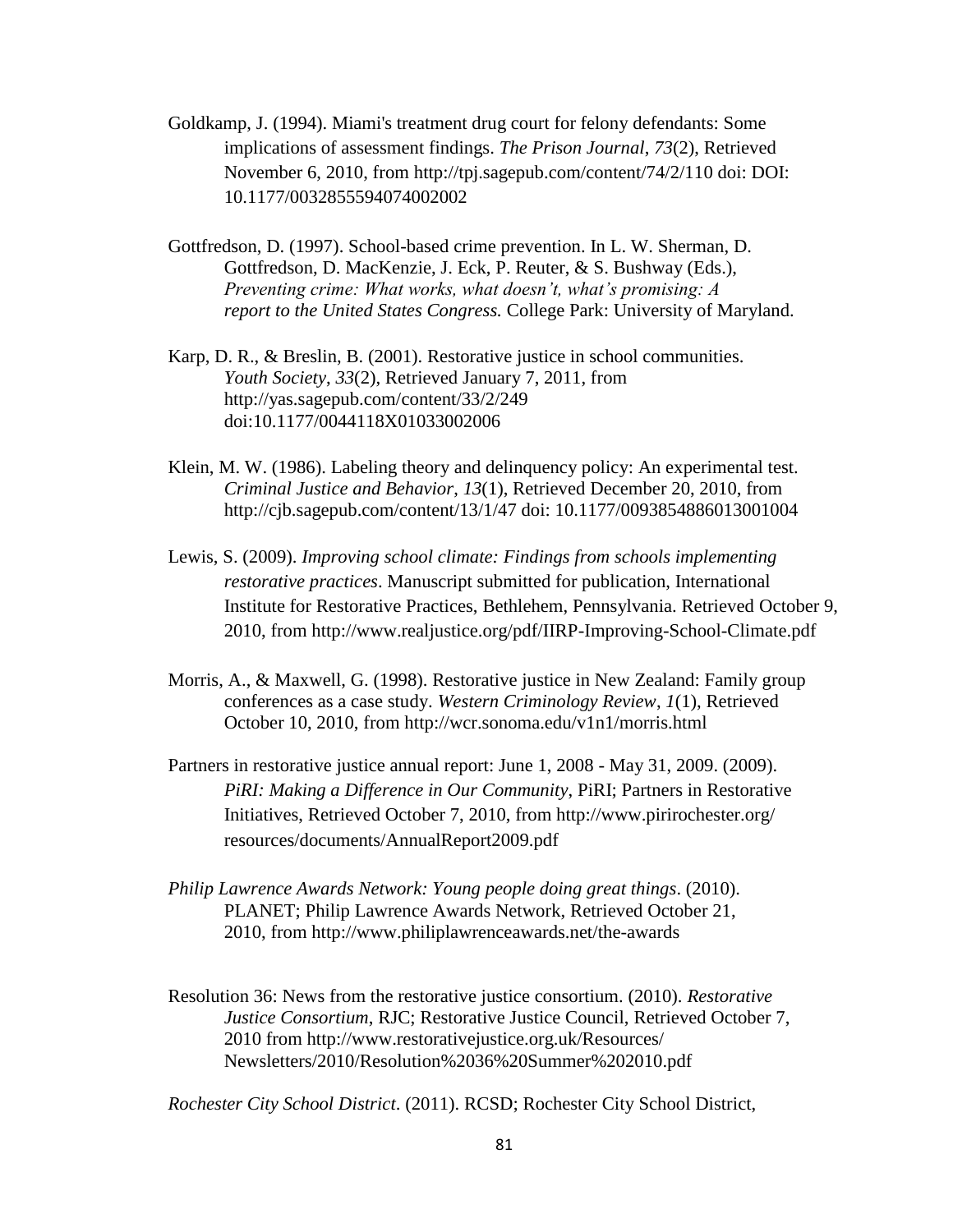Goldkamp, J. (1994). Miami's treatment drug court for felony defendants: Some implications of assessment findings. *The Prison Journal*, *73*(2), Retrieved November 6, 2010, from http://tpj.sagepub.com/content/74/2/110 doi: DOI: 10.1177/0032855594074002002

Gottfredson, D. (1997). School-based crime prevention. In L. W. Sherman, D. Gottfredson, D. MacKenzie, J. Eck, P. Reuter, & S. Bushway (Eds.), *Preventing crime: What works, what doesn't, what's promising: A report to the United States Congress.* College Park: University of Maryland.

Karp, D. R., & Breslin, B. (2001). Restorative justice in school communities. *Youth Society*, *33*(2), Retrieved January 7, 2011, from http://yas.sagepub.com/content/33/2/249 doi:10.1177/0044118X01033002006

Klein, M. W. (1986). Labeling theory and delinquency policy: An experimental test. *Criminal Justice and Behavior*, *13*(1), Retrieved December 20, 2010, from http://cjb.sagepub.com/content/13/1/47 doi: 10.1177/0093854886013001004

Lewis, S. (2009). *Improving school climate: Findings from schools implementing restorative practices*. Manuscript submitted for publication, International Institute for Restorative Practices, Bethlehem, Pennsylvania. Retrieved October 9, 2010, from http://www.realjustice.org/pdf/IIRP-Improving-School-Climate.pdf

Morris, A., & Maxwell, G. (1998). Restorative justice in New Zealand: Family group conferences as a case study. *Western Criminology Review*, *1*(1), Retrieved October 10, 2010, from http://wcr.sonoma.edu/v1n1/morris.html

Partners in restorative justice annual report: June 1, 2008 - May 31, 2009. (2009). *PiRI: Making a Difference in Our Community*, PiRI; Partners in Restorative Initiatives, Retrieved October 7, 2010, from http://www.pirirochester.org/ resources/documents/AnnualReport2009.pdf

*Philip Lawrence Awards Network: Young people doing great things*. (2010). PLANET; Philip Lawrence Awards Network, Retrieved October 21, 2010, from http://www.philiplawrenceawards.net/the-awards

Resolution 36: News from the restorative justice consortium. (2010). *Restorative Justice Consortium*, RJC; Restorative Justice Council, Retrieved October 7, 2010 from http://www.restorativejustice.org.uk/Resources/ Newsletters/2010/Resolution%2036%20Summer%202010.pdf

*Rochester City School District*. (2011). RCSD; Rochester City School District,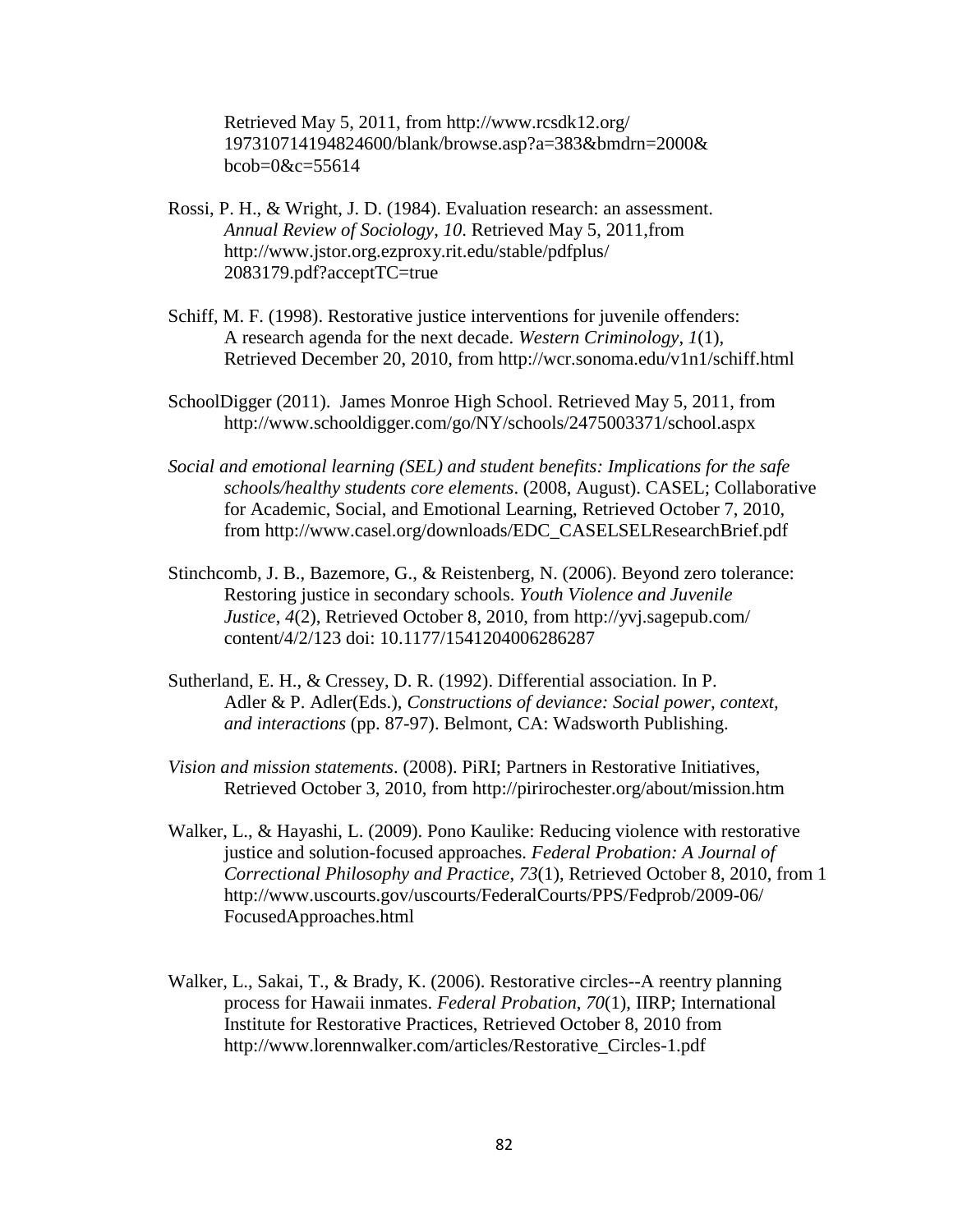Retrieved May 5, 2011, from http://www.rcsdk12.org/ 197310714194824600/blank/browse.asp?a=383&bmdrn=2000& bcob=0&c=55614

Rossi, P. H., & Wright, J. D. (1984). Evaluation research: an assessment. *Annual Review of Sociology*, *10*. Retrieved May 5, 2011,from http://www.jstor.org.ezproxy.rit.edu/stable/pdfplus/ 2083179.pdf?acceptTC=true

Schiff, M. F. (1998). Restorative justice interventions for juvenile offenders: A research agenda for the next decade. *Western Criminology*, *1*(1), Retrieved December 20, 2010, from http://wcr.sonoma.edu/v1n1/schiff.html

SchoolDigger (2011). James Monroe High School. Retrieved May 5, 2011, from http://www.schooldigger.com/go/NY/schools/2475003371/school.aspx

*Social and emotional learning (SEL) and student benefits: Implications for the safe schools/healthy students core elements*. (2008, August). CASEL; Collaborative for Academic, Social, and Emotional Learning, Retrieved October 7, 2010, from http://www.casel.org/downloads/EDC_CASELSELResearchBrief.pdf

Stinchcomb, J. B., Bazemore, G., & Reistenberg, N. (2006). Beyond zero tolerance: Restoring justice in secondary schools. *Youth Violence and Juvenile Justice*, *4*(2), Retrieved October 8, 2010, from http://yvj.sagepub.com/ content/4/2/123 doi: 10.1177/1541204006286287

Sutherland, E. H., & Cressey, D. R. (1992). Differential association. In P. Adler & P. Adler(Eds.), *Constructions of deviance: Social power, context, and interactions* (pp. 87-97). Belmont, CA: Wadsworth Publishing.

*Vision and mission statements*. (2008). PiRI; Partners in Restorative Initiatives, Retrieved October 3, 2010, from http://pirirochester.org/about/mission.htm

Walker, L., & Hayashi, L. (2009). Pono Kaulike: Reducing violence with restorative justice and solution-focused approaches. *Federal Probation: A Journal of Correctional Philosophy and Practice*, *73*(1), Retrieved October 8, 2010, from 1 http://www.uscourts.gov/uscourts/FederalCourts/PPS/Fedprob/2009-06/ FocusedApproaches.html

Walker, L., Sakai, T., & Brady, K. (2006). Restorative circles--A reentry planning process for Hawaii inmates. *Federal Probation*, *70*(1), IIRP; International Institute for Restorative Practices, Retrieved October 8, 2010 from http://www.lorennwalker.com/articles/Restorative_Circles-1.pdf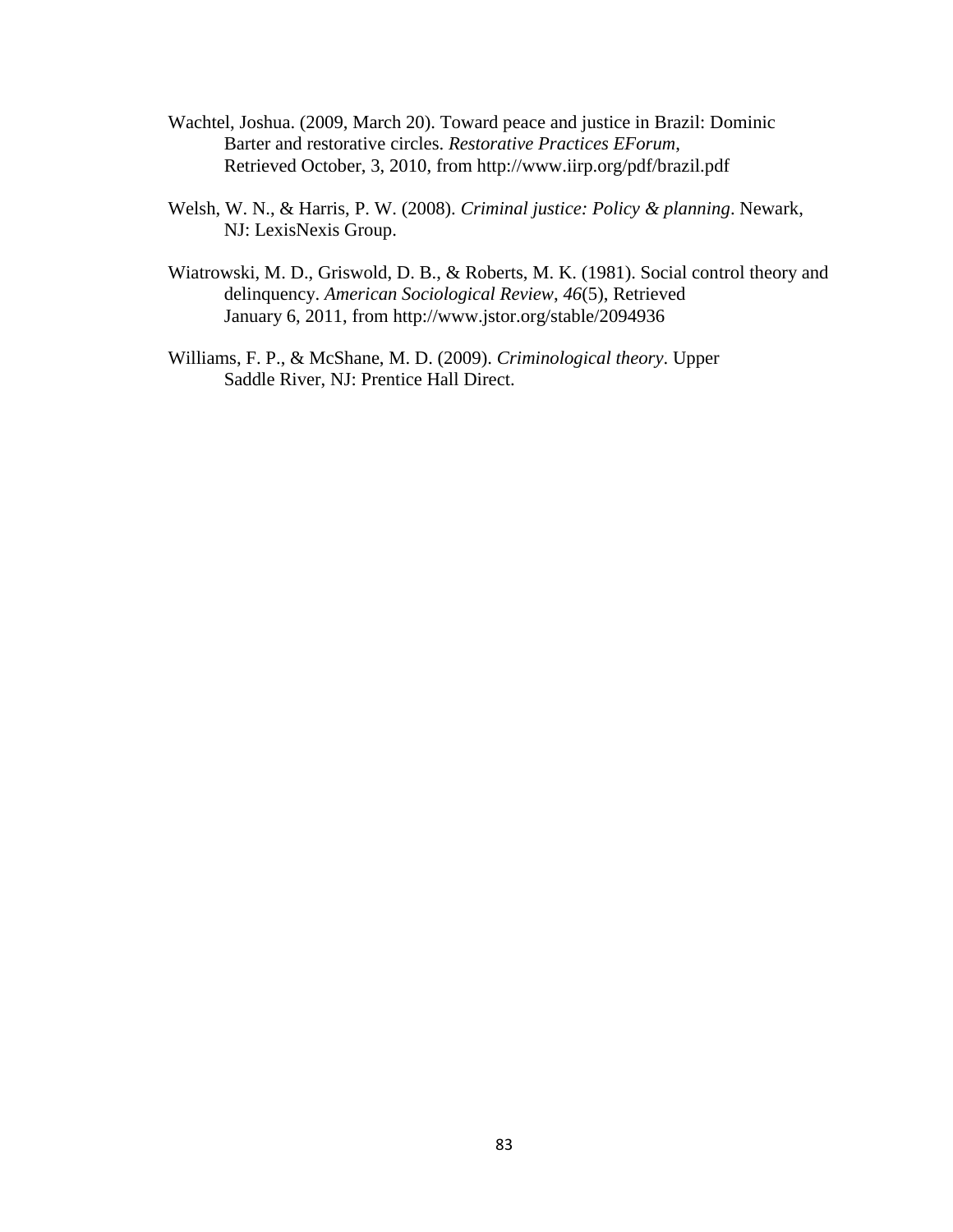Wachtel, Joshua. (2009, March 20). Toward peace and justice in Brazil: Dominic Barter and restorative circles. *Restorative Practices EForum*, Retrieved October, 3, 2010, from http://www.iirp.org/pdf/brazil.pdf

Welsh, W. N., & Harris, P. W. (2008). *Criminal justice: Policy & planning*. Newark, NJ: LexisNexis Group.

Wiatrowski, M. D., Griswold, D. B., & Roberts, M. K. (1981). Social control theory and delinquency. *American Sociological Review*, *46*(5), Retrieved January 6, 2011, from http://www.jstor.org/stable/2094936

Williams, F. P., & McShane, M. D. (2009). *Criminological theory*. Upper Saddle River, NJ: Prentice Hall Direct.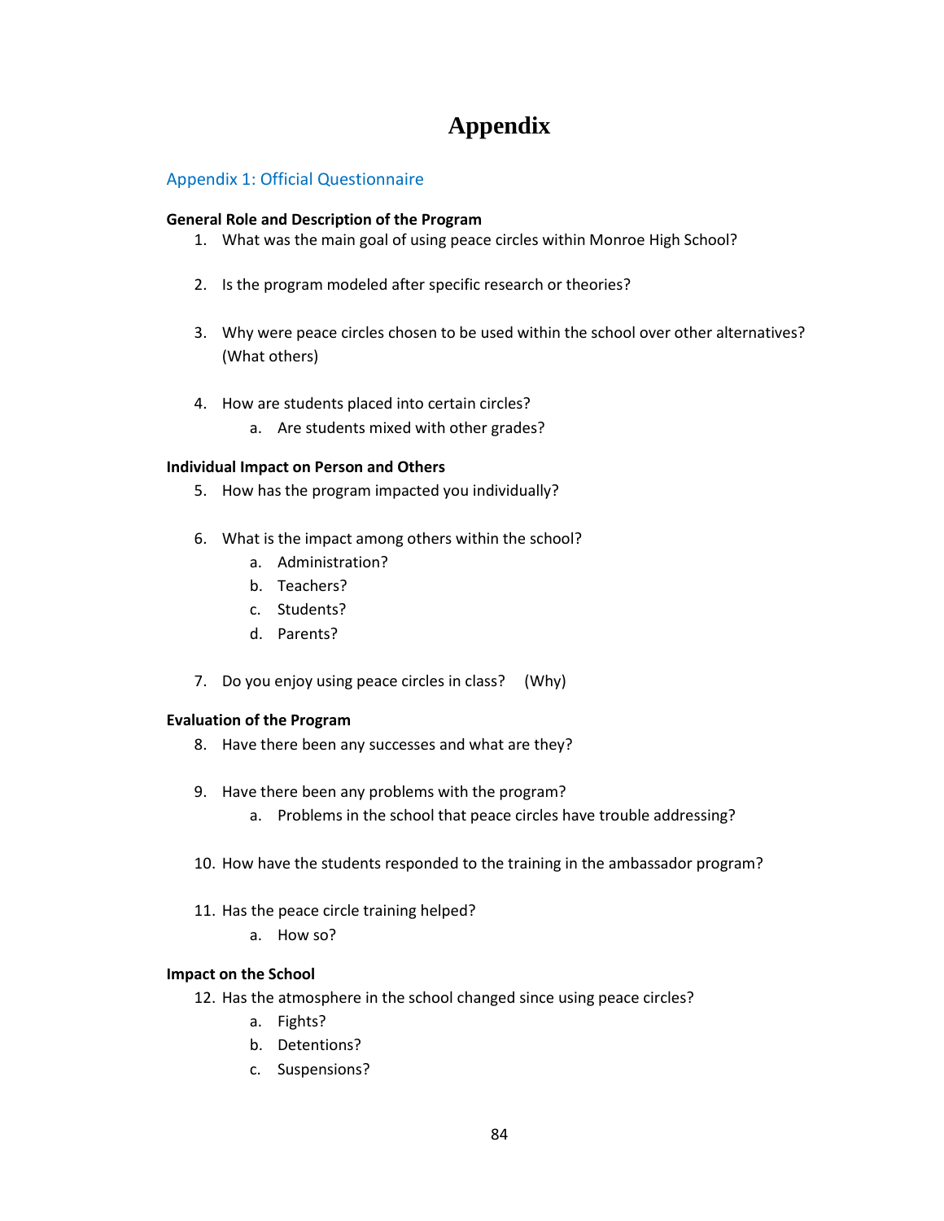# Appendix

## Appendix 1: Official Questionnaire

**General Role and Description of the Program**

1. What was the main goal of using peace circles within Monroe High School?

2. Is the program modeled after specific research or theories?

3. Why were peace circles chosen to be used within the school over other alternatives? (What others)

4. How are students placed into certain circles?
   a. Are students mixed with other grades?

**Individual Impact on Person and Others**

5. How has the program impacted you individually?

6. What is the impact among others within the school?
   a. Administration?
   b. Teachers?
   c. Students?
   d. Parents?

7. Do you enjoy using peace circles in class? (Why)

**Evaluation of the Program**

8. Have there been any successes and what are they?

9. Have there been any problems with the program?
   a. Problems in the school that peace circles have trouble addressing?

10. How have the students responded to the training in the ambassador program?

11. Has the peace circle training helped?
    a. How so?

**Impact on the School**

12. Has the atmosphere in the school changed since using peace circles?
    a. Fights?
    b. Detentions?
    c. Suspensions?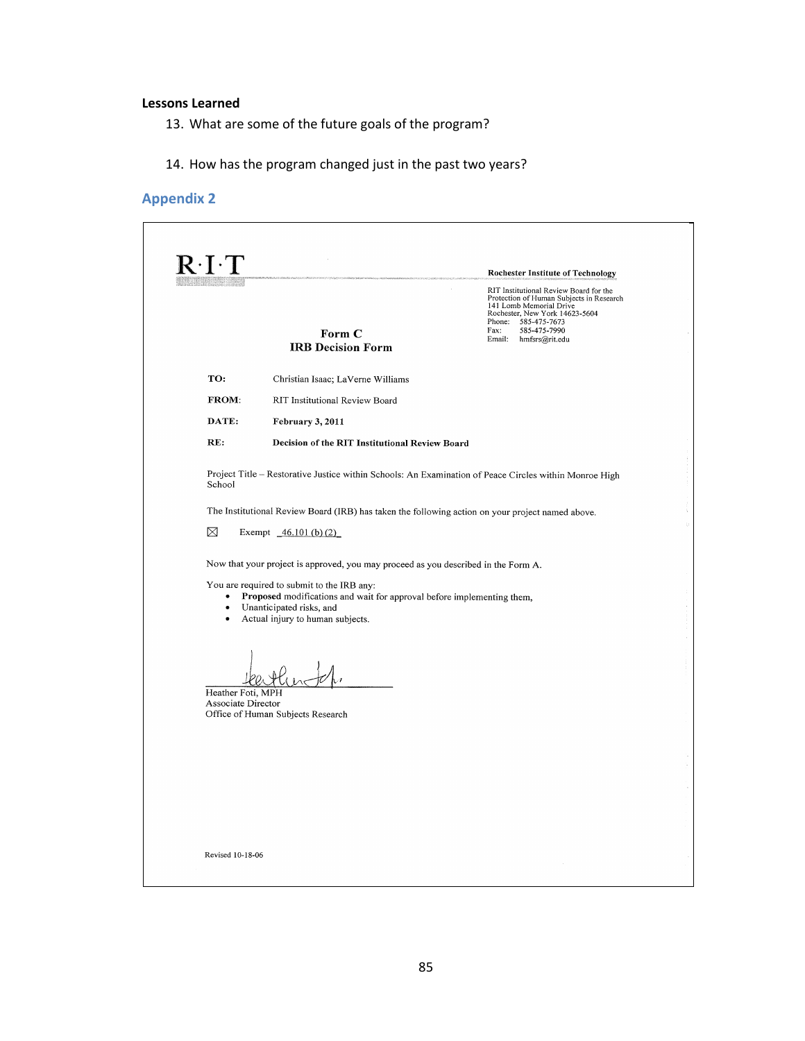**Lessons Learned**

13. What are some of the future goals of the program?

14. How has the program changed just in the past two years?

## Appendix 2

R·I·T

**Rochester Institute of Technology**

RIT Institutional Review Board for the Protection of Human Subjects in Research
141 Lomb Memorial Drive
Rochester, New York 14623-5604
Phone: 585-475-7673
Fax: 585-475-7990
Email: hmfsrs@rit.edu

**Form C**
**IRB Decision Form**

**TO:** Christian Isaac; LaVerne Williams

**FROM:** RIT Institutional Review Board

**DATE:** **February 3, 2011**

**RE:** **Decision of the RIT Institutional Review Board**

Project Title – Restorative Justice within Schools: An Examination of Peace Circles within Monroe High School

The Institutional Review Board (IRB) has taken the following action on your project named above.

☒ Exempt _46.101 (b) (2)_

Now that your project is approved, you may proceed as you described in the Form A.

You are required to submit to the IRB any:

- **Proposed** modifications and wait for approval before implementing them,
- Unanticipated risks, and
- Actual injury to human subjects.

Heather Foti, MPH
Associate Director
Office of Human Subjects Research

Revised 10-18-06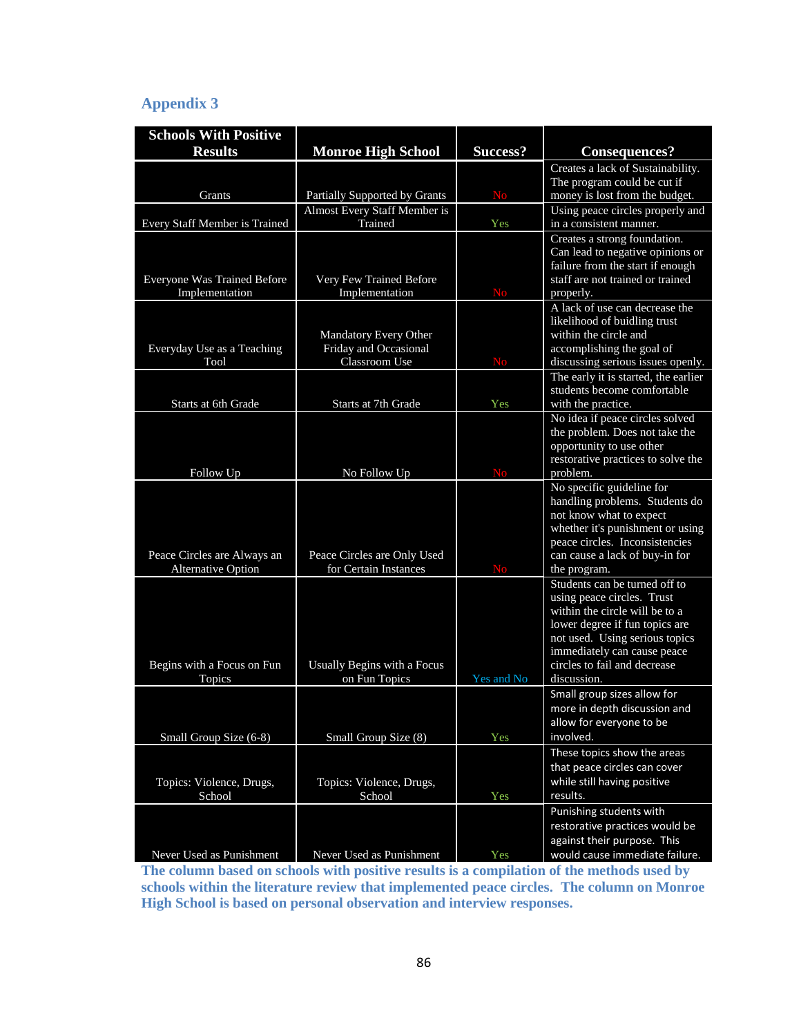## Appendix 3

| Schools With Positive Results | Monroe High School | Success? | Consequences? |
|---|---|---|---|
| Grants | Partially Supported by Grants | No | Creates a lack of Sustainability. The program could be cut if money is lost from the budget. |
| Every Staff Member is Trained | Almost Every Staff Member is Trained | Yes | Using peace circles properly and in a consistent manner. |
| Everyone Was Trained Before Implementation | Very Few Trained Before Implementation | No | Creates a strong foundation. Can lead to negative opinions or failure from the start if enough staff are not trained or trained properly. |
| Everyday Use as a Teaching Tool | Mandatory Every Other Friday and Occasional Classroom Use | No | A lack of use can decrease the likelihood of buidling trust within the circle and accomplishing the goal of discussing serious issues openly. |
| Starts at 6th Grade | Starts at 7th Grade | Yes | The early it is started, the earlier students become comfortable with the practice. |
| Follow Up | No Follow Up | No | No idea if peace circles solved the problem. Does not take the opportunity to use other restorative practices to solve the problem. |
| Peace Circles are Always an Alternative Option | Peace Circles are Only Used for Certain Instances | No | No specific guideline for handling problems. Students do not know what to expect whether it's punishment or using peace circles. Inconsistencies can cause a lack of buy-in for the program. |
| Begins with a Focus on Fun Topics | Usually Begins with a Focus on Fun Topics | Yes and No | Students can be turned off to using peace circles. Trust within the circle will be to a lower degree if fun topics are not used. Using serious topics immediately can cause peace circles to fail and decrease discussion. |
| Small Group Size (6-8) | Small Group Size (8) | Yes | Small group sizes allow for more in depth discussion and allow for everyone to be involved. |
| Topics: Violence, Drugs, School | Topics: Violence, Drugs, School | Yes | These topics show the areas that peace circles can cover while still having positive results. |
| Never Used as Punishment | Never Used as Punishment | Yes | Punishing students with restorative practices would be against their purpose. This would cause immediate failure. |

**The column based on schools with positive results is a compilation of the methods used by schools within the literature review that implemented peace circles. The column on Monroe High School is based on personal observation and interview responses.**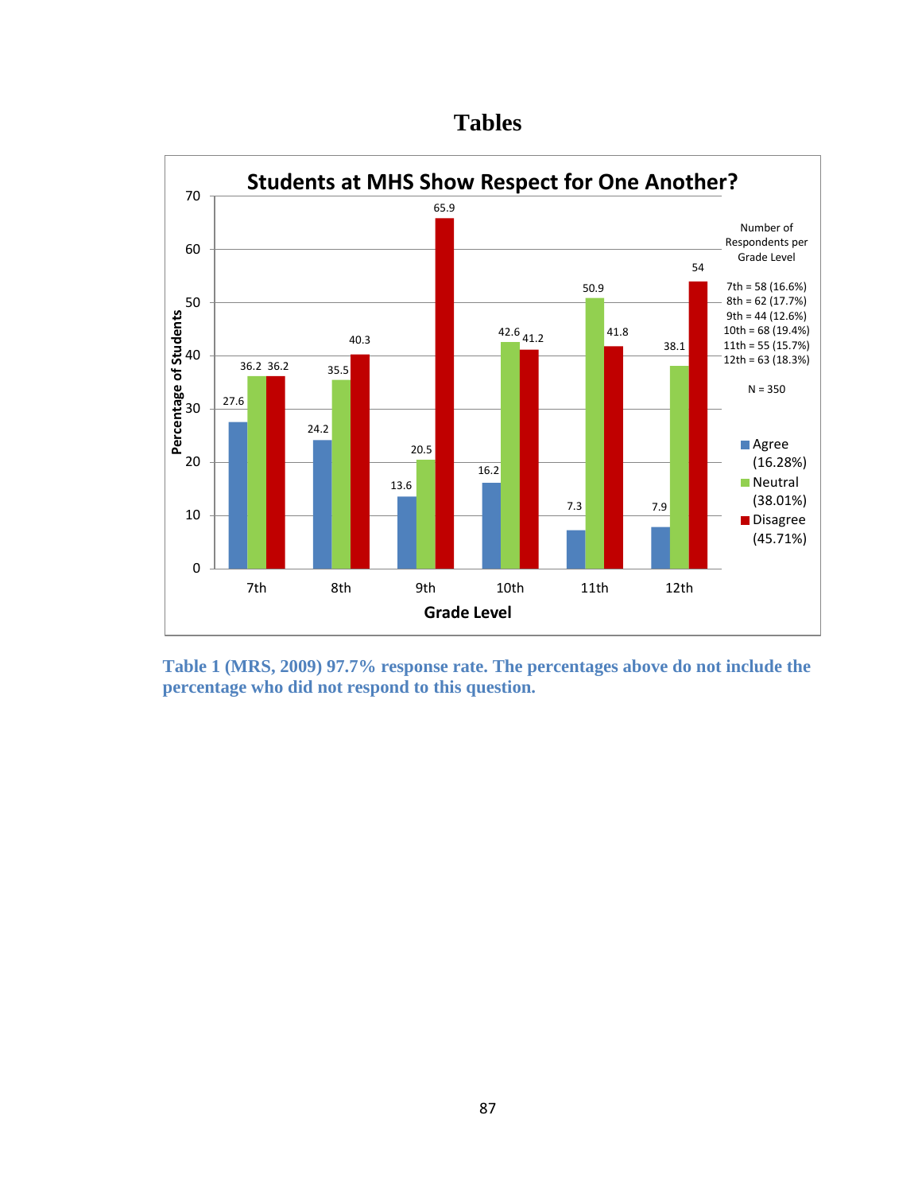# Tables

**Students at MHS Show Respect for One Another?**

| Grade Level | Agree (16.28%) | Neutral (38.01%) | Disagree (45.71%) |
|---|---|---|---|
| 7th | 27.6 | 36.2 | 36.2 |
| 8th | 24.2 | 35.5 | 40.3 |
| 9th | 13.6 | 20.5 | 65.9 |
| 10th | 16.2 | 42.6 | 41.2 |
| 11th | 7.3 | 50.9 | 41.8 |
| 12th | 7.9 | 38.1 | 54 |

Y-axis: Percentage of Students. X-axis: Grade Level.

Number of Respondents per Grade Level

- 7th = 58 (16.6%)
- 8th = 62 (17.7%)
- 9th = 44 (12.6%)
- 10th = 68 (19.4%)
- 11th = 55 (15.7%)
- 12th = 63 (18.3%)

N = 350

**Table 1 (MRS, 2009) 97.7% response rate. The percentages above do not include the percentage who did not respond to this question.**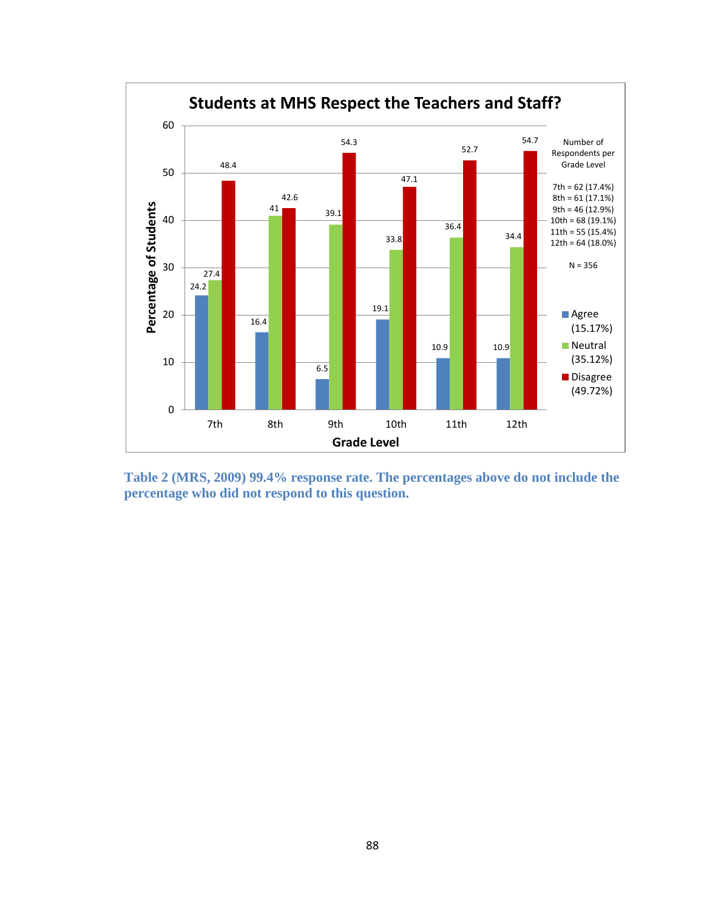**Students at MHS Respect the Teachers and Staff?**

| Grade Level | Agree (15.17%) | Neutral (35.12%) | Disagree (49.72%) |
|---|---|---|---|
| 7th | 24.2 | 27.4 | 48.4 |
| 8th | 16.4 | 41 | 42.6 |
| 9th | 6.5 | 39.1 | 54.3 |
| 10th | 19.1 | 33.8 | 47.1 |
| 11th | 10.9 | 36.4 | 52.7 |
| 12th | 10.9 | 34.4 | 54.7 |

Y-axis: Percentage of Students; X-axis: Grade Level

Number of Respondents per Grade Level

- 7th = 62 (17.4%)
- 8th = 61 (17.1%)
- 9th = 46 (12.9%)
- 10th = 68 (19.1%)
- 11th = 55 (15.4%)
- 12th = 64 (18.0%)

N = 356

**Table 2 (MRS, 2009) 99.4% response rate. The percentages above do not include the percentage who did not respond to this question.**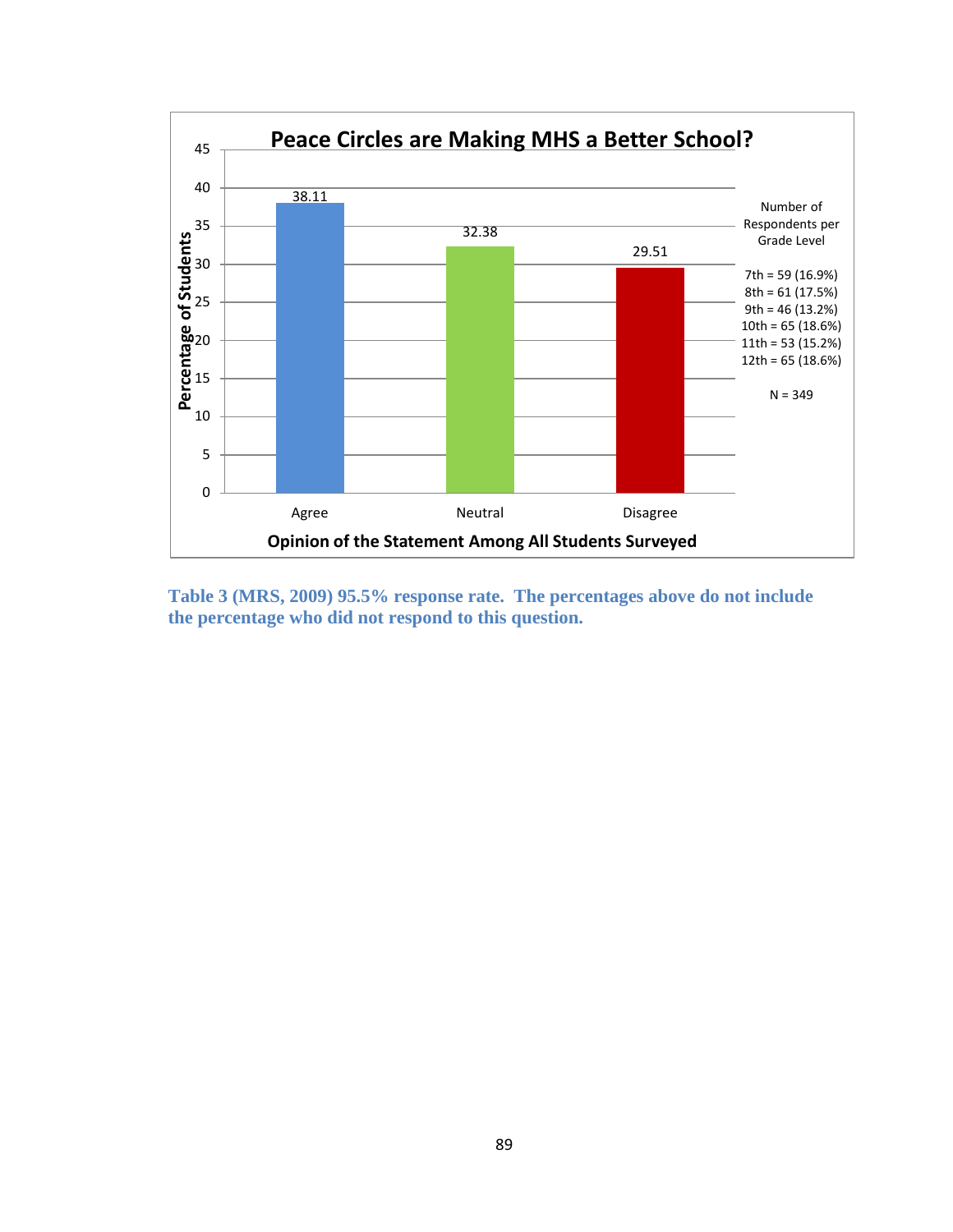**Peace Circles are Making MHS a Better School?**

| Opinion of the Statement Among All Students Surveyed | Percentage of Students |
|---|---|
| Agree | 38.11 |
| Neutral | 32.38 |
| Disagree | 29.51 |

Number of Respondents per Grade Level

7th = 59 (16.9%)
8th = 61 (17.5%)
9th = 46 (13.2%)
10th = 65 (18.6%)
11th = 53 (15.2%)
12th = 65 (18.6%)

N = 349

**Table 3 (MRS, 2009) 95.5% response rate. The percentages above do not include the percentage who did not respond to this question.**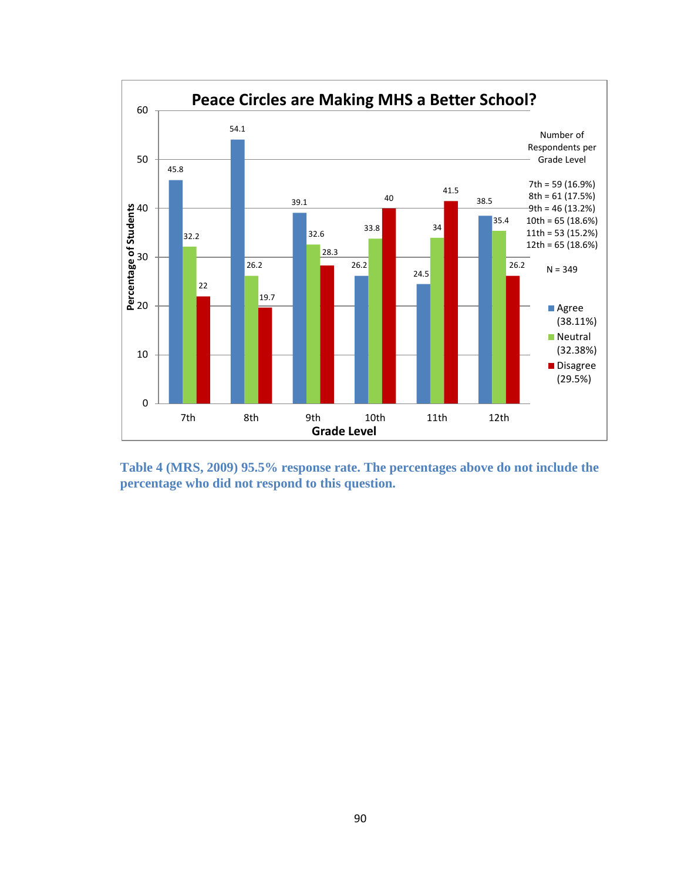Peace Circles are Making MHS a Better School?

60
50
40
30
20
10
0

Percentage of Students

54.1
45.8
32.2
22
26.2
19.7
39.1
32.6
28.3
26.2
33.8
40
24.5
34
41.5
38.5
35.4
26.2

7th
8th
9th
10th
11th
12th

Grade Level

Number of Respondents per Grade Level

7th = 59 (16.9%)
8th = 61 (17.5%)
9th = 46 (13.2%)
10th = 65 (18.6%)
11th = 53 (15.2%)
12th = 65 (18.6%)

N = 349

Agree (38.11%)
Neutral (32.38%)
Disagree (29.5%)

**Table 4 (MRS, 2009) 95.5% response rate. The percentages above do not include the percentage who did not respond to this question.**